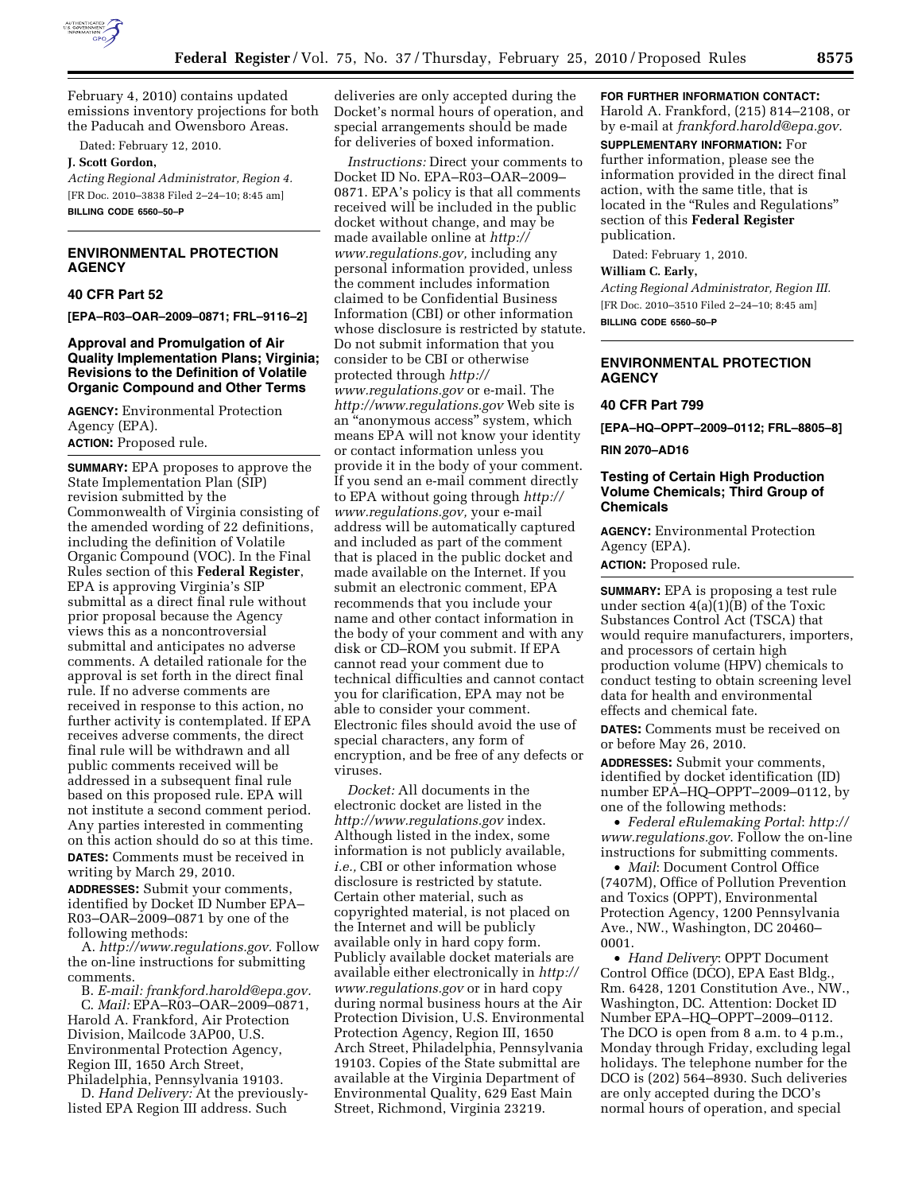February 4, 2010) contains updated emissions inventory projections for both the Paducah and Owensboro Areas.

Dated: February 12, 2010.

**J. Scott Gordon,**

*Acting Regional Administrator, Region 4.*

[FR Doc. 2010–3838 Filed 2–24–10; 8:45 am]

**BILLING CODE 6560–50–P**

---

## ENVIRONMENTAL PROTECTION AGENCY

### 40 CFR Part 52

**[EPA–R03–OAR–2009–0871; FRL–9116–2]**

### Approval and Promulgation of Air Quality Implementation Plans; Virginia; Revisions to the Definition of Volatile Organic Compound and Other Terms

**AGENCY:** Environmental Protection Agency (EPA).

**ACTION:** Proposed rule.

**SUMMARY:** EPA proposes to approve the State Implementation Plan (SIP) revision submitted by the Commonwealth of Virginia consisting of the amended wording of 22 definitions, including the definition of Volatile Organic Compound (VOC). In the Final Rules section of this **Federal Register**, EPA is approving Virginia's SIP submittal as a direct final rule without prior proposal because the Agency views this as a noncontroversial submittal and anticipates no adverse comments. A detailed rationale for the approval is set forth in the direct final rule. If no adverse comments are received in response to this action, no further activity is contemplated. If EPA receives adverse comments, the direct final rule will be withdrawn and all public comments received will be addressed in a subsequent final rule based on this proposed rule. EPA will not institute a second comment period. Any parties interested in commenting on this action should do so at this time.

**DATES:** Comments must be received in writing by March 29, 2010.

**ADDRESSES:** Submit your comments, identified by Docket ID Number EPA–R03–OAR–2009–0871 by one of the following methods:

A. *http://www.regulations.gov*. Follow the on-line instructions for submitting comments.

B. *E-mail: frankford.harold@epa.gov.*

C. *Mail:* EPA–R03–OAR–2009–0871, Harold A. Frankford, Air Protection Division, Mailcode 3AP00, U.S. Environmental Protection Agency, Region III, 1650 Arch Street, Philadelphia, Pennsylvania 19103.

D. *Hand Delivery:* At the previously-listed EPA Region III address. Such deliveries are only accepted during the Docket's normal hours of operation, and special arrangements should be made for deliveries of boxed information.

*Instructions:* Direct your comments to Docket ID No. EPA–R03–OAR–2009–0871. EPA's policy is that all comments received will be included in the public docket without change, and may be made available online at *http://www.regulations.gov,* including any personal information provided, unless the comment includes information claimed to be Confidential Business Information (CBI) or other information whose disclosure is restricted by statute. Do not submit information that you consider to be CBI or otherwise protected through *http://www.regulations.gov* or e-mail. The *http://www.regulations.gov* Web site is an "anonymous access" system, which means EPA will not know your identity or contact information unless you provide it in the body of your comment. If you send an e-mail comment directly to EPA without going through *http://www.regulations.gov,* your e-mail address will be automatically captured and included as part of the comment that is placed in the public docket and made available on the Internet. If you submit an electronic comment, EPA recommends that you include your name and other contact information in the body of your comment and with any disk or CD–ROM you submit. If EPA cannot read your comment due to technical difficulties and cannot contact you for clarification, EPA may not be able to consider your comment. Electronic files should avoid the use of special characters, any form of encryption, and be free of any defects or viruses.

*Docket:* All documents in the electronic docket are listed in the *http://www.regulations.gov* index. Although listed in the index, some information is not publicly available, *i.e.,* CBI or other information whose disclosure is restricted by statute. Certain other material, such as copyrighted material, is not placed on the Internet and will be publicly available only in hard copy form. Publicly available docket materials are available either electronically in *http://www.regulations.gov* or in hard copy during normal business hours at the Air Protection Division, U.S. Environmental Protection Agency, Region III, 1650 Arch Street, Philadelphia, Pennsylvania 19103. Copies of the State submittal are available at the Virginia Department of Environmental Quality, 629 East Main Street, Richmond, Virginia 23219.

**FOR FURTHER INFORMATION CONTACT:** Harold A. Frankford, (215) 814–2108, or by e-mail at *frankford.harold@epa.gov.*

**SUPPLEMENTARY INFORMATION:** For further information, please see the information provided in the direct final action, with the same title, that is located in the "Rules and Regulations" section of this **Federal Register** publication.

Dated: February 1, 2010.

**William C. Early,**

*Acting Regional Administrator, Region III.*

[FR Doc. 2010–3510 Filed 2–24–10; 8:45 am]

**BILLING CODE 6560–50–P**

---

## ENVIRONMENTAL PROTECTION AGENCY

### 40 CFR Part 799

**[EPA–HQ–OPPT–2009–0112; FRL–8805–8]**

**RIN 2070–AD16**

### Testing of Certain High Production Volume Chemicals; Third Group of Chemicals

**AGENCY:** Environmental Protection Agency (EPA).

**ACTION:** Proposed rule.

**SUMMARY:** EPA is proposing a test rule under section 4(a)(1)(B) of the Toxic Substances Control Act (TSCA) that would require manufacturers, importers, and processors of certain high production volume (HPV) chemicals to conduct testing to obtain screening level data for health and environmental effects and chemical fate.

**DATES:** Comments must be received on or before May 26, 2010.

**ADDRESSES:** Submit your comments, identified by docket identification (ID) number EPA–HQ–OPPT–2009–0112, by one of the following methods:

- *Federal eRulemaking Portal*: *http://www.regulations.gov*. Follow the on-line instructions for submitting comments.
- *Mail*: Document Control Office (7407M), Office of Pollution Prevention and Toxics (OPPT), Environmental Protection Agency, 1200 Pennsylvania Ave., NW., Washington, DC 20460–0001.
- *Hand Delivery*: OPPT Document Control Office (DCO), EPA East Bldg., Rm. 6428, 1201 Constitution Ave., NW., Washington, DC. Attention: Docket ID Number EPA–HQ–OPPT–2009–0112. The DCO is open from 8 a.m. to 4 p.m., Monday through Friday, excluding legal holidays. The telephone number for the DCO is (202) 564–8930. Such deliveries are only accepted during the DCO's normal hours of operation, and special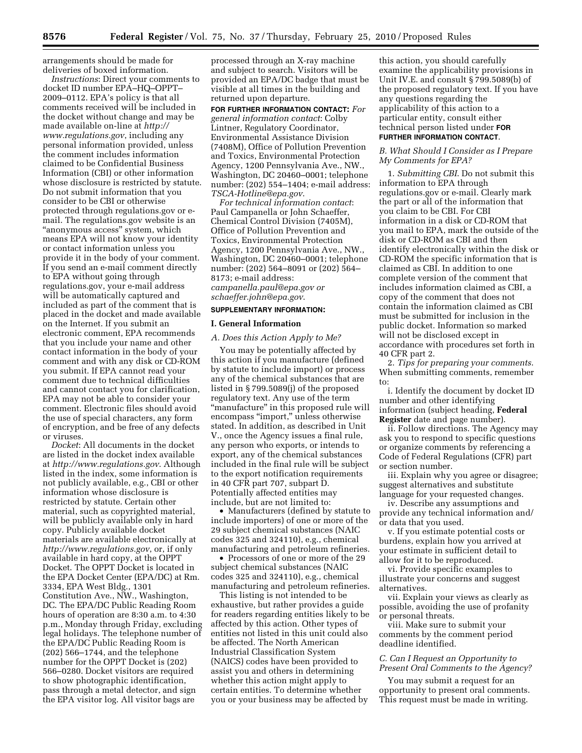arrangements should be made for deliveries of boxed information.

*Instructions*: Direct your comments to docket ID number EPA–HQ–OPPT–2009–0112. EPA's policy is that all comments received will be included in the docket without change and may be made available on-line at *http://www.regulations.gov*, including any personal information provided, unless the comment includes information claimed to be Confidential Business Information (CBI) or other information whose disclosure is restricted by statute. Do not submit information that you consider to be CBI or otherwise protected through regulations.gov or e-mail. The regulations.gov website is an "anonymous access" system, which means EPA will not know your identity or contact information unless you provide it in the body of your comment. If you send an e-mail comment directly to EPA without going through regulations.gov, your e-mail address will be automatically captured and included as part of the comment that is placed in the docket and made available on the Internet. If you submit an electronic comment, EPA recommends that you include your name and other contact information in the body of your comment and with any disk or CD-ROM you submit. If EPA cannot read your comment due to technical difficulties and cannot contact you for clarification, EPA may not be able to consider your comment. Electronic files should avoid the use of special characters, any form of encryption, and be free of any defects or viruses.

*Docket*: All documents in the docket are listed in the docket index available at *http://www.regulations.gov*. Although listed in the index, some information is not publicly available, e.g., CBI or other information whose disclosure is restricted by statute. Certain other material, such as copyrighted material, will be publicly available only in hard copy. Publicly available docket materials are available electronically at *http://www.regulations.gov*, or, if only available in hard copy, at the OPPT Docket. The OPPT Docket is located in the EPA Docket Center (EPA/DC) at Rm. 3334, EPA West Bldg., 1301 Constitution Ave., NW., Washington, DC. The EPA/DC Public Reading Room hours of operation are 8:30 a.m. to 4:30 p.m., Monday through Friday, excluding legal holidays. The telephone number of the EPA/DC Public Reading Room is (202) 566–1744, and the telephone number for the OPPT Docket is (202) 566–0280. Docket visitors are required to show photographic identification, pass through a metal detector, and sign the EPA visitor log. All visitor bags are processed through an X-ray machine and subject to search. Visitors will be provided an EPA/DC badge that must be visible at all times in the building and returned upon departure.

**FOR FURTHER INFORMATION CONTACT:** *For general information contact*: Colby Lintner, Regulatory Coordinator, Environmental Assistance Division (7408M), Office of Pollution Prevention and Toxics, Environmental Protection Agency, 1200 Pennsylvania Ave., NW., Washington, DC 20460–0001; telephone number: (202) 554–1404; e-mail address: *TSCA-Hotline@epa.gov*.

*For technical information contact*: Paul Campanella or John Schaeffer, Chemical Control Division (7405M), Office of Pollution Prevention and Toxics, Environmental Protection Agency, 1200 Pennsylvania Ave., NW., Washington, DC 20460–0001; telephone number: (202) 564–8091 or (202) 564–8173; e-mail address: *campanella.paul@epa.gov or schaeffer.john@epa.gov*.

**SUPPLEMENTARY INFORMATION:**

## I. General Information

### A. Does this Action Apply to Me?

You may be potentially affected by this action if you manufacture (defined by statute to include import) or process any of the chemical substances that are listed in § 799.5089(j) of the proposed regulatory text. Any use of the term "manufacture" in this proposed rule will encompass "import," unless otherwise stated. In addition, as described in Unit V., once the Agency issues a final rule, any person who exports, or intends to export, any of the chemical substances included in the final rule will be subject to the export notification requirements in 40 CFR part 707, subpart D. Potentially affected entities may include, but are not limited to:

- Manufacturers (defined by statute to include importers) of one or more of the 29 subject chemical substances (NAIC codes 325 and 324110), e.g., chemical manufacturing and petroleum refineries.
- Processors of one or more of the 29 subject chemical substances (NAIC codes 325 and 324110), e.g., chemical manufacturing and petroleum refineries.

This listing is not intended to be exhaustive, but rather provides a guide for readers regarding entities likely to be affected by this action. Other types of entities not listed in this unit could also be affected. The North American Industrial Classification System (NAICS) codes have been provided to assist you and others in determining whether this action might apply to certain entities. To determine whether you or your business may be affected by this action, you should carefully examine the applicability provisions in Unit IV.E. and consult § 799.5089(b) of the proposed regulatory text. If you have any questions regarding the applicability of this action to a particular entity, consult either technical person listed under **FOR FURTHER INFORMATION CONTACT**.

### B. What Should I Consider as I Prepare My Comments for EPA?

1. *Submitting CBI*. Do not submit this information to EPA through regulations.gov or e-mail. Clearly mark the part or all of the information that you claim to be CBI. For CBI information in a disk or CD-ROM that you mail to EPA, mark the outside of the disk or CD-ROM as CBI and then identify electronically within the disk or CD-ROM the specific information that is claimed as CBI. In addition to one complete version of the comment that includes information claimed as CBI, a copy of the comment that does not contain the information claimed as CBI must be submitted for inclusion in the public docket. Information so marked will not be disclosed except in accordance with procedures set forth in 40 CFR part 2.

2. *Tips for preparing your comments*. When submitting comments, remember to:

i. Identify the document by docket ID number and other identifying information (subject heading, **Federal Register** date and page number).

ii. Follow directions. The Agency may ask you to respond to specific questions or organize comments by referencing a Code of Federal Regulations (CFR) part or section number.

iii. Explain why you agree or disagree; suggest alternatives and substitute language for your requested changes.

iv. Describe any assumptions and provide any technical information and/or data that you used.

v. If you estimate potential costs or burdens, explain how you arrived at your estimate in sufficient detail to allow for it to be reproduced.

vi. Provide specific examples to illustrate your concerns and suggest alternatives.

vii. Explain your views as clearly as possible, avoiding the use of profanity or personal threats.

viii. Make sure to submit your comments by the comment period deadline identified.

### C. Can I Request an Opportunity to Present Oral Comments to the Agency?

You may submit a request for an opportunity to present oral comments. This request must be made in writing.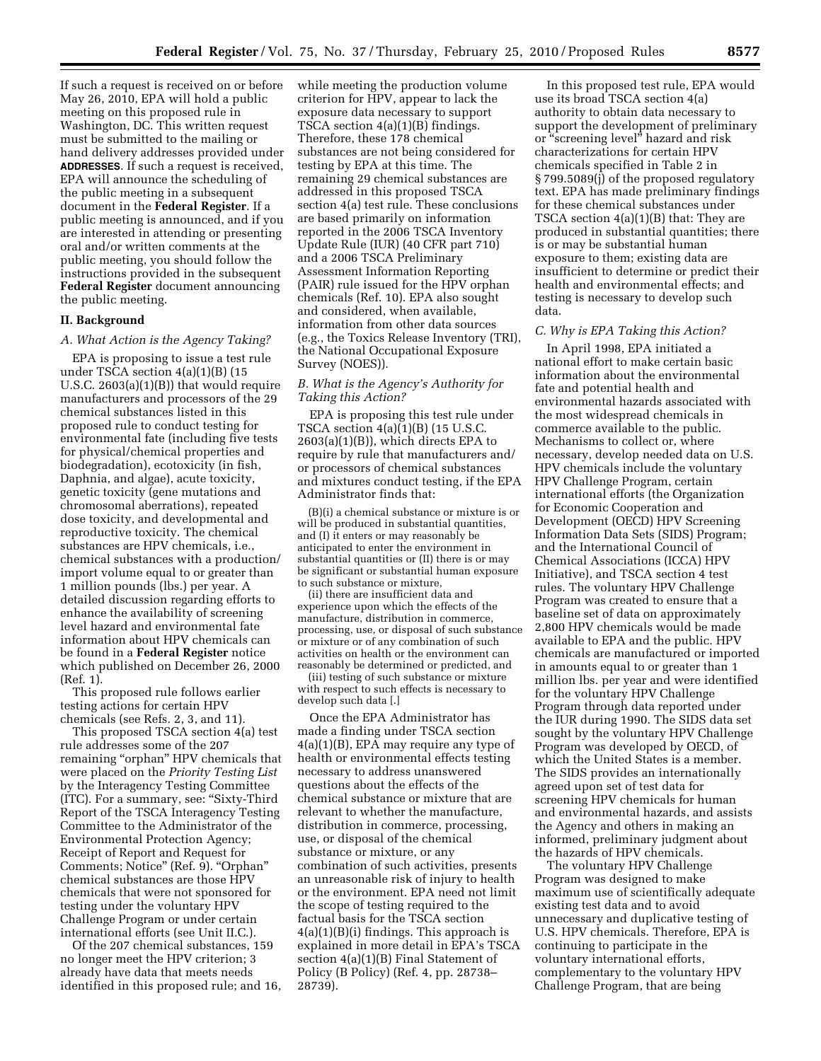If such a request is received on or before May 26, 2010, EPA will hold a public meeting on this proposed rule in Washington, DC. This written request must be submitted to the mailing or hand delivery addresses provided under **ADDRESSES**. If such a request is received, EPA will announce the scheduling of the public meeting in a subsequent document in the **Federal Register**. If a public meeting is announced, and if you are interested in attending or presenting oral and/or written comments at the public meeting, you should follow the instructions provided in the subsequent **Federal Register** document announcing the public meeting.

## II. Background

### *A. What Action is the Agency Taking?*

EPA is proposing to issue a test rule under TSCA section 4(a)(1)(B) (15 U.S.C. 2603(a)(1)(B)) that would require manufacturers and processors of the 29 chemical substances listed in this proposed rule to conduct testing for environmental fate (including five tests for physical/chemical properties and biodegradation), ecotoxicity (in fish, Daphnia, and algae), acute toxicity, genetic toxicity (gene mutations and chromosomal aberrations), repeated dose toxicity, and developmental and reproductive toxicity. The chemical substances are HPV chemicals, i.e., chemical substances with a production/import volume equal to or greater than 1 million pounds (lbs.) per year. A detailed discussion regarding efforts to enhance the availability of screening level hazard and environmental fate information about HPV chemicals can be found in a **Federal Register** notice which published on December 26, 2000 (Ref. 1).

This proposed rule follows earlier testing actions for certain HPV chemicals (see Refs. 2, 3, and 11).

This proposed TSCA section 4(a) test rule addresses some of the 207 remaining "orphan" HPV chemicals that were placed on the *Priority Testing List* by the Interagency Testing Committee (ITC). For a summary, see: "Sixty-Third Report of the TSCA Interagency Testing Committee to the Administrator of the Environmental Protection Agency; Receipt of Report and Request for Comments; Notice" (Ref. 9). "Orphan" chemical substances are those HPV chemicals that were not sponsored for testing under the voluntary HPV Challenge Program or under certain international efforts (see Unit II.C.).

Of the 207 chemical substances, 159 no longer meet the HPV criterion; 3 already have data that meets needs identified in this proposed rule; and 16, while meeting the production volume criterion for HPV, appear to lack the exposure data necessary to support TSCA section 4(a)(1)(B) findings. Therefore, these 178 chemical substances are not being considered for testing by EPA at this time. The remaining 29 chemical substances are addressed in this proposed TSCA section 4(a) test rule. These conclusions are based primarily on information reported in the 2006 TSCA Inventory Update Rule (IUR) (40 CFR part 710) and a 2006 TSCA Preliminary Assessment Information Reporting (PAIR) rule issued for the HPV orphan chemicals (Ref. 10). EPA also sought and considered, when available, information from other data sources (e.g., the Toxics Release Inventory (TRI), the National Occupational Exposure Survey (NOES)).

### *B. What is the Agency's Authority for Taking this Action?*

EPA is proposing this test rule under TSCA section 4(a)(1)(B) (15 U.S.C. 2603(a)(1)(B)), which directs EPA to require by rule that manufacturers and/or processors of chemical substances and mixtures conduct testing, if the EPA Administrator finds that:

> (B)(i) a chemical substance or mixture is or will be produced in substantial quantities, and (I) it enters or may reasonably be anticipated to enter the environment in substantial quantities or (II) there is or may be significant or substantial human exposure to such substance or mixture,
>
> (ii) there are insufficient data and experience upon which the effects of the manufacture, distribution in commerce, processing, use, or disposal of such substance or mixture or of any combination of such activities on health or the environment can reasonably be determined or predicted, and
>
> (iii) testing of such substance or mixture with respect to such effects is necessary to develop such data [.]

Once the EPA Administrator has made a finding under TSCA section 4(a)(1)(B), EPA may require any type of health or environmental effects testing necessary to address unanswered questions about the effects of the chemical substance or mixture that are relevant to whether the manufacture, distribution in commerce, processing, use, or disposal of the chemical substance or mixture, or any combination of such activities, presents an unreasonable risk of injury to health or the environment. EPA need not limit the scope of testing required to the factual basis for the TSCA section 4(a)(1)(B)(i) findings. This approach is explained in more detail in EPA's TSCA section 4(a)(1)(B) Final Statement of Policy (B Policy) (Ref. 4, pp. 28738–28739).

In this proposed test rule, EPA would use its broad TSCA section 4(a) authority to obtain data necessary to support the development of preliminary or "screening level" hazard and risk characterizations for certain HPV chemicals specified in Table 2 in § 799.5089(j) of the proposed regulatory text. EPA has made preliminary findings for these chemical substances under TSCA section 4(a)(1)(B) that: They are produced in substantial quantities; there is or may be substantial human exposure to them; existing data are insufficient to determine or predict their health and environmental effects; and testing is necessary to develop such data.

### *C. Why is EPA Taking this Action?*

In April 1998, EPA initiated a national effort to make certain basic information about the environmental fate and potential health and environmental hazards associated with the most widespread chemicals in commerce available to the public. Mechanisms to collect or, where necessary, develop needed data on U.S. HPV chemicals include the voluntary HPV Challenge Program, certain international efforts (the Organization for Economic Cooperation and Development (OECD) HPV Screening Information Data Sets (SIDS) Program; and the International Council of Chemical Associations (ICCA) HPV Initiative), and TSCA section 4 test rules. The voluntary HPV Challenge Program was created to ensure that a baseline set of data on approximately 2,800 HPV chemicals would be made available to EPA and the public. HPV chemicals are manufactured or imported in amounts equal to or greater than 1 million lbs. per year and were identified for the voluntary HPV Challenge Program through data reported under the IUR during 1990. The SIDS data set sought by the voluntary HPV Challenge Program was developed by OECD, of which the United States is a member. The SIDS provides an internationally agreed upon set of test data for screening HPV chemicals for human and environmental hazards, and assists the Agency and others in making an informed, preliminary judgment about the hazards of HPV chemicals.

The voluntary HPV Challenge Program was designed to make maximum use of scientifically adequate existing test data and to avoid unnecessary and duplicative testing of U.S. HPV chemicals. Therefore, EPA is continuing to participate in the voluntary international efforts, complementary to the voluntary HPV Challenge Program, that are being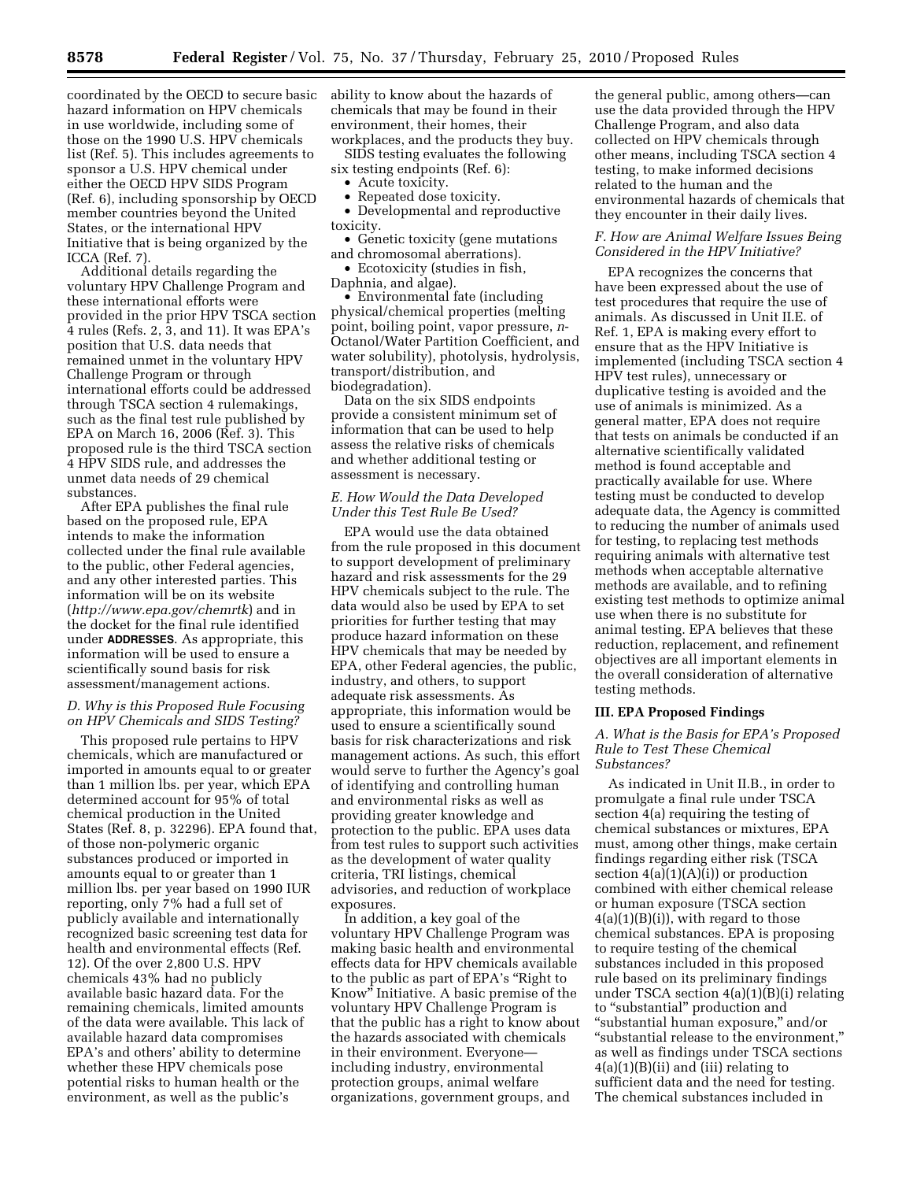coordinated by the OECD to secure basic hazard information on HPV chemicals in use worldwide, including some of those on the 1990 U.S. HPV chemicals list (Ref. 5). This includes agreements to sponsor a U.S. HPV chemical under either the OECD HPV SIDS Program (Ref. 6), including sponsorship by OECD member countries beyond the United States, or the international HPV Initiative that is being organized by the ICCA (Ref. 7).

Additional details regarding the voluntary HPV Challenge Program and these international efforts were provided in the prior HPV TSCA section 4 rules (Refs. 2, 3, and 11). It was EPA's position that U.S. data needs that remained unmet in the voluntary HPV Challenge Program or through international efforts could be addressed through TSCA section 4 rulemakings, such as the final test rule published by EPA on March 16, 2006 (Ref. 3). This proposed rule is the third TSCA section 4 HPV SIDS rule, and addresses the unmet data needs of 29 chemical substances.

After EPA publishes the final rule based on the proposed rule, EPA intends to make the information collected under the final rule available to the public, other Federal agencies, and any other interested parties. This information will be on its website (*http://www.epa.gov/chemrtk*) and in the docket for the final rule identified under **ADDRESSES**. As appropriate, this information will be used to ensure a scientifically sound basis for risk assessment/management actions.

### *D. Why is this Proposed Rule Focusing on HPV Chemicals and SIDS Testing?*

This proposed rule pertains to HPV chemicals, which are manufactured or imported in amounts equal to or greater than 1 million lbs. per year, which EPA determined account for 95% of total chemical production in the United States (Ref. 8, p. 32296). EPA found that, of those non-polymeric organic substances produced or imported in amounts equal to or greater than 1 million lbs. per year based on 1990 IUR reporting, only 7% had a full set of publicly available and internationally recognized basic screening test data for health and environmental effects (Ref. 12). Of the over 2,800 U.S. HPV chemicals 43% had no publicly available basic hazard data. For the remaining chemicals, limited amounts of the data were available. This lack of available hazard data compromises EPA's and others' ability to determine whether these HPV chemicals pose potential risks to human health or the environment, as well as the public's ability to know about the hazards of chemicals that may be found in their environment, their homes, their workplaces, and the products they buy.

SIDS testing evaluates the following six testing endpoints (Ref. 6):

- Acute toxicity.
- Repeated dose toxicity.
- Developmental and reproductive toxicity.
- Genetic toxicity (gene mutations and chromosomal aberrations).
- Ecotoxicity (studies in fish, Daphnia, and algae).
- Environmental fate (including physical/chemical properties (melting point, boiling point, vapor pressure, *n*-Octanol/Water Partition Coefficient, and water solubility), photolysis, hydrolysis, transport/distribution, and biodegradation).

Data on the six SIDS endpoints provide a consistent minimum set of information that can be used to help assess the relative risks of chemicals and whether additional testing or assessment is necessary.

### *E. How Would the Data Developed Under this Test Rule Be Used?*

EPA would use the data obtained from the rule proposed in this document to support development of preliminary hazard and risk assessments for the 29 HPV chemicals subject to the rule. The data would also be used by EPA to set priorities for further testing that may produce hazard information on these HPV chemicals that may be needed by EPA, other Federal agencies, the public, industry, and others, to support adequate risk assessments. As appropriate, this information would be used to ensure a scientifically sound basis for risk characterizations and risk management actions. As such, this effort would serve to further the Agency's goal of identifying and controlling human and environmental risks as well as providing greater knowledge and protection to the public. EPA uses data from test rules to support such activities as the development of water quality criteria, TRI listings, chemical advisories, and reduction of workplace exposures.

In addition, a key goal of the voluntary HPV Challenge Program was making basic health and environmental effects data for HPV chemicals available to the public as part of EPA's "Right to Know" Initiative. A basic premise of the voluntary HPV Challenge Program is that the public has a right to know about the hazards associated with chemicals in their environment. Everyone—including industry, environmental protection groups, animal welfare organizations, government groups, and the general public, among others—can use the data provided through the HPV Challenge Program, and also data collected on HPV chemicals through other means, including TSCA section 4 testing, to make informed decisions related to the human and the environmental hazards of chemicals that they encounter in their daily lives.

### *F. How are Animal Welfare Issues Being Considered in the HPV Initiative?*

EPA recognizes the concerns that have been expressed about the use of test procedures that require the use of animals. As discussed in Unit II.E. of Ref. 1, EPA is making every effort to ensure that as the HPV Initiative is implemented (including TSCA section 4 HPV test rules), unnecessary or duplicative testing is avoided and the use of animals is minimized. As a general matter, EPA does not require that tests on animals be conducted if an alternative scientifically validated method is found acceptable and practically available for use. Where testing must be conducted to develop adequate data, the Agency is committed to reducing the number of animals used for testing, to replacing test methods requiring animals with alternative test methods when acceptable alternative methods are available, and to refining existing test methods to optimize animal use when there is no substitute for animal testing. EPA believes that these reduction, replacement, and refinement objectives are all important elements in the overall consideration of alternative testing methods.

## III. EPA Proposed Findings

### *A. What is the Basis for EPA's Proposed Rule to Test These Chemical Substances?*

As indicated in Unit II.B., in order to promulgate a final rule under TSCA section 4(a) requiring the testing of chemical substances or mixtures, EPA must, among other things, make certain findings regarding either risk (TSCA section 4(a)(1)(A)(i)) or production combined with either chemical release or human exposure (TSCA section 4(a)(1)(B)(i)), with regard to those chemical substances. EPA is proposing to require testing of the chemical substances included in this proposed rule based on its preliminary findings under TSCA section 4(a)(1)(B)(i) relating to "substantial" production and "substantial human exposure," and/or "substantial release to the environment," as well as findings under TSCA sections 4(a)(1)(B)(ii) and (iii) relating to sufficient data and the need for testing. The chemical substances included in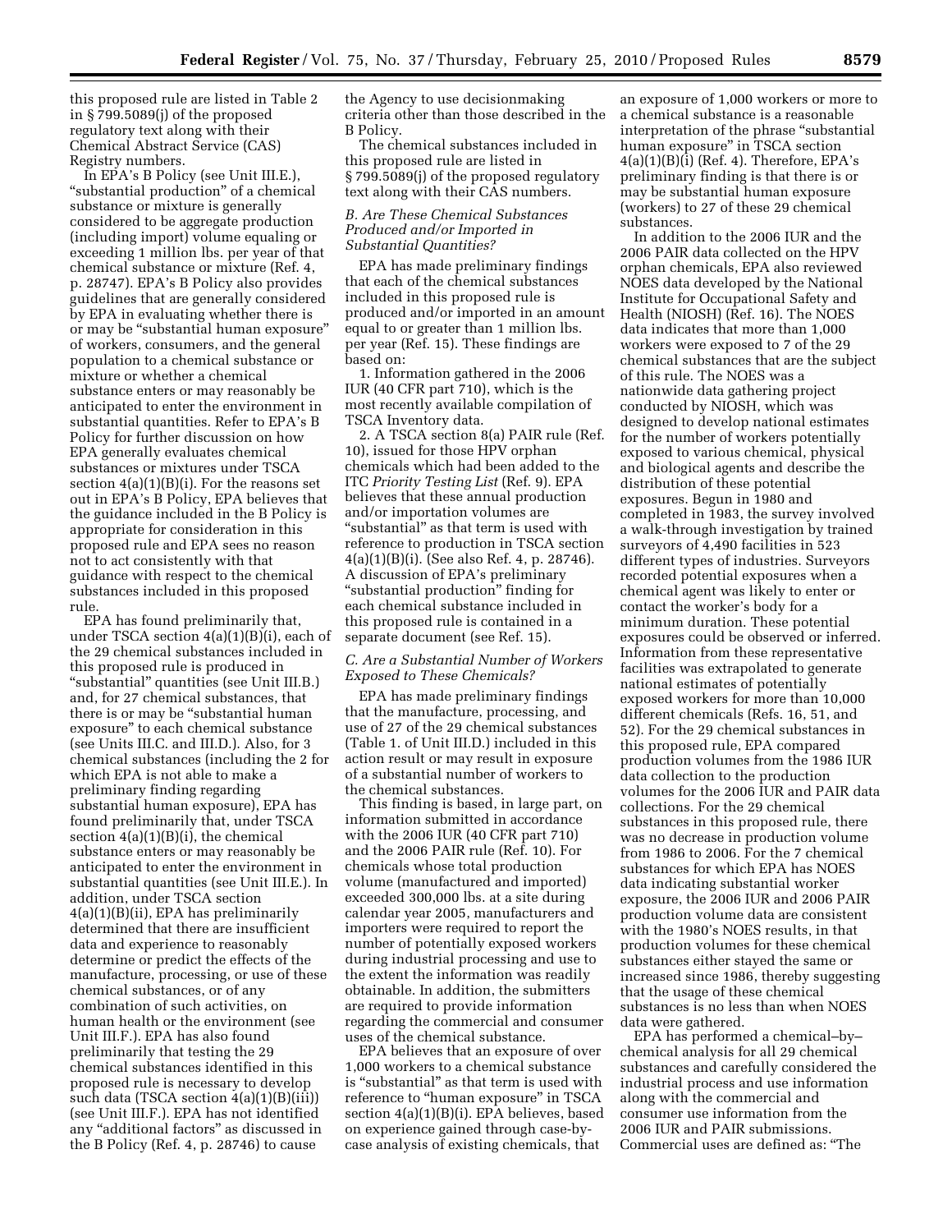this proposed rule are listed in Table 2 in § 799.5089(j) of the proposed regulatory text along with their Chemical Abstract Service (CAS) Registry numbers.

In EPA's B Policy (see Unit III.E.), "substantial production" of a chemical substance or mixture is generally considered to be aggregate production (including import) volume equaling or exceeding 1 million lbs. per year of that chemical substance or mixture (Ref. 4, p. 28747). EPA's B Policy also provides guidelines that are generally considered by EPA in evaluating whether there is or may be "substantial human exposure" of workers, consumers, and the general population to a chemical substance or mixture or whether a chemical substance enters or may reasonably be anticipated to enter the environment in substantial quantities. Refer to EPA's B Policy for further discussion on how EPA generally evaluates chemical substances or mixtures under TSCA section 4(a)(1)(B)(i). For the reasons set out in EPA's B Policy, EPA believes that the guidance included in the B Policy is appropriate for consideration in this proposed rule and EPA sees no reason not to act consistently with that guidance with respect to the chemical substances included in this proposed rule.

EPA has found preliminarily that, under TSCA section 4(a)(1)(B)(i), each of the 29 chemical substances included in this proposed rule is produced in "substantial" quantities (see Unit III.B.) and, for 27 chemical substances, that there is or may be "substantial human exposure" to each chemical substance (see Units III.C. and III.D.). Also, for 3 chemical substances (including the 2 for which EPA is not able to make a preliminary finding regarding substantial human exposure), EPA has found preliminarily that, under TSCA section 4(a)(1)(B)(i), the chemical substance enters or may reasonably be anticipated to enter the environment in substantial quantities (see Unit III.E.). In addition, under TSCA section 4(a)(1)(B)(ii), EPA has preliminarily determined that there are insufficient data and experience to reasonably determine or predict the effects of the manufacture, processing, or use of these chemical substances, or of any combination of such activities, on human health or the environment (see Unit III.F.). EPA has also found preliminarily that testing the 29 chemical substances identified in this proposed rule is necessary to develop such data (TSCA section 4(a)(1)(B)(iii)) (see Unit III.F.). EPA has not identified any "additional factors" as discussed in the B Policy (Ref. 4, p. 28746) to cause the Agency to use decisionmaking criteria other than those described in the B Policy.

The chemical substances included in this proposed rule are listed in § 799.5089(j) of the proposed regulatory text along with their CAS numbers.

### *B. Are These Chemical Substances Produced and/or Imported in Substantial Quantities?*

EPA has made preliminary findings that each of the chemical substances included in this proposed rule is produced and/or imported in an amount equal to or greater than 1 million lbs. per year (Ref. 15). These findings are based on:

1. Information gathered in the 2006 IUR (40 CFR part 710), which is the most recently available compilation of TSCA Inventory data.

2. A TSCA section 8(a) PAIR rule (Ref. 10), issued for those HPV orphan chemicals which had been added to the ITC *Priority Testing List* (Ref. 9). EPA believes that these annual production and/or importation volumes are "substantial" as that term is used with reference to production in TSCA section 4(a)(1)(B)(i). (See also Ref. 4, p. 28746). A discussion of EPA's preliminary "substantial production" finding for each chemical substance included in this proposed rule is contained in a separate document (see Ref. 15).

### *C. Are a Substantial Number of Workers Exposed to These Chemicals?*

EPA has made preliminary findings that the manufacture, processing, and use of 27 of the 29 chemical substances (Table 1. of Unit III.D.) included in this action result or may result in exposure of a substantial number of workers to the chemical substances.

This finding is based, in large part, on information submitted in accordance with the 2006 IUR (40 CFR part 710) and the 2006 PAIR rule (Ref. 10). For chemicals whose total production volume (manufactured and imported) exceeded 300,000 lbs. at a site during calendar year 2005, manufacturers and importers were required to report the number of potentially exposed workers during industrial processing and use to the extent the information was readily obtainable. In addition, the submitters are required to provide information regarding the commercial and consumer uses of the chemical substance.

EPA believes that an exposure of over 1,000 workers to a chemical substance is "substantial" as that term is used with reference to "human exposure" in TSCA section 4(a)(1)(B)(i). EPA believes, based on experience gained through case-by-case analysis of existing chemicals, that an exposure of 1,000 workers or more to a chemical substance is a reasonable interpretation of the phrase "substantial human exposure" in TSCA section 4(a)(1)(B)(i) (Ref. 4). Therefore, EPA's preliminary finding is that there is or may be substantial human exposure (workers) to 27 of these 29 chemical substances.

In addition to the 2006 IUR and the 2006 PAIR data collected on the HPV orphan chemicals, EPA also reviewed NOES data developed by the National Institute for Occupational Safety and Health (NIOSH) (Ref. 16). The NOES data indicates that more than 1,000 workers were exposed to 7 of the 29 chemical substances that are the subject of this rule. The NOES was a nationwide data gathering project conducted by NIOSH, which was designed to develop national estimates for the number of workers potentially exposed to various chemical, physical and biological agents and describe the distribution of these potential exposures. Begun in 1980 and completed in 1983, the survey involved a walk-through investigation by trained surveyors of 4,490 facilities in 523 different types of industries. Surveyors recorded potential exposures when a chemical agent was likely to enter or contact the worker's body for a minimum duration. These potential exposures could be observed or inferred. Information from these representative facilities was extrapolated to generate national estimates of potentially exposed workers for more than 10,000 different chemicals (Refs. 16, 51, and 52). For the 29 chemical substances in this proposed rule, EPA compared production volumes from the 1986 IUR data collection to the production volumes for the 2006 IUR and PAIR data collections. For the 29 chemical substances in this proposed rule, there was no decrease in production volume from 1986 to 2006. For the 7 chemical substances for which EPA has NOES data indicating substantial worker exposure, the 2006 IUR and 2006 PAIR production volume data are consistent with the 1980's NOES results, in that production volumes for these chemical substances either stayed the same or increased since 1986, thereby suggesting that the usage of these chemical substances is no less than when NOES data were gathered.

EPA has performed a chemical–by–chemical analysis for all 29 chemical substances and carefully considered the industrial process and use information along with the commercial and consumer use information from the 2006 IUR and PAIR submissions. Commercial uses are defined as: "The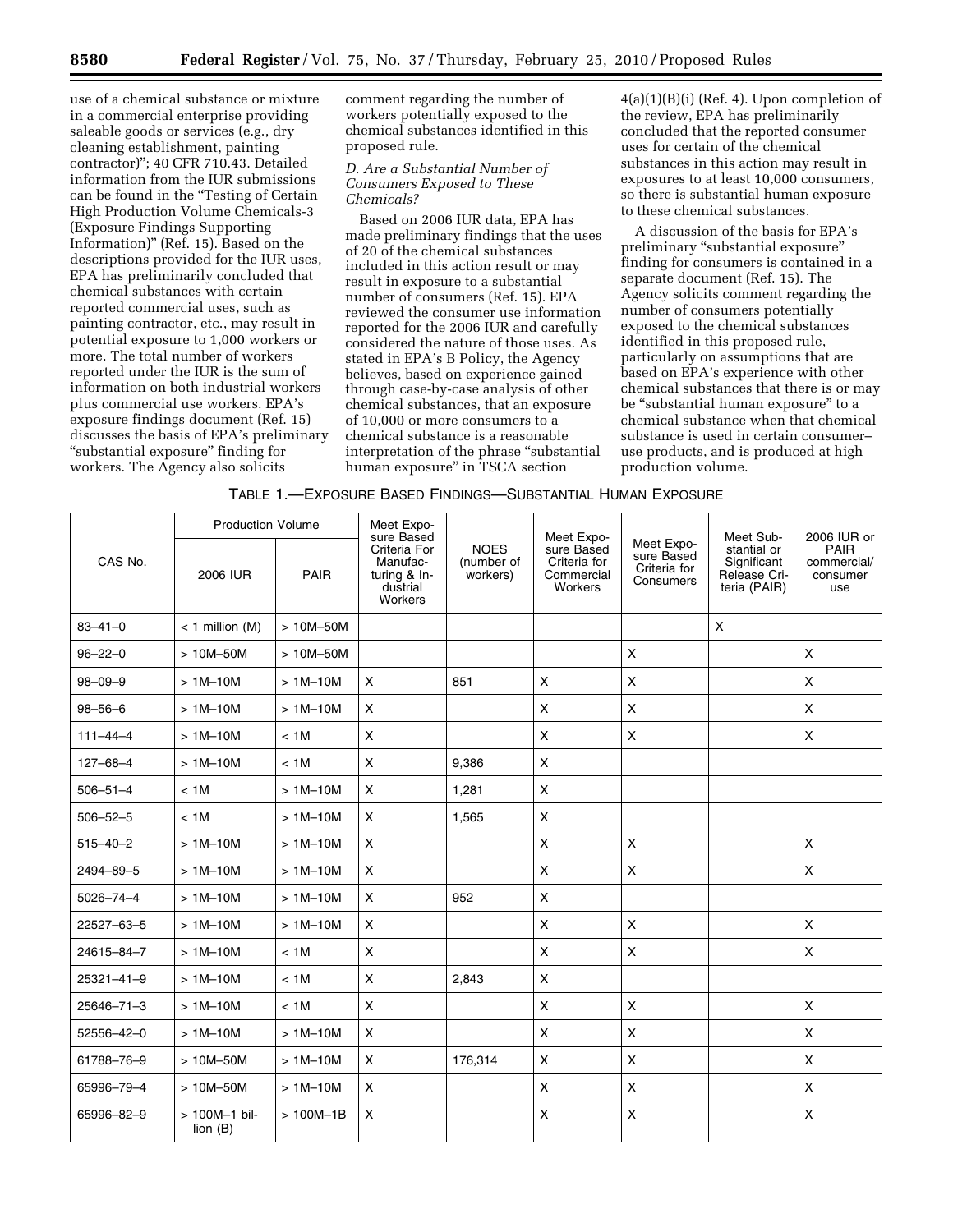use of a chemical substance or mixture in a commercial enterprise providing saleable goods or services (e.g., dry cleaning establishment, painting contractor)"; 40 CFR 710.43. Detailed information from the IUR submissions can be found in the "Testing of Certain High Production Volume Chemicals-3 (Exposure Findings Supporting Information)" (Ref. 15). Based on the descriptions provided for the IUR uses, EPA has preliminarily concluded that chemical substances with certain reported commercial uses, such as painting contractor, etc., may result in potential exposure to 1,000 workers or more. The total number of workers reported under the IUR is the sum of information on both industrial workers plus commercial use workers. EPA's exposure findings document (Ref. 15) discusses the basis of EPA's preliminary "substantial exposure" finding for workers. The Agency also solicits comment regarding the number of workers potentially exposed to the chemical substances identified in this proposed rule.

### *D. Are a Substantial Number of Consumers Exposed to These Chemicals?*

Based on 2006 IUR data, EPA has made preliminary findings that the uses of 20 of the chemical substances included in this action result or may result in exposure to a substantial number of consumers (Ref. 15). EPA reviewed the consumer use information reported for the 2006 IUR and carefully considered the nature of those uses. As stated in EPA's B Policy, the Agency believes, based on experience gained through case-by-case analysis of other chemical substances, that an exposure of 10,000 or more consumers to a chemical substance is a reasonable interpretation of the phrase "substantial human exposure" in TSCA section 4(a)(1)(B)(i) (Ref. 4). Upon completion of the review, EPA has preliminarily concluded that the reported consumer uses for certain of the chemical substances in this action may result in exposures to at least 10,000 consumers, so there is substantial human exposure to these chemical substances.

A discussion of the basis for EPA's preliminary "substantial exposure" finding for consumers is contained in a separate document (Ref. 15). The Agency solicits comment regarding the number of consumers potentially exposed to the chemical substances identified in this proposed rule, particularly on assumptions that are based on EPA's experience with other chemical substances that there is or may be "substantial human exposure" to a chemical substance when that chemical substance is used in certain consumer–use products, and is produced at high production volume.

TABLE 1.—EXPOSURE BASED FINDINGS—SUBSTANTIAL HUMAN EXPOSURE

| CAS No. | Production Volume | | Meet Exposure Based Criteria For Manufacturing & Industrial Workers | NOES (number of workers) | Meet Exposure Based Criteria for Commercial Workers | Meet Exposure Based Criteria for Consumers | Meet Substantial or Significant Release Criteria (PAIR) | 2006 IUR or PAIR commercial/ consumer use |
|---|---|---|---|---|---|---|---|---|
| | 2006 IUR | PAIR | | | | | | |
| 83–41–0 | < 1 million (M) | > 10M–50M | | | | | X | |
| 96–22–0 | > 10M–50M | > 10M–50M | | | | X | | X |
| 98–09–9 | > 1M–10M | > 1M–10M | X | 851 | X | X | | X |
| 98–56–6 | > 1M–10M | > 1M–10M | X | | X | X | | X |
| 111–44–4 | > 1M–10M | < 1M | X | | X | X | | X |
| 127–68–4 | > 1M–10M | < 1M | X | 9,386 | X | | | |
| 506–51–4 | < 1M | > 1M–10M | X | 1,281 | X | | | |
| 506–52–5 | < 1M | > 1M–10M | X | 1,565 | X | | | |
| 515–40–2 | > 1M–10M | > 1M–10M | X | | X | X | | X |
| 2494–89–5 | > 1M–10M | > 1M–10M | X | | X | X | | X |
| 5026–74–4 | > 1M–10M | > 1M–10M | X | 952 | X | | | |
| 22527–63–5 | > 1M–10M | > 1M–10M | X | | X | X | | X |
| 24615–84–7 | > 1M–10M | < 1M | X | | X | X | | X |
| 25321–41–9 | > 1M–10M | < 1M | X | 2,843 | X | | | |
| 25646–71–3 | > 1M–10M | < 1M | X | | X | X | | X |
| 52556–42–0 | > 1M–10M | > 1M–10M | X | | X | X | | X |
| 61788–76–9 | > 10M–50M | > 1M–10M | X | 176,314 | X | X | | X |
| 65996–79–4 | > 10M–50M | > 1M–10M | X | | X | X | | X |
| 65996–82–9 | > 100M–1 billion (B) | > 100M–1B | X | | X | X | | X |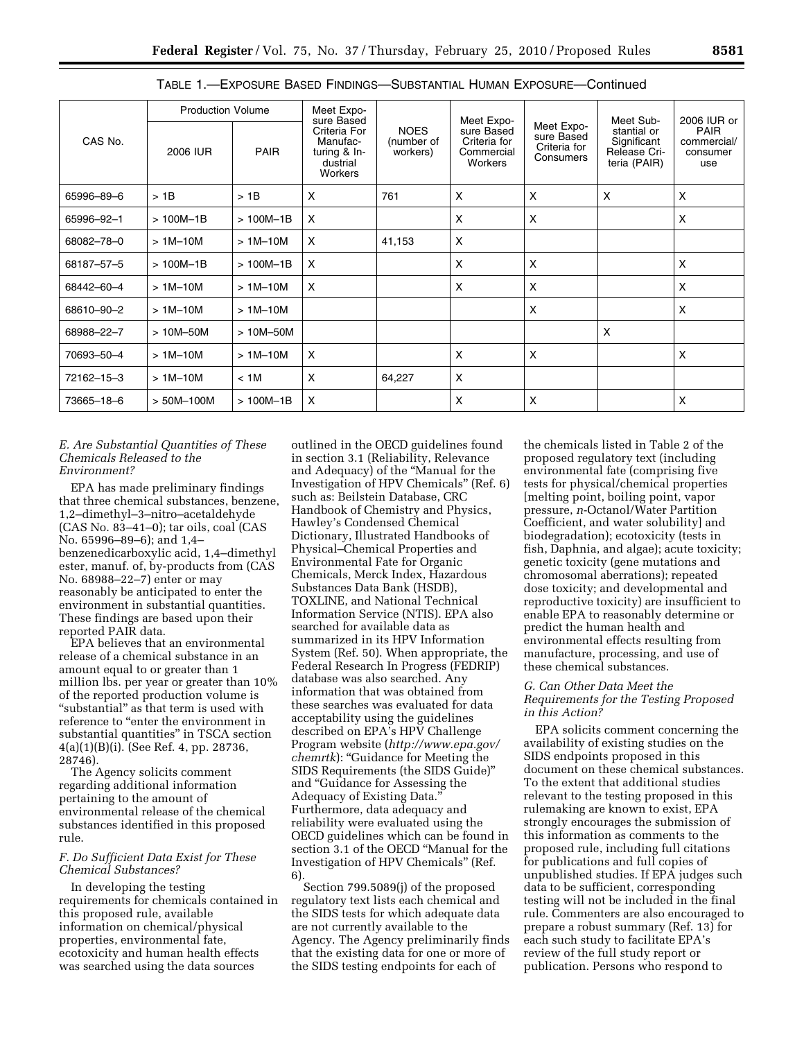TABLE 1.—EXPOSURE BASED FINDINGS—SUBSTANTIAL HUMAN EXPOSURE—Continued

| CAS No. | Production Volume | | Meet Exposure Based Criteria For Manufacturing & Industrial Workers | NOES (number of workers) | Meet Exposure Based Criteria for Commercial Workers | Meet Exposure Based Criteria for Consumers | Meet Substantial or Significant Release Criteria (PAIR) | 2006 IUR or PAIR commercial/consumer use |
|---|---|---|---|---|---|---|---|---|
| | 2006 IUR | PAIR | | | | | | |
| 65996–89–6 | > 1B | > 1B | X | 761 | X | X | X | X |
| 65996–92–1 | > 100M–1B | > 100M–1B | X | | X | X | | X |
| 68082–78–0 | > 1M–10M | > 1M–10M | X | 41,153 | X | | | |
| 68187–57–5 | > 100M–1B | > 100M–1B | X | | X | X | | X |
| 68442–60–4 | > 1M–10M | > 1M–10M | X | | X | X | | X |
| 68610–90–2 | > 1M–10M | > 1M–10M | | | | X | | X |
| 68988–22–7 | > 10M–50M | > 10M–50M | | | | | X | |
| 70693–50–4 | > 1M–10M | > 1M–10M | X | | X | X | | X |
| 72162–15–3 | > 1M–10M | < 1M | X | 64,227 | X | | | |
| 73665–18–6 | > 50M–100M | > 100M–1B | X | | X | X | | X |

### *E. Are Substantial Quantities of These Chemicals Released to the Environment?*

EPA has made preliminary findings that three chemical substances, benzene, 1,2–dimethyl–3–nitro–acetaldehyde (CAS No. 83–41–0); tar oils, coal (CAS No. 65996–89–6); and 1,4–benzenedicarboxylic acid, 1,4–dimethyl ester, manuf. of, by-products from (CAS No. 68988–22–7) enter or may reasonably be anticipated to enter the environment in substantial quantities. These findings are based upon their reported PAIR data.

EPA believes that an environmental release of a chemical substance in an amount equal to or greater than 1 million lbs. per year or greater than 10% of the reported production volume is "substantial" as that term is used with reference to "enter the environment in substantial quantities" in TSCA section 4(a)(1)(B)(i). (See Ref. 4, pp. 28736, 28746).

The Agency solicits comment regarding additional information pertaining to the amount of environmental release of the chemical substances identified in this proposed rule.

### *F. Do Sufficient Data Exist for These Chemical Substances?*

In developing the testing requirements for chemicals contained in this proposed rule, available information on chemical/physical properties, environmental fate, ecotoxicity and human health effects was searched using the data sources outlined in the OECD guidelines found in section 3.1 (Reliability, Relevance and Adequacy) of the "Manual for the Investigation of HPV Chemicals" (Ref. 6) such as: Beilstein Database, CRC Handbook of Chemistry and Physics, Hawley's Condensed Chemical Dictionary, Illustrated Handbooks of Physical–Chemical Properties and Environmental Fate for Organic Chemicals, Merck Index, Hazardous Substances Data Bank (HSDB), TOXLINE, and National Technical Information Service (NTIS). EPA also searched for available data as summarized in its HPV Information System (Ref. 50). When appropriate, the Federal Research In Progress (FEDRIP) database was also searched. Any information that was obtained from these searches was evaluated for data acceptability using the guidelines described on EPA's HPV Challenge Program website (*http://www.epa.gov/chemrtk*): "Guidance for Meeting the SIDS Requirements (the SIDS Guide)" and "Guidance for Assessing the Adequacy of Existing Data." Furthermore, data adequacy and reliability were evaluated using the OECD guidelines which can be found in section 3.1 of the OECD "Manual for the Investigation of HPV Chemicals" (Ref. 6).

Section 799.5089(j) of the proposed regulatory text lists each chemical and the SIDS tests for which adequate data are not currently available to the Agency. The Agency preliminarily finds that the existing data for one or more of the SIDS testing endpoints for each of the chemicals listed in Table 2 of the proposed regulatory text (including environmental fate (comprising five tests for physical/chemical properties [melting point, boiling point, vapor pressure, *n*-Octanol/Water Partition Coefficient, and water solubility] and biodegradation); ecotoxicity (tests in fish, Daphnia, and algae); acute toxicity; genetic toxicity (gene mutations and chromosomal aberrations); repeated dose toxicity; and developmental and reproductive toxicity) are insufficient to enable EPA to reasonably determine or predict the human health and environmental effects resulting from manufacture, processing, and use of these chemical substances.

### *G. Can Other Data Meet the Requirements for the Testing Proposed in this Action?*

EPA solicits comment concerning the availability of existing studies on the SIDS endpoints proposed in this document on these chemical substances. To the extent that additional studies relevant to the testing proposed in this rulemaking are known to exist, EPA strongly encourages the submission of this information as comments to the proposed rule, including full citations for publications and full copies of unpublished studies. If EPA judges such data to be sufficient, corresponding testing will not be included in the final rule. Commenters are also encouraged to prepare a robust summary (Ref. 13) for each such study to facilitate EPA's review of the full study report or publication. Persons who respond to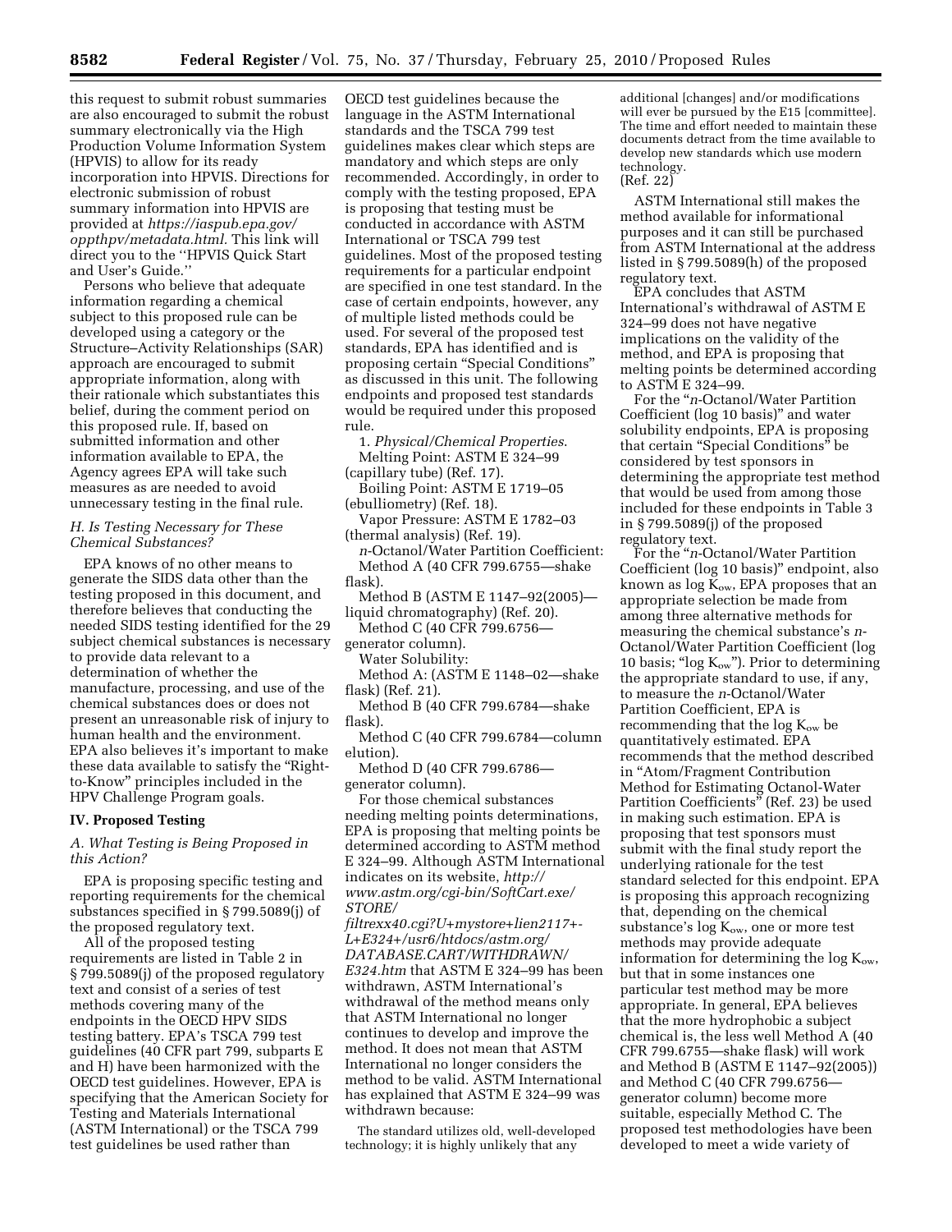this request to submit robust summaries are also encouraged to submit the robust summary electronically via the High Production Volume Information System (HPVIS) to allow for its ready incorporation into HPVIS. Directions for electronic submission of robust summary information into HPVIS are provided at *https://iaspub.epa.gov/oppthpv/metadata.html.* This link will direct you to the ''HPVIS Quick Start and User's Guide.''

Persons who believe that adequate information regarding a chemical subject to this proposed rule can be developed using a category or the Structure–Activity Relationships (SAR) approach are encouraged to submit appropriate information, along with their rationale which substantiates this belief, during the comment period on this proposed rule. If, based on submitted information and other information available to EPA, the Agency agrees EPA will take such measures as are needed to avoid unnecessary testing in the final rule.

### *H. Is Testing Necessary for These Chemical Substances?*

EPA knows of no other means to generate the SIDS data other than the testing proposed in this document, and therefore believes that conducting the needed SIDS testing identified for the 29 subject chemical substances is necessary to provide data relevant to a determination of whether the manufacture, processing, and use of the chemical substances does or does not present an unreasonable risk of injury to human health and the environment. EPA also believes it's important to make these data available to satisfy the ''Right-to-Know'' principles included in the HPV Challenge Program goals.

## IV. Proposed Testing

### *A. What Testing is Being Proposed in this Action?*

EPA is proposing specific testing and reporting requirements for the chemical substances specified in § 799.5089(j) of the proposed regulatory text.

All of the proposed testing requirements are listed in Table 2 in § 799.5089(j) of the proposed regulatory text and consist of a series of test methods covering many of the endpoints in the OECD HPV SIDS testing battery. EPA's TSCA 799 test guidelines (40 CFR part 799, subparts E and H) have been harmonized with the OECD test guidelines. However, EPA is specifying that the American Society for Testing and Materials International (ASTM International) or the TSCA 799 test guidelines be used rather than OECD test guidelines because the language in the ASTM International standards and the TSCA 799 test guidelines makes clear which steps are mandatory and which steps are only recommended. Accordingly, in order to comply with the testing proposed, EPA is proposing that testing must be conducted in accordance with ASTM International or TSCA 799 test guidelines. Most of the proposed testing requirements for a particular endpoint are specified in one test standard. In the case of certain endpoints, however, any of multiple listed methods could be used. For several of the proposed test standards, EPA has identified and is proposing certain ''Special Conditions'' as discussed in this unit. The following endpoints and proposed test standards would be required under this proposed rule.

1. *Physical/Chemical Properties*.

Melting Point: ASTM E 324–99 (capillary tube) (Ref. 17).

Boiling Point: ASTM E 1719–05 (ebulliometry) (Ref. 18).

Vapor Pressure: ASTM E 1782–03 (thermal analysis) (Ref. 19).

*n*-Octanol/Water Partition Coefficient:

Method A (40 CFR 799.6755—shake flask).

Method B (ASTM E 1147–92(2005)—liquid chromatography) (Ref. 20).

Method C (40 CFR 799.6756—generator column).

Water Solubility:

Method A: (ASTM E 1148–02—shake flask) (Ref. 21).

Method B (40 CFR 799.6784—shake flask).

Method C (40 CFR 799.6784—column elution).

Method D (40 CFR 799.6786—generator column).

For those chemical substances needing melting points determinations, EPA is proposing that melting points be determined according to ASTM method E 324–99. Although ASTM International indicates on its website, *http://www.astm.org/cgi-bin/SoftCart.exe/STORE/filtrexx40.cgi?U+mystore+lien2117+-L+E324+/usr6/htdocs/astm.org/DATABASE.CART/WITHDRAWN/E324.htm* that ASTM E 324–99 has been withdrawn, ASTM International's withdrawal of the method means only that ASTM International no longer continues to develop and improve the method. It does not mean that ASTM International no longer considers the method to be valid. ASTM International has explained that ASTM E 324–99 was withdrawn because:

> The standard utilizes old, well-developed technology; it is highly unlikely that any additional [changes] and/or modifications will ever be pursued by the E15 [committee]. The time and effort needed to maintain these documents detract from the time available to develop new standards which use modern technology.
> (Ref. 22)

ASTM International still makes the method available for informational purposes and it can still be purchased from ASTM International at the address listed in § 799.5089(h) of the proposed regulatory text.

EPA concludes that ASTM International's withdrawal of ASTM E 324–99 does not have negative implications on the validity of the method, and EPA is proposing that melting points be determined according to ASTM E 324–99.

For the ''*n*-Octanol/Water Partition Coefficient (log 10 basis)'' and water solubility endpoints, EPA is proposing that certain ''Special Conditions'' be considered by test sponsors in determining the appropriate test method that would be used from among those included for these endpoints in Table 3 in § 799.5089(j) of the proposed regulatory text.

For the ''*n*-Octanol/Water Partition Coefficient (log 10 basis)'' endpoint, also known as log $K_{ow}$, EPA proposes that an appropriate selection be made from among three alternative methods for measuring the chemical substance's *n*-Octanol/Water Partition Coefficient (log 10 basis; ''log $K_{ow}$''). Prior to determining the appropriate standard to use, if any, to measure the *n*-Octanol/Water Partition Coefficient, EPA is recommending that the log $K_{ow}$ be quantitatively estimated. EPA recommends that the method described in ''Atom/Fragment Contribution Method for Estimating Octanol-Water Partition Coefficients'' (Ref. 23) be used in making such estimation. EPA is proposing that test sponsors must submit with the final study report the underlying rationale for the test standard selected for this endpoint. EPA is proposing this approach recognizing that, depending on the chemical substance's log $K_{ow}$, one or more test methods may provide adequate information for determining the log $K_{ow}$, but that in some instances one particular test method may be more appropriate. In general, EPA believes that the more hydrophobic a subject chemical is, the less well Method A (40 CFR 799.6755—shake flask) will work and Method B (ASTM E 1147–92(2005)) and Method C (40 CFR 799.6756—generator column) become more suitable, especially Method C. The proposed test methodologies have been developed to meet a wide variety of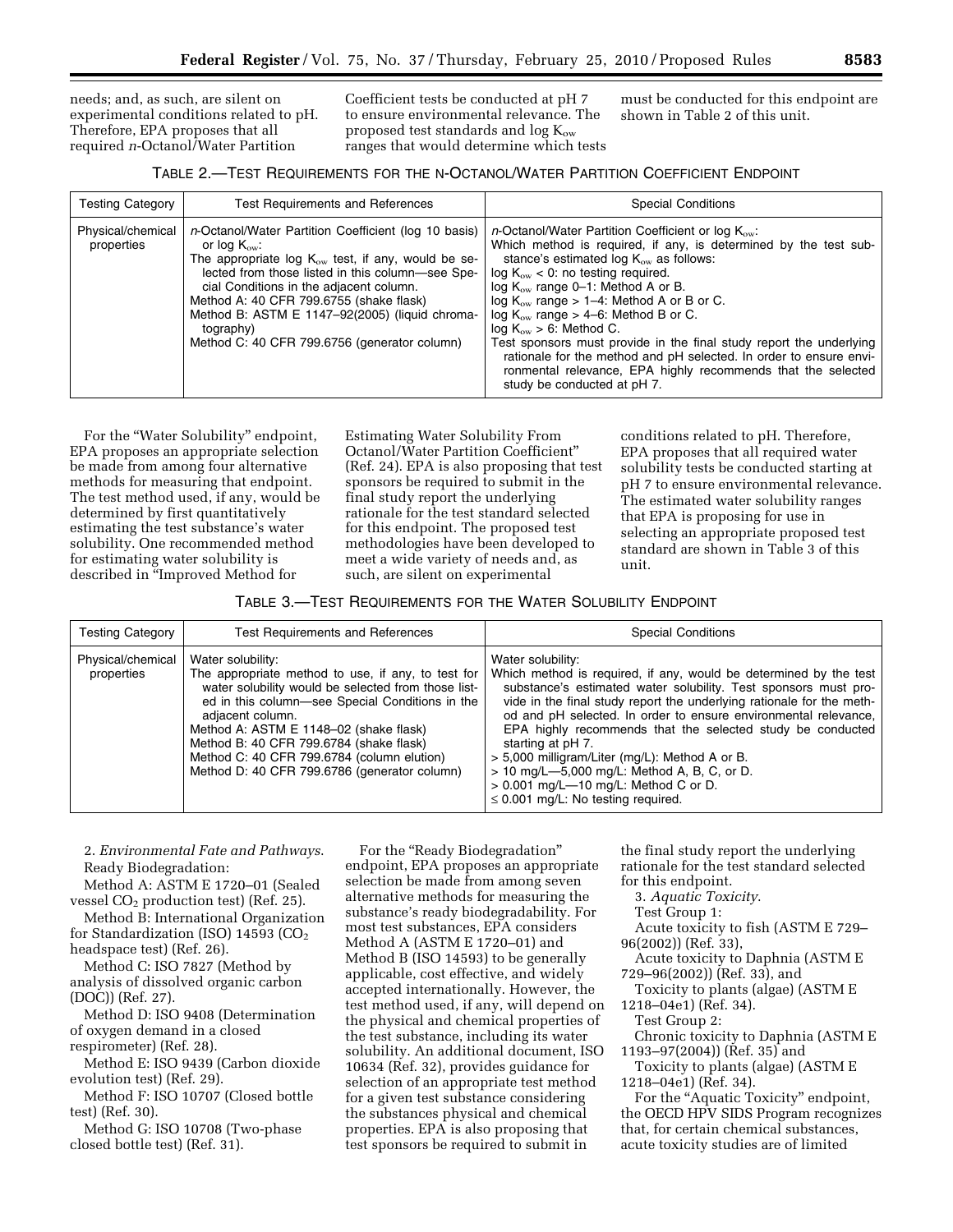needs; and, as such, are silent on experimental conditions related to pH. Therefore, EPA proposes that all required *n*-Octanol/Water Partition Coefficient tests be conducted at pH 7 to ensure environmental relevance. The proposed test standards and log $K_{ow}$ ranges that would determine which tests must be conducted for this endpoint are shown in Table 2 of this unit.

TABLE 2.—TEST REQUIREMENTS FOR THE N-OCTANOL/WATER PARTITION COEFFICIENT ENDPOINT

| Testing Category | Test Requirements and References | Special Conditions |
|---|---|---|
| Physical/chemical properties | *n*-Octanol/Water Partition Coefficient (log 10 basis) or log $K_{ow}$:<br>The appropriate log $K_{ow}$ test, if any, would be selected from those listed in this column—see Special Conditions in the adjacent column.<br>Method A: 40 CFR 799.6755 (shake flask)<br>Method B: ASTM E 1147–92(2005) (liquid chromatography)<br>Method C: 40 CFR 799.6756 (generator column) | *n*-Octanol/Water Partition Coefficient or log $K_{ow}$:<br>Which method is required, if any, is determined by the test substance's estimated log $K_{ow}$ as follows:<br>log $K_{ow}$ < 0: no testing required.<br>log $K_{ow}$ range 0–1: Method A or B.<br>log $K_{ow}$ range > 1–4: Method A or B or C.<br>log $K_{ow}$ range > 4–6: Method B or C.<br>log $K_{ow}$ > 6: Method C.<br>Test sponsors must provide in the final study report the underlying rationale for the method and pH selected. In order to ensure environmental relevance, EPA highly recommends that the selected study be conducted at pH 7. |

For the "Water Solubility" endpoint, EPA proposes an appropriate selection be made from among four alternative methods for measuring that endpoint. The test method used, if any, would be determined by first quantitatively estimating the test substance's water solubility. One recommended method for estimating water solubility is described in "Improved Method for Estimating Water Solubility From Octanol/Water Partition Coefficient" (Ref. 24). EPA is also proposing that test sponsors be required to submit in the final study report the underlying rationale for the test standard selected for this endpoint. The proposed test methodologies have been developed to meet a wide variety of needs and, as such, are silent on experimental conditions related to pH. Therefore, EPA proposes that all required water solubility tests be conducted starting at pH 7 to ensure environmental relevance. The estimated water solubility ranges that EPA is proposing for use in selecting an appropriate proposed test standard are shown in Table 3 of this unit.

TABLE 3.—TEST REQUIREMENTS FOR THE WATER SOLUBILITY ENDPOINT

| Testing Category | Test Requirements and References | Special Conditions |
|---|---|---|
| Physical/chemical properties | Water solubility:<br>The appropriate method to use, if any, to test for water solubility would be selected from those listed in this column—see Special Conditions in the adjacent column.<br>Method A: ASTM E 1148–02 (shake flask)<br>Method B: 40 CFR 799.6784 (shake flask)<br>Method C: 40 CFR 799.6784 (column elution)<br>Method D: 40 CFR 799.6786 (generator column) | Water solubility:<br>Which method is required, if any, would be determined by the test substance's estimated water solubility. Test sponsors must provide in the final study report the underlying rationale for the method and pH selected. In order to ensure environmental relevance, EPA highly recommends that the selected study be conducted starting at pH 7.<br>> 5,000 milligram/Liter (mg/L): Method A or B.<br>> 10 mg/L—5,000 mg/L: Method A, B, C, or D.<br>> 0.001 mg/L—10 mg/L: Method C or D.<br>≤ 0.001 mg/L: No testing required. |

2. *Environmental Fate and Pathways*.

Ready Biodegradation:

Method A: ASTM E 1720–01 (Sealed vessel $CO_2$ production test) (Ref. 25).

Method B: International Organization for Standardization (ISO) 14593 ($CO_2$ headspace test) (Ref. 26).

Method C: ISO 7827 (Method by analysis of dissolved organic carbon (DOC)) (Ref. 27).

Method D: ISO 9408 (Determination of oxygen demand in a closed respirometer) (Ref. 28).

Method E: ISO 9439 (Carbon dioxide evolution test) (Ref. 29).

Method F: ISO 10707 (Closed bottle test) (Ref. 30).

Method G: ISO 10708 (Two-phase closed bottle test) (Ref. 31).

For the "Ready Biodegradation" endpoint, EPA proposes an appropriate selection be made from among seven alternative methods for measuring the substance's ready biodegradability. For most test substances, EPA considers Method A (ASTM E 1720–01) and Method B (ISO 14593) to be generally applicable, cost effective, and widely accepted internationally. However, the test method used, if any, will depend on the physical and chemical properties of the test substance, including its water solubility. An additional document, ISO 10634 (Ref. 32), provides guidance for selection of an appropriate test method for a given test substance considering the substances physical and chemical properties. EPA is also proposing that test sponsors be required to submit in the final study report the underlying rationale for the test standard selected for this endpoint.

3. *Aquatic Toxicity*.

Test Group 1:

Acute toxicity to fish (ASTM E 729–96(2002)) (Ref. 33),

Acute toxicity to Daphnia (ASTM E 729–96(2002)) (Ref. 33), and

Toxicity to plants (algae) (ASTM E 1218–04e1) (Ref. 34).

Test Group 2:

Chronic toxicity to Daphnia (ASTM E 1193–97(2004)) (Ref. 35) and

Toxicity to plants (algae) (ASTM E 1218–04e1) (Ref. 34).

For the "Aquatic Toxicity" endpoint, the OECD HPV SIDS Program recognizes that, for certain chemical substances, acute toxicity studies are of limited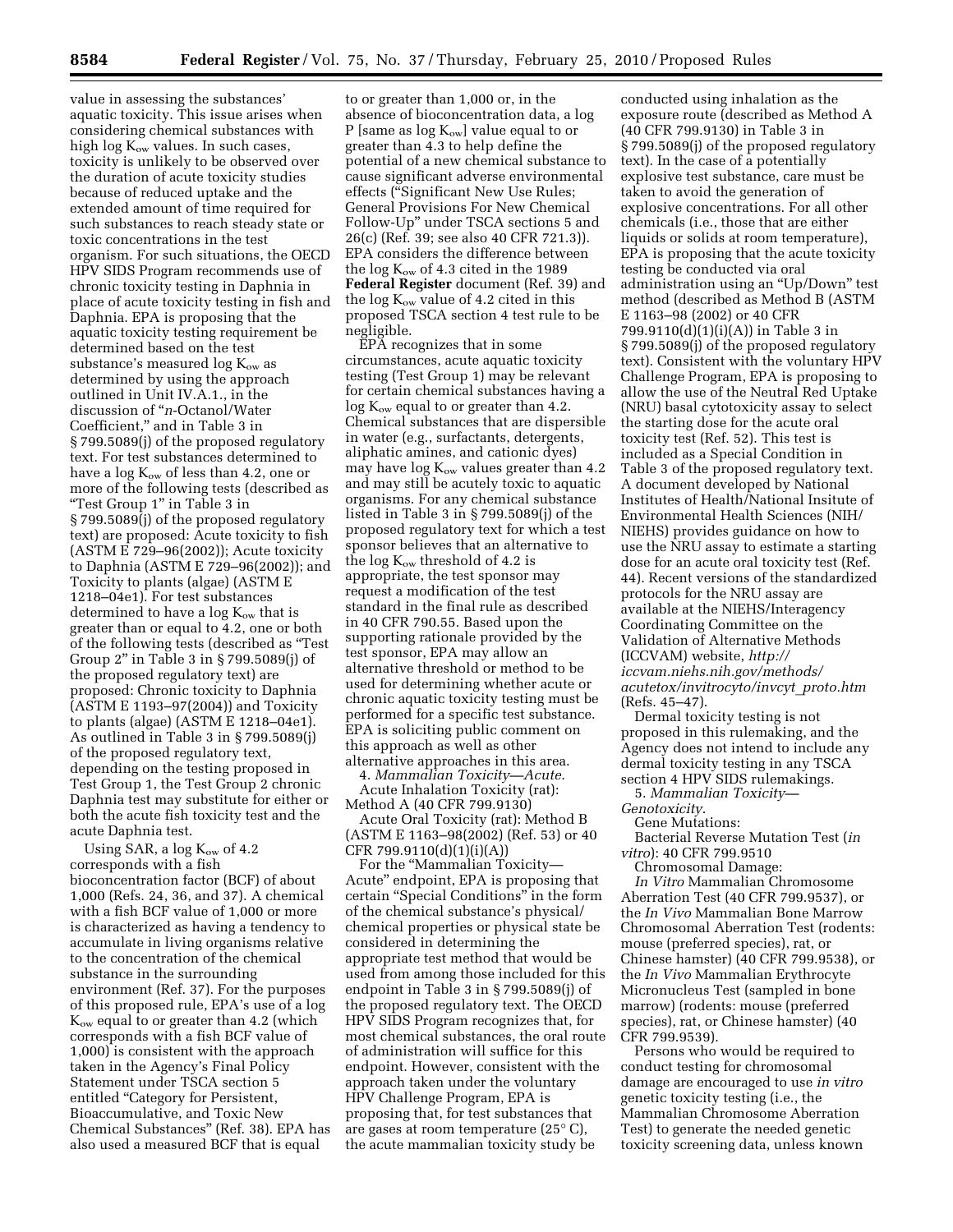value in assessing the substances' aquatic toxicity. This issue arises when considering chemical substances with high log $K_{ow}$ values. In such cases, toxicity is unlikely to be observed over the duration of acute toxicity studies because of reduced uptake and the extended amount of time required for such substances to reach steady state or toxic concentrations in the test organism. For such situations, the OECD HPV SIDS Program recommends use of chronic toxicity testing in Daphnia in place of acute toxicity testing in fish and Daphnia. EPA is proposing that the aquatic toxicity testing requirement be determined based on the test substance's measured log $K_{ow}$ as determined by using the approach outlined in Unit IV.A.1., in the discussion of "*n*-Octanol/Water Coefficient," and in Table 3 in § 799.5089(j) of the proposed regulatory text. For test substances determined to have a log $K_{ow}$ of less than 4.2, one or more of the following tests (described as "Test Group 1" in Table 3 in § 799.5089(j) of the proposed regulatory text) are proposed: Acute toxicity to fish (ASTM E 729–96(2002)); Acute toxicity to Daphnia (ASTM E 729–96(2002)); and Toxicity to plants (algae) (ASTM E 1218–04e1). For test substances determined to have a log $K_{ow}$ that is greater than or equal to 4.2, one or both of the following tests (described as "Test Group 2" in Table 3 in § 799.5089(j) of the proposed regulatory text) are proposed: Chronic toxicity to Daphnia (ASTM E 1193–97(2004)) and Toxicity to plants (algae) (ASTM E 1218–04e1). As outlined in Table 3 in § 799.5089(j) of the proposed regulatory text, depending on the testing proposed in Test Group 1, the Test Group 2 chronic Daphnia test may substitute for either or both the acute fish toxicity test and the acute Daphnia test.

Using SAR, a log $K_{ow}$ of 4.2 corresponds with a fish bioconcentration factor (BCF) of about 1,000 (Refs. 24, 36, and 37). A chemical with a fish BCF value of 1,000 or more is characterized as having a tendency to accumulate in living organisms relative to the concentration of the chemical substance in the surrounding environment (Ref. 37). For the purposes of this proposed rule, EPA's use of a log $K_{ow}$ equal to or greater than 4.2 (which corresponds with a fish BCF value of 1,000) is consistent with the approach taken in the Agency's Final Policy Statement under TSCA section 5 entitled "Category for Persistent, Bioaccumulative, and Toxic New Chemical Substances" (Ref. 38). EPA has also used a measured BCF that is equal to or greater than 1,000 or, in the absence of bioconcentration data, a log P [same as log $K_{ow}$] value equal to or greater than 4.3 to help define the potential of a new chemical substance to cause significant adverse environmental effects ("Significant New Use Rules; General Provisions For New Chemical Follow-Up" under TSCA sections 5 and 26(c) (Ref. 39; see also 40 CFR 721.3)). EPA considers the difference between the log $K_{ow}$ of 4.3 cited in the 1989 **Federal Register** document (Ref. 39) and the log $K_{ow}$ value of 4.2 cited in this proposed TSCA section 4 test rule to be negligible.

EPA recognizes that in some circumstances, acute aquatic toxicity testing (Test Group 1) may be relevant for certain chemical substances having a log $K_{ow}$ equal to or greater than 4.2. Chemical substances that are dispersible in water (e.g., surfactants, detergents, aliphatic amines, and cationic dyes) may have log $K_{ow}$ values greater than 4.2 and may still be acutely toxic to aquatic organisms. For any chemical substance listed in Table 3 in § 799.5089(j) of the proposed regulatory text for which a test sponsor believes that an alternative to the log $K_{ow}$ threshold of 4.2 is appropriate, the test sponsor may request a modification of the test standard in the final rule as described in 40 CFR 790.55. Based upon the supporting rationale provided by the test sponsor, EPA may allow an alternative threshold or method to be used for determining whether acute or chronic aquatic toxicity testing must be performed for a specific test substance. EPA is soliciting public comment on this approach as well as other alternative approaches in this area.

4. *Mammalian Toxicity—Acute*.

Acute Inhalation Toxicity (rat): Method A (40 CFR 799.9130)

Acute Oral Toxicity (rat): Method B (ASTM E 1163–98(2002) (Ref. 53) or 40 CFR 799.9110(d)(1)(i)(A))

For the "Mammalian Toxicity—Acute" endpoint, EPA is proposing that certain "Special Conditions" in the form of the chemical substance's physical/chemical properties or physical state be considered in determining the appropriate test method that would be used from among those included for this endpoint in Table 3 in § 799.5089(j) of the proposed regulatory text. The OECD HPV SIDS Program recognizes that, for most chemical substances, the oral route of administration will suffice for this endpoint. However, consistent with the approach taken under the voluntary HPV Challenge Program, EPA is proposing that, for test substances that are gases at room temperature (25° C), the acute mammalian toxicity study be conducted using inhalation as the exposure route (described as Method A (40 CFR 799.9130) in Table 3 in § 799.5089(j) of the proposed regulatory text). In the case of a potentially explosive test substance, care must be taken to avoid the generation of explosive concentrations. For all other chemicals (i.e., those that are either liquids or solids at room temperature), EPA is proposing that the acute toxicity testing be conducted via oral administration using an "Up/Down" test method (described as Method B (ASTM E 1163–98 (2002) or 40 CFR 799.9110(d)(1)(i)(A)) in Table 3 in § 799.5089(j) of the proposed regulatory text). Consistent with the voluntary HPV Challenge Program, EPA is proposing to allow the use of the Neutral Red Uptake (NRU) basal cytotoxicity assay to select the starting dose for the acute oral toxicity test (Ref. 52). This test is included as a Special Condition in Table 3 of the proposed regulatory text. A document developed by National Institutes of Health/National Insitute of Environmental Health Sciences (NIH/NIEHS) provides guidance on how to use the NRU assay to estimate a starting dose for an acute oral toxicity test (Ref. 44). Recent versions of the standardized protocols for the NRU assay are available at the NIEHS/Interagency Coordinating Committee on the Validation of Alternative Methods (ICCVAM) website, *http://iccvam.niehs.nih.gov/methods/acutetox/invitrocyto/invcyt_proto.htm* (Refs. 45–47).

Dermal toxicity testing is not proposed in this rulemaking, and the Agency does not intend to include any dermal toxicity testing in any TSCA section 4 HPV SIDS rulemakings.

5. *Mammalian Toxicity—Genotoxicity*.

Gene Mutations:

Bacterial Reverse Mutation Test (*in vitro*): 40 CFR 799.9510

Chromosomal Damage:

*In Vitro* Mammalian Chromosome Aberration Test (40 CFR 799.9537), or the *In Vivo* Mammalian Bone Marrow Chromosomal Aberration Test (rodents: mouse (preferred species), rat, or Chinese hamster) (40 CFR 799.9538), or the *In Vivo* Mammalian Erythrocyte Micronucleus Test (sampled in bone marrow) (rodents: mouse (preferred species), rat, or Chinese hamster) (40 CFR 799.9539).

Persons who would be required to conduct testing for chromosomal damage are encouraged to use *in vitro* genetic toxicity testing (i.e., the Mammalian Chromosome Aberration Test) to generate the needed genetic toxicity screening data, unless known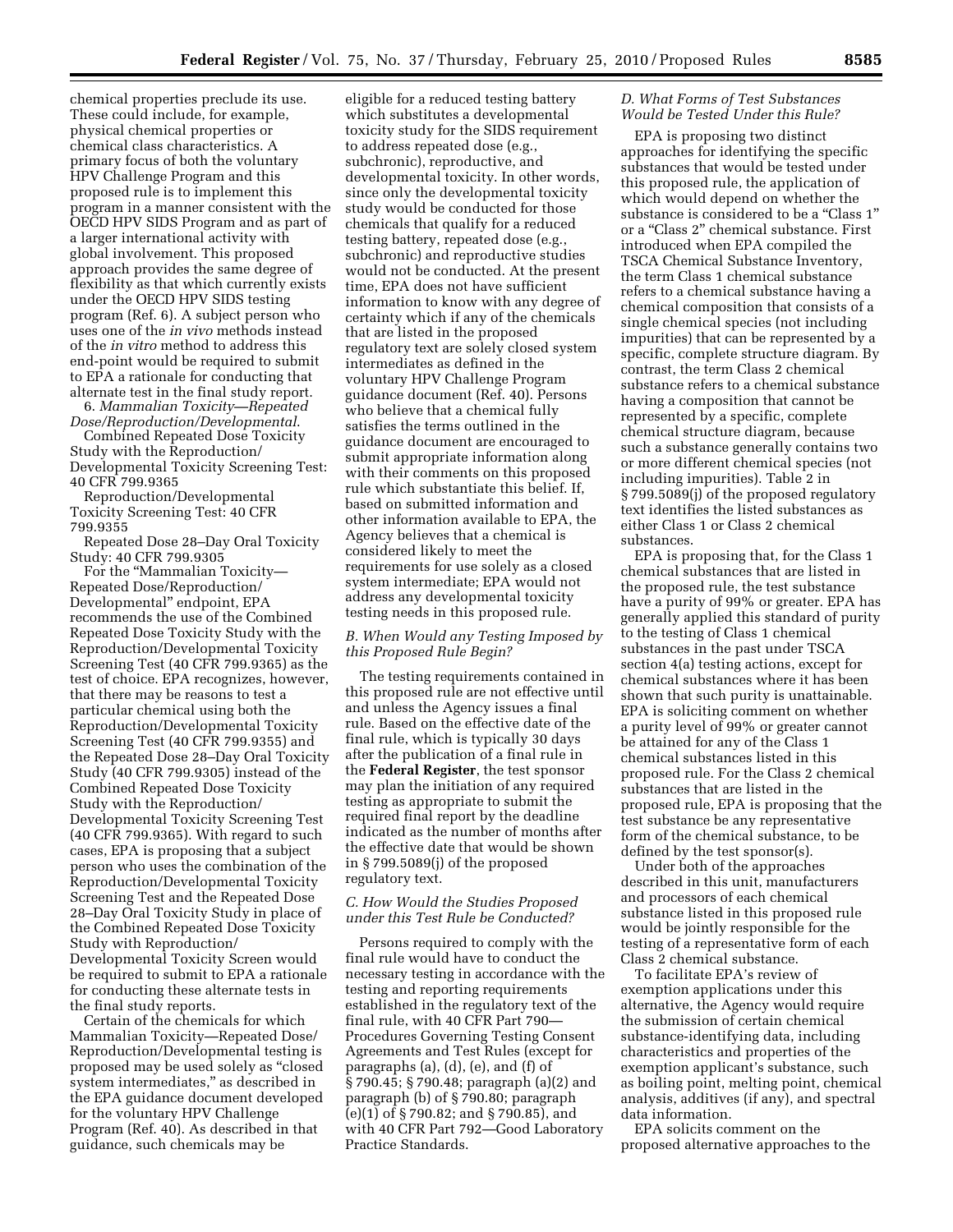chemical properties preclude its use. These could include, for example, physical chemical properties or chemical class characteristics. A primary focus of both the voluntary HPV Challenge Program and this proposed rule is to implement this program in a manner consistent with the OECD HPV SIDS Program and as part of a larger international activity with global involvement. This proposed approach provides the same degree of flexibility as that which currently exists under the OECD HPV SIDS testing program (Ref. 6). A subject person who uses one of the *in vivo* methods instead of the *in vitro* method to address this end-point would be required to submit to EPA a rationale for conducting that alternate test in the final study report.

6. *Mammalian Toxicity—Repeated Dose/Reproduction/Developmental.*

Combined Repeated Dose Toxicity Study with the Reproduction/Developmental Toxicity Screening Test: 40 CFR 799.9365

Reproduction/Developmental Toxicity Screening Test: 40 CFR 799.9355

Repeated Dose 28–Day Oral Toxicity Study: 40 CFR 799.9305

For the "Mammalian Toxicity—Repeated Dose/Reproduction/Developmental" endpoint, EPA recommends the use of the Combined Repeated Dose Toxicity Study with the Reproduction/Developmental Toxicity Screening Test (40 CFR 799.9365) as the test of choice. EPA recognizes, however, that there may be reasons to test a particular chemical using both the Reproduction/Developmental Toxicity Screening Test (40 CFR 799.9355) and the Repeated Dose 28–Day Oral Toxicity Study (40 CFR 799.9305) instead of the Combined Repeated Dose Toxicity Study with the Reproduction/Developmental Toxicity Screening Test (40 CFR 799.9365). With regard to such cases, EPA is proposing that a subject person who uses the combination of the Reproduction/Developmental Toxicity Screening Test and the Repeated Dose 28–Day Oral Toxicity Study in place of the Combined Repeated Dose Toxicity Study with Reproduction/Developmental Toxicity Screen would be required to submit to EPA a rationale for conducting these alternate tests in the final study reports.

Certain of the chemicals for which Mammalian Toxicity—Repeated Dose/Reproduction/Developmental testing is proposed may be used solely as "closed system intermediates," as described in the EPA guidance document developed for the voluntary HPV Challenge Program (Ref. 40). As described in that guidance, such chemicals may be eligible for a reduced testing battery which substitutes a developmental toxicity study for the SIDS requirement to address repeated dose (e.g., subchronic), reproductive, and developmental toxicity. In other words, since only the developmental toxicity study would be conducted for those chemicals that qualify for a reduced testing battery, repeated dose (e.g., subchronic) and reproductive studies would not be conducted. At the present time, EPA does not have sufficient information to know with any degree of certainty which if any of the chemicals that are listed in the proposed regulatory text are solely closed system intermediates as defined in the voluntary HPV Challenge Program guidance document (Ref. 40). Persons who believe that a chemical fully satisfies the terms outlined in the guidance document are encouraged to submit appropriate information along with their comments on this proposed rule which substantiate this belief. If, based on submitted information and other information available to EPA, the Agency believes that a chemical is considered likely to meet the requirements for use solely as a closed system intermediate; EPA would not address any developmental toxicity testing needs in this proposed rule.

### *B. When Would any Testing Imposed by this Proposed Rule Begin?*

The testing requirements contained in this proposed rule are not effective until and unless the Agency issues a final rule. Based on the effective date of the final rule, which is typically 30 days after the publication of a final rule in the **Federal Register**, the test sponsor may plan the initiation of any required testing as appropriate to submit the required final report by the deadline indicated as the number of months after the effective date that would be shown in § 799.5089(j) of the proposed regulatory text.

### *C. How Would the Studies Proposed under this Test Rule be Conducted?*

Persons required to comply with the final rule would have to conduct the necessary testing in accordance with the testing and reporting requirements established in the regulatory text of the final rule, with 40 CFR Part 790—Procedures Governing Testing Consent Agreements and Test Rules (except for paragraphs (a), (d), (e), and (f) of § 790.45; § 790.48; paragraph (a)(2) and paragraph (b) of § 790.80; paragraph (e)(1) of § 790.82; and § 790.85), and with 40 CFR Part 792—Good Laboratory Practice Standards.

### *D. What Forms of Test Substances Would be Tested Under this Rule?*

EPA is proposing two distinct approaches for identifying the specific substances that would be tested under this proposed rule, the application of which would depend on whether the substance is considered to be a "Class 1" or a "Class 2" chemical substance. First introduced when EPA compiled the TSCA Chemical Substance Inventory, the term Class 1 chemical substance refers to a chemical substance having a chemical composition that consists of a single chemical species (not including impurities) that can be represented by a specific, complete structure diagram. By contrast, the term Class 2 chemical substance refers to a chemical substance having a composition that cannot be represented by a specific, complete chemical structure diagram, because such a substance generally contains two or more different chemical species (not including impurities). Table 2 in § 799.5089(j) of the proposed regulatory text identifies the listed substances as either Class 1 or Class 2 chemical substances.

EPA is proposing that, for the Class 1 chemical substances that are listed in the proposed rule, the test substance have a purity of 99% or greater. EPA has generally applied this standard of purity to the testing of Class 1 chemical substances in the past under TSCA section 4(a) testing actions, except for chemical substances where it has been shown that such purity is unattainable. EPA is soliciting comment on whether a purity level of 99% or greater cannot be attained for any of the Class 1 chemical substances listed in this proposed rule. For the Class 2 chemical substances that are listed in the proposed rule, EPA is proposing that the test substance be any representative form of the chemical substance, to be defined by the test sponsor(s).

Under both of the approaches described in this unit, manufacturers and processors of each chemical substance listed in this proposed rule would be jointly responsible for the testing of a representative form of each Class 2 chemical substance.

To facilitate EPA's review of exemption applications under this alternative, the Agency would require the submission of certain chemical substance-identifying data, including characteristics and properties of the exemption applicant's substance, such as boiling point, melting point, chemical analysis, additives (if any), and spectral data information.

EPA solicits comment on the proposed alternative approaches to the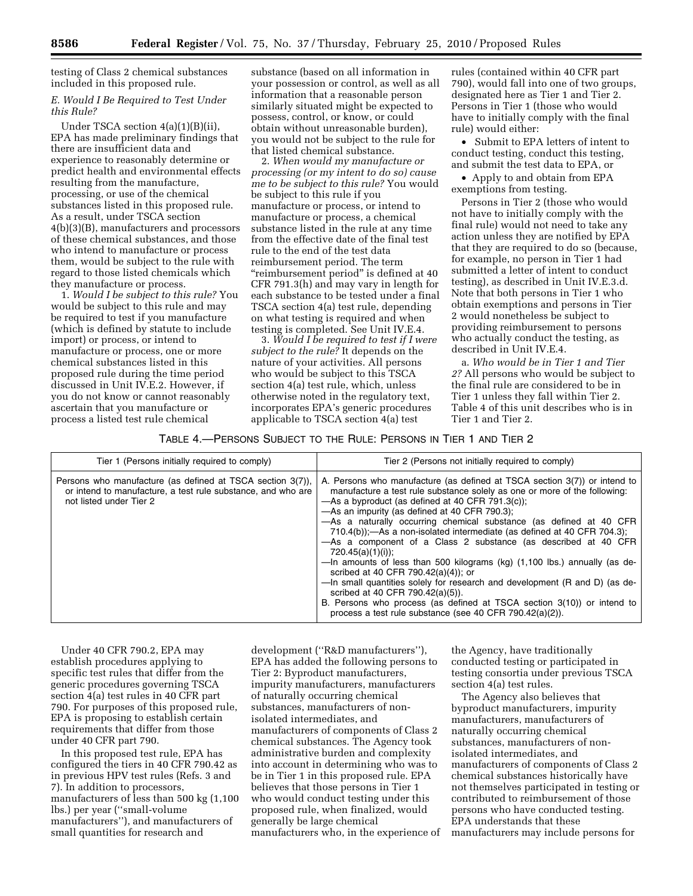testing of Class 2 chemical substances included in this proposed rule.

### E. Would I Be Required to Test Under this Rule?

Under TSCA section 4(a)(1)(B)(ii), EPA has made preliminary findings that there are insufficient data and experience to reasonably determine or predict health and environmental effects resulting from the manufacture, processing, or use of the chemical substances listed in this proposed rule. As a result, under TSCA section 4(b)(3)(B), manufacturers and processors of these chemical substances, and those who intend to manufacture or process them, would be subject to the rule with regard to those listed chemicals which they manufacture or process.

1. *Would I be subject to this rule?* You would be subject to this rule and may be required to test if you manufacture (which is defined by statute to include import) or process, or intend to manufacture or process, one or more chemical substances listed in this proposed rule during the time period discussed in Unit IV.E.2. However, if you do not know or cannot reasonably ascertain that you manufacture or process a listed test rule chemical substance (based on all information in your possession or control, as well as all information that a reasonable person similarly situated might be expected to possess, control, or know, or could obtain without unreasonable burden), you would not be subject to the rule for that listed chemical substance.

2. *When would my manufacture or processing (or my intent to do so) cause me to be subject to this rule?* You would be subject to this rule if you manufacture or process, or intend to manufacture or process, a chemical substance listed in the rule at any time from the effective date of the final test rule to the end of the test data reimbursement period. The term "reimbursement period" is defined at 40 CFR 791.3(h) and may vary in length for each substance to be tested under a final TSCA section 4(a) test rule, depending on what testing is required and when testing is completed. See Unit IV.E.4.

3. *Would I be required to test if I were subject to the rule?* It depends on the nature of your activities. All persons who would be subject to this TSCA section 4(a) test rule, which, unless otherwise noted in the regulatory text, incorporates EPA's generic procedures applicable to TSCA section 4(a) test rules (contained within 40 CFR part 790), would fall into one of two groups, designated here as Tier 1 and Tier 2. Persons in Tier 1 (those who would have to initially comply with the final rule) would either:

- Submit to EPA letters of intent to conduct testing, conduct this testing, and submit the test data to EPA, or
- Apply to and obtain from EPA exemptions from testing.

Persons in Tier 2 (those who would not have to initially comply with the final rule) would not need to take any action unless they are notified by EPA that they are required to do so (because, for example, no person in Tier 1 had submitted a letter of intent to conduct testing), as described in Unit IV.E.3.d. Note that both persons in Tier 1 who obtain exemptions and persons in Tier 2 would nonetheless be subject to providing reimbursement to persons who actually conduct the testing, as described in Unit IV.E.4.

a. *Who would be in Tier 1 and Tier 2?* All persons who would be subject to the final rule are considered to be in Tier 1 unless they fall within Tier 2. Table 4 of this unit describes who is in Tier 1 and Tier 2.

TABLE 4.—PERSONS SUBJECT TO THE RULE: PERSONS IN TIER 1 AND TIER 2

| Tier 1 (Persons initially required to comply) | Tier 2 (Persons not initially required to comply) |
|---|---|
| Persons who manufacture (as defined at TSCA section 3(7)), or intend to manufacture, a test rule substance, and who are not listed under Tier 2 | A. Persons who manufacture (as defined at TSCA section 3(7)) or intend to manufacture a test rule substance solely as one or more of the following:<br>—As a byproduct (as defined at 40 CFR 791.3(c));<br>—As an impurity (as defined at 40 CFR 790.3);<br>—As a naturally occurring chemical substance (as defined at 40 CFR 710.4(b));—As a non-isolated intermediate (as defined at 40 CFR 704.3);<br>—As a component of a Class 2 substance (as described at 40 CFR 720.45(a)(1)(i));<br>—In amounts of less than 500 kilograms (kg) (1,100 lbs.) annually (as described at 40 CFR 790.42(a)(4)); or<br>—In small quantities solely for research and development (R and D) (as described at 40 CFR 790.42(a)(5)).<br>B. Persons who process (as defined at TSCA section 3(10)) or intend to process a test rule substance (see 40 CFR 790.42(a)(2)). |

Under 40 CFR 790.2, EPA may establish procedures applying to specific test rules that differ from the generic procedures governing TSCA section 4(a) test rules in 40 CFR part 790. For purposes of this proposed rule, EPA is proposing to establish certain requirements that differ from those under 40 CFR part 790.

In this proposed test rule, EPA has configured the tiers in 40 CFR 790.42 as in previous HPV test rules (Refs. 3 and 7). In addition to processors, manufacturers of less than 500 kg (1,100 lbs.) per year ("small-volume manufacturers"), and manufacturers of small quantities for research and development ("R&D manufacturers"), EPA has added the following persons to Tier 2: Byproduct manufacturers, impurity manufacturers, manufacturers of naturally occurring chemical substances, manufacturers of non-isolated intermediates, and manufacturers of components of Class 2 chemical substances. The Agency took administrative burden and complexity into account in determining who was to be in Tier 1 in this proposed rule. EPA believes that those persons in Tier 1 who would conduct testing under this proposed rule, when finalized, would generally be large chemical manufacturers who, in the experience of the Agency, have traditionally conducted testing or participated in testing consortia under previous TSCA section 4(a) test rules.

The Agency also believes that byproduct manufacturers, impurity manufacturers, manufacturers of naturally occurring chemical substances, manufacturers of non-isolated intermediates, and manufacturers of components of Class 2 chemical substances historically have not themselves participated in testing or contributed to reimbursement of those persons who have conducted testing. EPA understands that these manufacturers may include persons for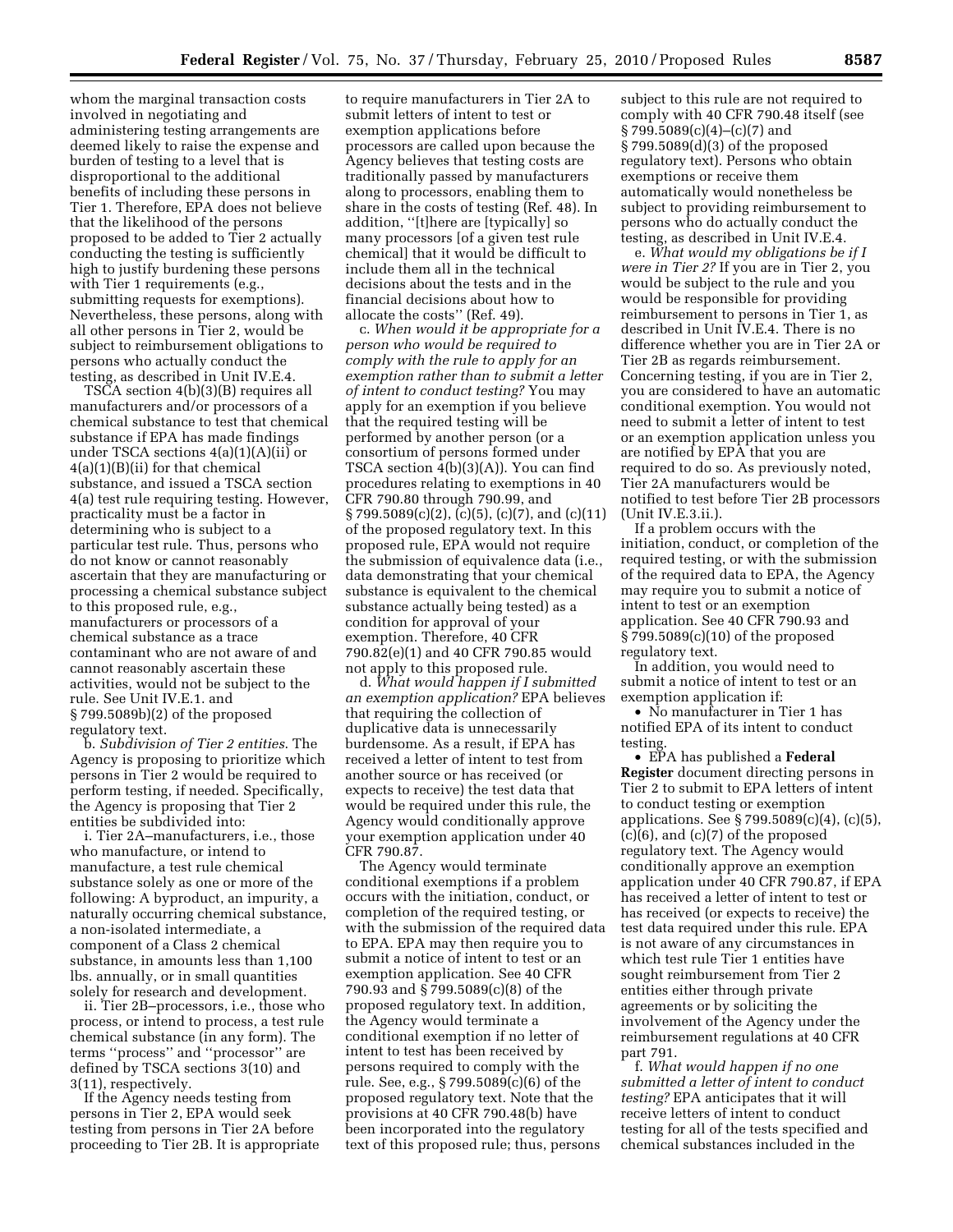whom the marginal transaction costs involved in negotiating and administering testing arrangements are deemed likely to raise the expense and burden of testing to a level that is disproportional to the additional benefits of including these persons in Tier 1. Therefore, EPA does not believe that the likelihood of the persons proposed to be added to Tier 2 actually conducting the testing is sufficiently high to justify burdening these persons with Tier 1 requirements (e.g., submitting requests for exemptions). Nevertheless, these persons, along with all other persons in Tier 2, would be subject to reimbursement obligations to persons who actually conduct the testing, as described in Unit IV.E.4.

TSCA section 4(b)(3)(B) requires all manufacturers and/or processors of a chemical substance to test that chemical substance if EPA has made findings under TSCA sections 4(a)(1)(A)(ii) or 4(a)(1)(B)(ii) for that chemical substance, and issued a TSCA section 4(a) test rule requiring testing. However, practicality must be a factor in determining who is subject to a particular test rule. Thus, persons who do not know or cannot reasonably ascertain that they are manufacturing or processing a chemical substance subject to this proposed rule, e.g., manufacturers or processors of a chemical substance as a trace contaminant who are not aware of and cannot reasonably ascertain these activities, would not be subject to the rule. See Unit IV.E.1. and § 799.5089b)(2) of the proposed regulatory text.

b. *Subdivision of Tier 2 entities.* The Agency is proposing to prioritize which persons in Tier 2 would be required to perform testing, if needed. Specifically, the Agency is proposing that Tier 2 entities be subdivided into:

i. Tier 2A–manufacturers, i.e., those who manufacture, or intend to manufacture, a test rule chemical substance solely as one or more of the following: A byproduct, an impurity, a naturally occurring chemical substance, a non-isolated intermediate, a component of a Class 2 chemical substance, in amounts less than 1,100 lbs. annually, or in small quantities solely for research and development.

ii. Tier 2B–processors, i.e., those who process, or intend to process, a test rule chemical substance (in any form). The terms ''process'' and ''processor'' are defined by TSCA sections 3(10) and 3(11), respectively.

If the Agency needs testing from persons in Tier 2, EPA would seek testing from persons in Tier 2A before proceeding to Tier 2B. It is appropriate to require manufacturers in Tier 2A to submit letters of intent to test or exemption applications before processors are called upon because the Agency believes that testing costs are traditionally passed by manufacturers along to processors, enabling them to share in the costs of testing (Ref. 48). In addition, ''[t]here are [typically] so many processors [of a given test rule chemical] that it would be difficult to include them all in the technical decisions about the tests and in the financial decisions about how to allocate the costs'' (Ref. 49).

c. *When would it be appropriate for a person who would be required to comply with the rule to apply for an exemption rather than to submit a letter of intent to conduct testing?* You may apply for an exemption if you believe that the required testing will be performed by another person (or a consortium of persons formed under TSCA section 4(b)(3)(A)). You can find procedures relating to exemptions in 40 CFR 790.80 through 790.99, and § 799.5089(c)(2), (c)(5), (c)(7), and (c)(11) of the proposed regulatory text. In this proposed rule, EPA would not require the submission of equivalence data (i.e., data demonstrating that your chemical substance is equivalent to the chemical substance actually being tested) as a condition for approval of your exemption. Therefore, 40 CFR 790.82(e)(1) and 40 CFR 790.85 would not apply to this proposed rule.

d. *What would happen if I submitted an exemption application?* EPA believes that requiring the collection of duplicative data is unnecessarily burdensome. As a result, if EPA has received a letter of intent to test from another source or has received (or expects to receive) the test data that would be required under this rule, the Agency would conditionally approve your exemption application under 40 CFR 790.87.

The Agency would terminate conditional exemptions if a problem occurs with the initiation, conduct, or completion of the required testing, or with the submission of the required data to EPA. EPA may then require you to submit a notice of intent to test or an exemption application. See 40 CFR 790.93 and § 799.5089(c)(8) of the proposed regulatory text. In addition, the Agency would terminate a conditional exemption if no letter of intent to test has been received by persons required to comply with the rule. See, e.g., § 799.5089(c)(6) of the proposed regulatory text. Note that the provisions at 40 CFR 790.48(b) have been incorporated into the regulatory text of this proposed rule; thus, persons subject to this rule are not required to comply with 40 CFR 790.48 itself (see § 799.5089(c)(4)–(c)(7) and § 799.5089(d)(3) of the proposed regulatory text). Persons who obtain exemptions or receive them automatically would nonetheless be subject to providing reimbursement to persons who do actually conduct the testing, as described in Unit IV.E.4.

e. *What would my obligations be if I were in Tier 2?* If you are in Tier 2, you would be subject to the rule and you would be responsible for providing reimbursement to persons in Tier 1, as described in Unit IV.E.4. There is no difference whether you are in Tier 2A or Tier 2B as regards reimbursement. Concerning testing, if you are in Tier 2, you are considered to have an automatic conditional exemption. You would not need to submit a letter of intent to test or an exemption application unless you are notified by EPA that you are required to do so. As previously noted, Tier 2A manufacturers would be notified to test before Tier 2B processors (Unit IV.E.3.ii.).

If a problem occurs with the initiation, conduct, or completion of the required testing, or with the submission of the required data to EPA, the Agency may require you to submit a notice of intent to test or an exemption application. See 40 CFR 790.93 and § 799.5089(c)(10) of the proposed regulatory text.

In addition, you would need to submit a notice of intent to test or an exemption application if:

- No manufacturer in Tier 1 has notified EPA of its intent to conduct testing.
- EPA has published a **Federal Register** document directing persons in Tier 2 to submit to EPA letters of intent to conduct testing or exemption applications. See § 799.5089(c)(4), (c)(5), (c)(6), and (c)(7) of the proposed regulatory text. The Agency would conditionally approve an exemption application under 40 CFR 790.87, if EPA has received a letter of intent to test or has received (or expects to receive) the test data required under this rule. EPA is not aware of any circumstances in which test rule Tier 1 entities have sought reimbursement from Tier 2 entities either through private agreements or by soliciting the involvement of the Agency under the reimbursement regulations at 40 CFR part 791.

f. *What would happen if no one submitted a letter of intent to conduct testing?* EPA anticipates that it will receive letters of intent to conduct testing for all of the tests specified and chemical substances included in the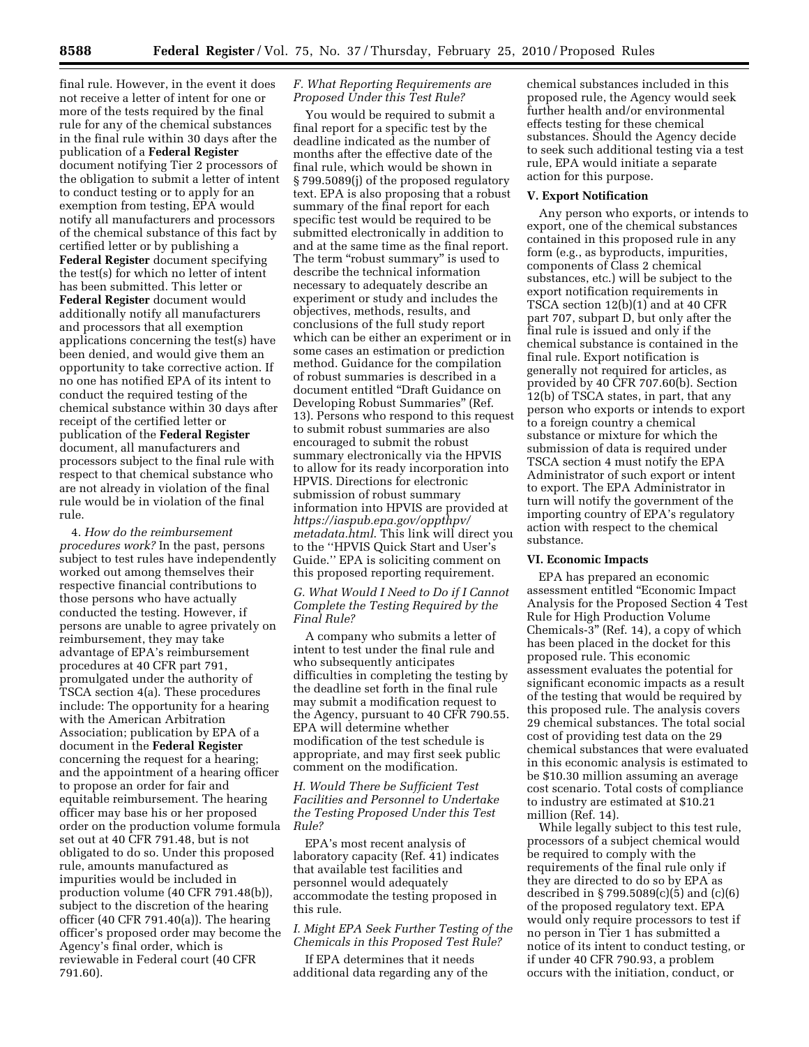final rule. However, in the event it does not receive a letter of intent for one or more of the tests required by the final rule for any of the chemical substances in the final rule within 30 days after the publication of a **Federal Register** document notifying Tier 2 processors of the obligation to submit a letter of intent to conduct testing or to apply for an exemption from testing, EPA would notify all manufacturers and processors of the chemical substance of this fact by certified letter or by publishing a **Federal Register** document specifying the test(s) for which no letter of intent has been submitted. This letter or **Federal Register** document would additionally notify all manufacturers and processors that all exemption applications concerning the test(s) have been denied, and would give them an opportunity to take corrective action. If no one has notified EPA of its intent to conduct the required testing of the chemical substance within 30 days after receipt of the certified letter or publication of the **Federal Register** document, all manufacturers and processors subject to the final rule with respect to that chemical substance who are not already in violation of the final rule would be in violation of the final rule.

4. *How do the reimbursement procedures work?* In the past, persons subject to test rules have independently worked out among themselves their respective financial contributions to those persons who have actually conducted the testing. However, if persons are unable to agree privately on reimbursement, they may take advantage of EPA's reimbursement procedures at 40 CFR part 791, promulgated under the authority of TSCA section 4(a). These procedures include: The opportunity for a hearing with the American Arbitration Association; publication by EPA of a document in the **Federal Register** concerning the request for a hearing; and the appointment of a hearing officer to propose an order for fair and equitable reimbursement. The hearing officer may base his or her proposed order on the production volume formula set out at 40 CFR 791.48, but is not obligated to do so. Under this proposed rule, amounts manufactured as impurities would be included in production volume (40 CFR 791.48(b)), subject to the discretion of the hearing officer (40 CFR 791.40(a)). The hearing officer's proposed order may become the Agency's final order, which is reviewable in Federal court (40 CFR 791.60).

### *F. What Reporting Requirements are Proposed Under this Test Rule?*

You would be required to submit a final report for a specific test by the deadline indicated as the number of months after the effective date of the final rule, which would be shown in § 799.5089(j) of the proposed regulatory text. EPA is also proposing that a robust summary of the final report for each specific test would be required to be submitted electronically in addition to and at the same time as the final report. The term "robust summary" is used to describe the technical information necessary to adequately describe an experiment or study and includes the objectives, methods, results, and conclusions of the full study report which can be either an experiment or in some cases an estimation or prediction method. Guidance for the compilation of robust summaries is described in a document entitled "Draft Guidance on Developing Robust Summaries" (Ref. 13). Persons who respond to this request to submit robust summaries are also encouraged to submit the robust summary electronically via the HPVIS to allow for its ready incorporation into HPVIS. Directions for electronic submission of robust summary information into HPVIS are provided at *https://iaspub.epa.gov/oppthpv/metadata.html*. This link will direct you to the ''HPVIS Quick Start and User's Guide.'' EPA is soliciting comment on this proposed reporting requirement.

### *G. What Would I Need to Do if I Cannot Complete the Testing Required by the Final Rule?*

A company who submits a letter of intent to test under the final rule and who subsequently anticipates difficulties in completing the testing by the deadline set forth in the final rule may submit a modification request to the Agency, pursuant to 40 CFR 790.55. EPA will determine whether modification of the test schedule is appropriate, and may first seek public comment on the modification.

### *H. Would There be Sufficient Test Facilities and Personnel to Undertake the Testing Proposed Under this Test Rule?*

EPA's most recent analysis of laboratory capacity (Ref. 41) indicates that available test facilities and personnel would adequately accommodate the testing proposed in this rule.

### *I. Might EPA Seek Further Testing of the Chemicals in this Proposed Test Rule?*

If EPA determines that it needs additional data regarding any of the chemical substances included in this proposed rule, the Agency would seek further health and/or environmental effects testing for these chemical substances. Should the Agency decide to seek such additional testing via a test rule, EPA would initiate a separate action for this purpose.

## V. Export Notification

Any person who exports, or intends to export, one of the chemical substances contained in this proposed rule in any form (e.g., as byproducts, impurities, components of Class 2 chemical substances, etc.) will be subject to the export notification requirements in TSCA section 12(b)(1) and at 40 CFR part 707, subpart D, but only after the final rule is issued and only if the chemical substance is contained in the final rule. Export notification is generally not required for articles, as provided by 40 CFR 707.60(b). Section 12(b) of TSCA states, in part, that any person who exports or intends to export to a foreign country a chemical substance or mixture for which the submission of data is required under TSCA section 4 must notify the EPA Administrator of such export or intent to export. The EPA Administrator in turn will notify the government of the importing country of EPA's regulatory action with respect to the chemical substance.

## VI. Economic Impacts

EPA has prepared an economic assessment entitled "Economic Impact Analysis for the Proposed Section 4 Test Rule for High Production Volume Chemicals-3" (Ref. 14), a copy of which has been placed in the docket for this proposed rule. This economic assessment evaluates the potential for significant economic impacts as a result of the testing that would be required by this proposed rule. The analysis covers 29 chemical substances. The total social cost of providing test data on the 29 chemical substances that were evaluated in this economic analysis is estimated to be $10.30 million assuming an average cost scenario. Total costs of compliance to industry are estimated at $10.21 million (Ref. 14).

While legally subject to this test rule, processors of a subject chemical would be required to comply with the requirements of the final rule only if they are directed to do so by EPA as described in § 799.5089(c)(5) and (c)(6) of the proposed regulatory text. EPA would only require processors to test if no person in Tier 1 has submitted a notice of its intent to conduct testing, or if under 40 CFR 790.93, a problem occurs with the initiation, conduct, or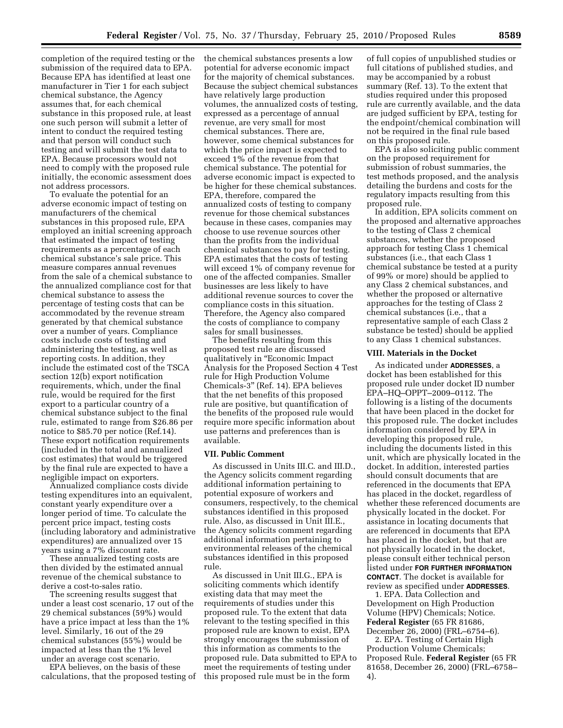completion of the required testing or the submission of the required data to EPA. Because EPA has identified at least one manufacturer in Tier 1 for each subject chemical substance, the Agency assumes that, for each chemical substance in this proposed rule, at least one such person will submit a letter of intent to conduct the required testing and that person will conduct such testing and will submit the test data to EPA. Because processors would not need to comply with the proposed rule initially, the economic assessment does not address processors.

To evaluate the potential for an adverse economic impact of testing on manufacturers of the chemical substances in this proposed rule, EPA employed an initial screening approach that estimated the impact of testing requirements as a percentage of each chemical substance's sale price. This measure compares annual revenues from the sale of a chemical substance to the annualized compliance cost for that chemical substance to assess the percentage of testing costs that can be accommodated by the revenue stream generated by that chemical substance over a number of years. Compliance costs include costs of testing and administering the testing, as well as reporting costs. In addition, they include the estimated cost of the TSCA section 12(b) export notification requirements, which, under the final rule, would be required for the first export to a particular country of a chemical substance subject to the final rule, estimated to range from $26.86 per notice to $85.70 per notice (Ref.14). These export notification requirements (included in the total and annualized cost estimates) that would be triggered by the final rule are expected to have a negligible impact on exporters.

Annualized compliance costs divide testing expenditures into an equivalent, constant yearly expenditure over a longer period of time. To calculate the percent price impact, testing costs (including laboratory and administrative expenditures) are annualized over 15 years using a 7% discount rate.

These annualized testing costs are then divided by the estimated annual revenue of the chemical substance to derive a cost-to-sales ratio.

The screening results suggest that under a least cost scenario, 17 out of the 29 chemical substances (59%) would have a price impact at less than the 1% level. Similarly, 16 out of the 29 chemical substances (55%) would be impacted at less than the 1% level under an average cost scenario.

EPA believes, on the basis of these calculations, that the proposed testing of the chemical substances presents a low potential for adverse economic impact for the majority of chemical substances. Because the subject chemical substances have relatively large production volumes, the annualized costs of testing, expressed as a percentage of annual revenue, are very small for most chemical substances. There are, however, some chemical substances for which the price impact is expected to exceed 1% of the revenue from that chemical substance. The potential for adverse economic impact is expected to be higher for these chemical substances. EPA, therefore, compared the annualized costs of testing to company revenue for those chemical substances because in these cases, companies may choose to use revenue sources other than the profits from the individual chemical substances to pay for testing. EPA estimates that the costs of testing will exceed 1% of company revenue for one of the affected companies. Smaller businesses are less likely to have additional revenue sources to cover the compliance costs in this situation. Therefore, the Agency also compared the costs of compliance to company sales for small businesses.

The benefits resulting from this proposed test rule are discussed qualitatively in "Economic Impact Analysis for the Proposed Section 4 Test rule for High Production Volume Chemicals-3" (Ref. 14). EPA believes that the net benefits of this proposed rule are positive, but quantification of the benefits of the proposed rule would require more specific information about use patterns and preferences than is available.

## VII. Public Comment

As discussed in Units III.C. and III.D., the Agency solicits comment regarding additional information pertaining to potential exposure of workers and consumers, respectively, to the chemical substances identified in this proposed rule. Also, as discussed in Unit III.E., the Agency solicits comment regarding additional information pertaining to environmental releases of the chemical substances identified in this proposed rule.

As discussed in Unit III.G., EPA is soliciting comments which identify existing data that may meet the requirements of studies under this proposed rule. To the extent that data relevant to the testing specified in this proposed rule are known to exist, EPA strongly encourages the submission of this information as comments to the proposed rule. Data submitted to EPA to meet the requirements of testing under this proposed rule must be in the form of full copies of unpublished studies or full citations of published studies, and may be accompanied by a robust summary (Ref. 13). To the extent that studies required under this proposed rule are currently available, and the data are judged sufficient by EPA, testing for the endpoint/chemical combination will not be required in the final rule based on this proposed rule.

EPA is also soliciting public comment on the proposed requirement for submission of robust summaries, the test methods proposed, and the analysis detailing the burdens and costs for the regulatory impacts resulting from this proposed rule.

In addition, EPA solicits comment on the proposed and alternative approaches to the testing of Class 2 chemical substances, whether the proposed approach for testing Class 1 chemical substances (i.e., that each Class 1 chemical substance be tested at a purity of 99% or more) should be applied to any Class 2 chemical substances, and whether the proposed or alternative approaches for the testing of Class 2 chemical substances (i.e., that a representative sample of each Class 2 substance be tested) should be applied to any Class 1 chemical substances.

## VIII. Materials in the Docket

As indicated under **ADDRESSES**, a docket has been established for this proposed rule under docket ID number EPA–HQ–OPPT–2009–0112. The following is a listing of the documents that have been placed in the docket for this proposed rule. The docket includes information considered by EPA in developing this proposed rule, including the documents listed in this unit, which are physically located in the docket. In addition, interested parties should consult documents that are referenced in the documents that EPA has placed in the docket, regardless of whether these referenced documents are physically located in the docket. For assistance in locating documents that are referenced in documents that EPA has placed in the docket, but that are not physically located in the docket, please consult either technical person listed under **FOR FURTHER INFORMATION CONTACT**. The docket is available for review as specified under **ADDRESSES**.

1. EPA. Data Collection and Development on High Production Volume (HPV) Chemicals; Notice. **Federal Register** (65 FR 81686, December 26, 2000) (FRL–6754–6).

2. EPA. Testing of Certain High Production Volume Chemicals; Proposed Rule. **Federal Register** (65 FR 81658, December 26, 2000) (FRL–6758–4).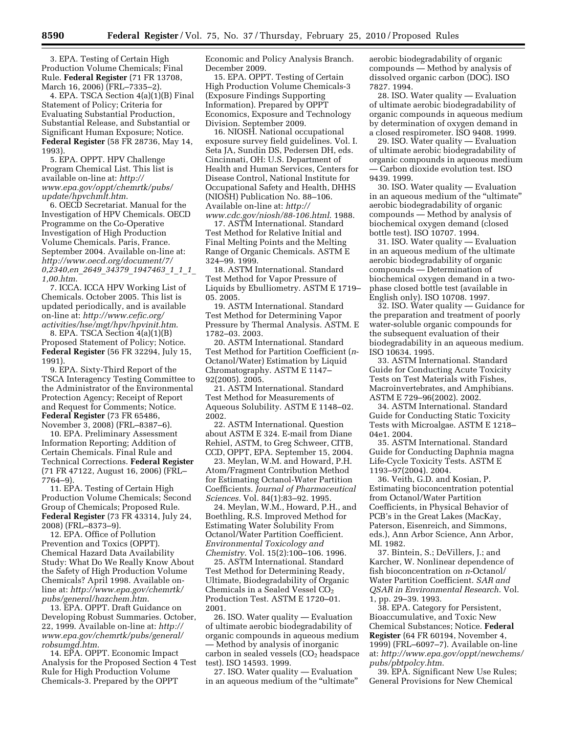3. EPA. Testing of Certain High Production Volume Chemicals; Final Rule. **Federal Register** (71 FR 13708, March 16, 2006) (FRL–7335–2).

4. EPA. TSCA Section 4(a)(1)(B) Final Statement of Policy; Criteria for Evaluating Substantial Production, Substantial Release, and Substantial or Significant Human Exposure; Notice. **Federal Register** (58 FR 28736, May 14, 1993).

5. EPA. OPPT. HPV Challenge Program Chemical List. This list is available on-line at: *http://www.epa.gov/oppt/chemrtk/pubs/update/hpvchmlt.htm*.

6. OECD Secretariat. Manual for the Investigation of HPV Chemicals. OECD Programme on the Co-Operative Investigation of High Production Volume Chemicals. Paris, France. September 2004. Available on-line at: *http://www.oecd.org/document/7/0,2340,en_2649_34379_1947463_1_1_1_1,00.htm*.

7. ICCA. ICCA HPV Working List of Chemicals. October 2005. This list is updated periodically, and is available on-line at: *http://www.cefic.org/activities/hse/mgt/hpv/hpvinit.htm*.

8. EPA. TSCA Section 4(a)(1)(B) Proposed Statement of Policy; Notice. **Federal Register** (56 FR 32294, July 15, 1991).

9. EPA. Sixty-Third Report of the TSCA Interagency Testing Committee to the Administrator of the Environmental Protection Agency; Receipt of Report and Request for Comments; Notice. **Federal Register** (73 FR 65486, November 3, 2008) (FRL–8387–6).

10. EPA. Preliminary Assessment Information Reporting; Addition of Certain Chemicals. Final Rule and Technical Corrections. **Federal Register** (71 FR 47122, August 16, 2006) (FRL–7764–9).

11. EPA. Testing of Certain High Production Volume Chemicals; Second Group of Chemicals; Proposed Rule. **Federal Register** (73 FR 43314, July 24, 2008) (FRL–8373–9).

12. EPA. Office of Pollution Prevention and Toxics (OPPT). Chemical Hazard Data Availability Study: What Do We Really Know About the Safety of High Production Volume Chemicals? April 1998. Available on-line at: *http://www.epa.gov/chemrtk/pubs/general/hazchem.htm*.

13. EPA. OPPT. Draft Guidance on Developing Robust Summaries. October, 22, 1999. Available on-line at: *http://www.epa.gov/chemrtk/pubs/general/robsumgd.htm*.

14. EPA. OPPT. Economic Impact Analysis for the Proposed Section 4 Test Rule for High Production Volume Chemicals-3. Prepared by the OPPT Economic and Policy Analysis Branch. December 2009.

15. EPA. OPPT. Testing of Certain High Production Volume Chemicals-3 (Exposure Findings Supporting Information). Prepared by OPPT Economics, Exposure and Technology Division. September 2009.

16. NIOSH. National occupational exposure survey field guidelines. Vol. I. Seta JA, Sundin DS, Pedersen DH, eds. Cincinnati, OH: U.S. Department of Health and Human Services, Centers for Disease Control, National Institute for Occupational Safety and Health, DHHS (NIOSH) Publication No. 88–106. Available on-line at: *http://www.cdc.gov/niosh/88-106.html*. 1988.

17. ASTM International. Standard Test Method for Relative Initial and Final Melting Points and the Melting Range of Organic Chemicals. ASTM E 324–99. 1999.

18. ASTM International. Standard Test Method for Vapor Pressure of Liquids by Ebulliometry. ASTM E 1719–05. 2005.

19. ASTM International. Standard Test Method for Determining Vapor Pressure by Thermal Analysis. ASTM. E 1782–03. 2003.

20. ASTM International. Standard Test Method for Partition Coefficient (*n*-Octanol/Water) Estimation by Liquid Chromatography. ASTM E 1147–92(2005). 2005.

21. ASTM International. Standard Test Method for Measurements of Aqueous Solubility. ASTM E 1148–02. 2002.

22. ASTM International. Question about ASTM E 324. E-mail from Diane Rehiel, ASTM, to Greg Schweer, CITB, CCD, OPPT, EPA. September 15, 2004.

23. Meylan, W.M. and Howard, P.H. Atom/Fragment Contribution Method for Estimating Octanol-Water Partition Coefficients. *Journal of Pharmaceutical Sciences*. Vol. 84(1):83–92. 1995.

24. Meylan, W.M., Howard, P.H., and Boethling, R.S. Improved Method for Estimating Water Solubility From Octanol/Water Partition Coefficient. *Environmental Toxicology and Chemistry*. Vol. 15(2):100–106. 1996.

25. ASTM International. Standard Test Method for Determining Ready, Ultimate, Biodegradability of Organic Chemicals in a Sealed Vessel $CO_2$ Production Test. ASTM E 1720–01. 2001.

26. ISO. Water quality — Evaluation of ultimate aerobic biodegradability of organic compounds in aqueous medium — Method by analysis of inorganic carbon in sealed vessels ($CO_2$ headspace test). ISO 14593. 1999.

27. ISO. Water quality — Evaluation in an aqueous medium of the "ultimate" aerobic biodegradability of organic compounds — Method by analysis of dissolved organic carbon (DOC). ISO 7827. 1994.

28. ISO. Water quality — Evaluation of ultimate aerobic biodegradability of organic compounds in aqueous medium by determination of oxygen demand in a closed respirometer. ISO 9408. 1999.

29. ISO. Water quality — Evaluation of ultimate aerobic biodegradability of organic compounds in aqueous medium — Carbon dioxide evolution test. ISO 9439. 1999.

30. ISO. Water quality — Evaluation in an aqueous medium of the "ultimate" aerobic biodegradability of organic compounds — Method by analysis of biochemical oxygen demand (closed bottle test). ISO 10707. 1994.

31. ISO. Water quality — Evaluation in an aqueous medium of the ultimate aerobic biodegradability of organic compounds — Determination of biochemical oxygen demand in a two-phase closed bottle test (available in English only). ISO 10708. 1997.

32. ISO. Water quality — Guidance for the preparation and treatment of poorly water-soluble organic compounds for the subsequent evaluation of their biodegradability in an aqueous medium. ISO 10634. 1995.

33. ASTM International. Standard Guide for Conducting Acute Toxicity Tests on Test Materials with Fishes, Macroinvertebrates, and Amphibians. ASTM E 729–96(2002). 2002.

34. ASTM International. Standard Guide for Conducting Static Toxicity Tests with Microalgae. ASTM E 1218–04e1. 2004.

35. ASTM International. Standard Guide for Conducting Daphnia magna Life-Cycle Toxicity Tests. ASTM E 1193–97(2004). 2004.

36. Veith, G.D. and Kosian, P. Estimating bioconcentration potential from Octanol/Water Partition Coefficients, in Physical Behavior of PCB's in the Great Lakes (MacKay, Paterson, Eisenreich, and Simmons, eds.), Ann Arbor Science, Ann Arbor, MI. 1982.

37. Bintein, S.; DeVillers, J.; and Karcher, W. Nonlinear dependence of fish bioconcentration on *n*-Octanol/Water Partition Coefficient. *SAR and QSAR in Environmental Research*. Vol. 1, pp. 29–39. 1993.

38. EPA. Category for Persistent, Bioaccumulative, and Toxic New Chemical Substances; Notice. **Federal Register** (64 FR 60194, November 4, 1999) (FRL–6097–7). Available on-line at: *http://www.epa.gov/oppt/newchems/pubs/pbtpolcy.htm*.

39. EPA. Significant New Use Rules; General Provisions for New Chemical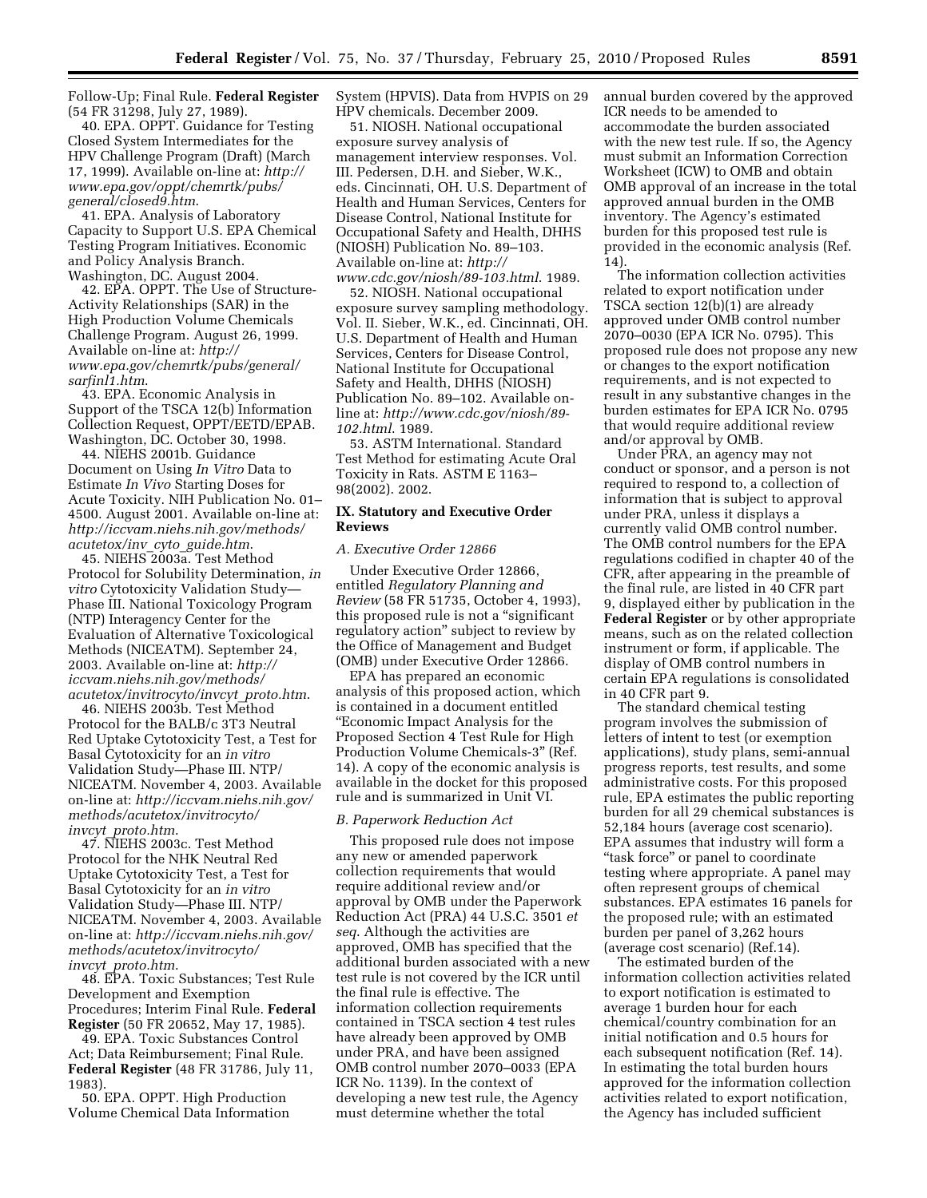Follow-Up; Final Rule. **Federal Register** (54 FR 31298, July 27, 1989).

40. EPA. OPPT. Guidance for Testing Closed System Intermediates for the HPV Challenge Program (Draft) (March 17, 1999). Available on-line at: *http://www.epa.gov/oppt/chemrtk/pubs/general/closed9.htm*.

41. EPA. Analysis of Laboratory Capacity to Support U.S. EPA Chemical Testing Program Initiatives. Economic and Policy Analysis Branch. Washington, DC. August 2004.

42. EPA. OPPT. The Use of Structure-Activity Relationships (SAR) in the High Production Volume Chemicals Challenge Program. August 26, 1999. Available on-line at: *http://www.epa.gov/chemrtk/pubs/general/sarfinl1.htm*.

43. EPA. Economic Analysis in Support of the TSCA 12(b) Information Collection Request, OPPT/EETD/EPAB. Washington, DC. October 30, 1998.

44. NIEHS 2001b. Guidance Document on Using *In Vitro* Data to Estimate *In Vivo* Starting Doses for Acute Toxicity. NIH Publication No. 01–4500. August 2001. Available on-line at: *http://iccvam.niehs.nih.gov/methods/acutetox/inv_cyto_guide.htm*.

45. NIEHS 2003a. Test Method Protocol for Solubility Determination, *in vitro* Cytotoxicity Validation Study—Phase III. National Toxicology Program (NTP) Interagency Center for the Evaluation of Alternative Toxicological Methods (NICEATM). September 24, 2003. Available on-line at: *http://iccvam.niehs.nih.gov/methods/acutetox/invitrocyto/invcyt_proto.htm*.

46. NIEHS 2003b. Test Method Protocol for the BALB/c 3T3 Neutral Red Uptake Cytotoxicity Test, a Test for Basal Cytotoxicity for an *in vitro* Validation Study—Phase III. NTP/NICEATM. November 4, 2003. Available on-line at: *http://iccvam.niehs.nih.gov/methods/acutetox/invitrocyto/invcyt_proto.htm*.

47. NIEHS 2003c. Test Method Protocol for the NHK Neutral Red Uptake Cytotoxicity Test, a Test for Basal Cytotoxicity for an *in vitro* Validation Study—Phase III. NTP/NICEATM. November 4, 2003. Available on-line at: *http://iccvam.niehs.nih.gov/methods/acutetox/invitrocyto/invcyt_proto.htm*.

48. EPA. Toxic Substances; Test Rule Development and Exemption Procedures; Interim Final Rule. **Federal Register** (50 FR 20652, May 17, 1985).

49. EPA. Toxic Substances Control Act; Data Reimbursement; Final Rule. **Federal Register** (48 FR 31786, July 11, 1983).

50. EPA. OPPT. High Production Volume Chemical Data Information System (HPVIS). Data from HVPIS on 29 HPV chemicals. December 2009.

51. NIOSH. National occupational exposure survey analysis of management interview responses. Vol. III. Pedersen, D.H. and Sieber, W.K., eds. Cincinnati, OH. U.S. Department of Health and Human Services, Centers for Disease Control, National Institute for Occupational Safety and Health, DHHS (NIOSH) Publication No. 89–103. Available on-line at: *http://www.cdc.gov/niosh/89-103.html*. 1989.

52. NIOSH. National occupational exposure survey sampling methodology. Vol. II. Sieber, W.K., ed. Cincinnati, OH. U.S. Department of Health and Human Services, Centers for Disease Control, National Institute for Occupational Safety and Health, DHHS (NIOSH) Publication No. 89–102. Available on-line at: *http://www.cdc.gov/niosh/89-102.html*. 1989.

53. ASTM International. Standard Test Method for estimating Acute Oral Toxicity in Rats. ASTM E 1163–98(2002). 2002.

## IX. Statutory and Executive Order Reviews

### *A. Executive Order 12866*

Under Executive Order 12866, entitled *Regulatory Planning and Review* (58 FR 51735, October 4, 1993), this proposed rule is not a "significant regulatory action" subject to review by the Office of Management and Budget (OMB) under Executive Order 12866.

EPA has prepared an economic analysis of this proposed action, which is contained in a document entitled "Economic Impact Analysis for the Proposed Section 4 Test Rule for High Production Volume Chemicals-3" (Ref. 14). A copy of the economic analysis is available in the docket for this proposed rule and is summarized in Unit VI.

### *B. Paperwork Reduction Act*

This proposed rule does not impose any new or amended paperwork collection requirements that would require additional review and/or approval by OMB under the Paperwork Reduction Act (PRA) 44 U.S.C. 3501 *et seq*. Although the activities are approved, OMB has specified that the additional burden associated with a new test rule is not covered by the ICR until the final rule is effective. The information collection requirements contained in TSCA section 4 test rules have already been approved by OMB under PRA, and have been assigned OMB control number 2070–0033 (EPA ICR No. 1139). In the context of developing a new test rule, the Agency must determine whether the total annual burden covered by the approved ICR needs to be amended to accommodate the burden associated with the new test rule. If so, the Agency must submit an Information Correction Worksheet (ICW) to OMB and obtain OMB approval of an increase in the total approved annual burden in the OMB inventory. The Agency's estimated burden for this proposed test rule is provided in the economic analysis (Ref. 14).

The information collection activities related to export notification under TSCA section 12(b)(1) are already approved under OMB control number 2070–0030 (EPA ICR No. 0795). This proposed rule does not propose any new or changes to the export notification requirements, and is not expected to result in any substantive changes in the burden estimates for EPA ICR No. 0795 that would require additional review and/or approval by OMB.

Under PRA, an agency may not conduct or sponsor, and a person is not required to respond to, a collection of information that is subject to approval under PRA, unless it displays a currently valid OMB control number. The OMB control numbers for the EPA regulations codified in chapter 40 of the CFR, after appearing in the preamble of the final rule, are listed in 40 CFR part 9, displayed either by publication in the **Federal Register** or by other appropriate means, such as on the related collection instrument or form, if applicable. The display of OMB control numbers in certain EPA regulations is consolidated in 40 CFR part 9.

The standard chemical testing program involves the submission of letters of intent to test (or exemption applications), study plans, semi-annual progress reports, test results, and some administrative costs. For this proposed rule, EPA estimates the public reporting burden for all 29 chemical substances is 52,184 hours (average cost scenario). EPA assumes that industry will form a "task force" or panel to coordinate testing where appropriate. A panel may often represent groups of chemical substances. EPA estimates 16 panels for the proposed rule; with an estimated burden per panel of 3,262 hours (average cost scenario) (Ref.14).

The estimated burden of the information collection activities related to export notification is estimated to average 1 burden hour for each chemical/country combination for an initial notification and 0.5 hours for each subsequent notification (Ref. 14). In estimating the total burden hours approved for the information collection activities related to export notification, the Agency has included sufficient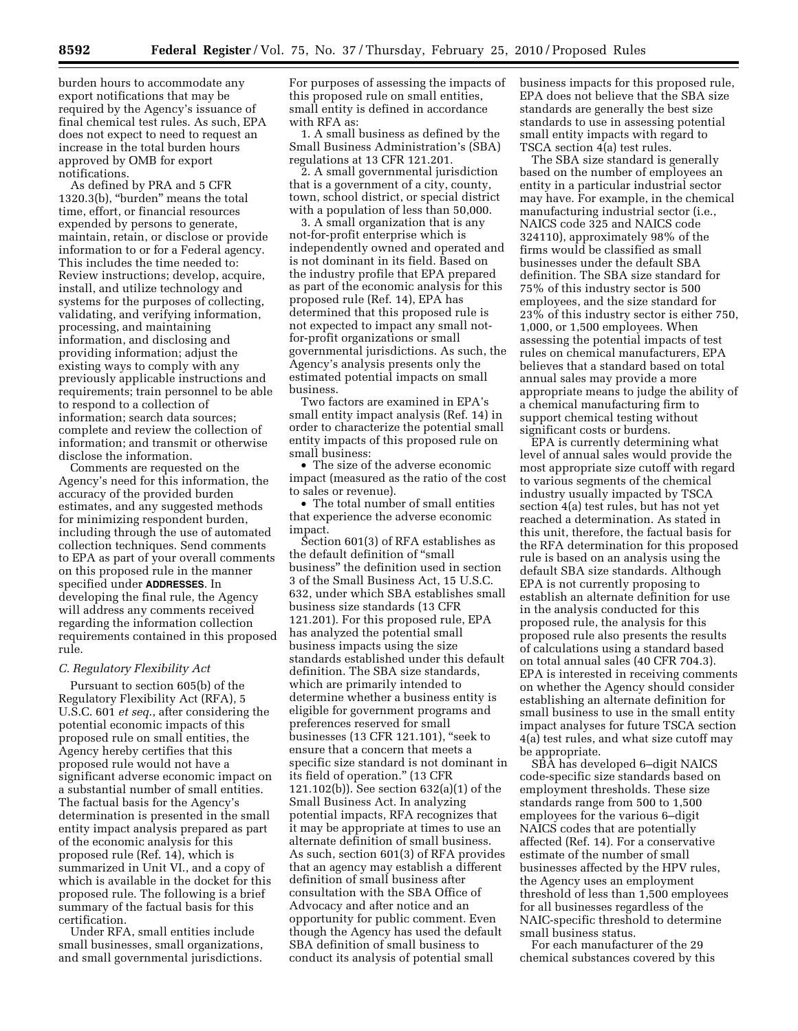burden hours to accommodate any export notifications that may be required by the Agency's issuance of final chemical test rules. As such, EPA does not expect to need to request an increase in the total burden hours approved by OMB for export notifications.

As defined by PRA and 5 CFR 1320.3(b), "burden" means the total time, effort, or financial resources expended by persons to generate, maintain, retain, or disclose or provide information to or for a Federal agency. This includes the time needed to: Review instructions; develop, acquire, install, and utilize technology and systems for the purposes of collecting, validating, and verifying information, processing, and maintaining information, and disclosing and providing information; adjust the existing ways to comply with any previously applicable instructions and requirements; train personnel to be able to respond to a collection of information; search data sources; complete and review the collection of information; and transmit or otherwise disclose the information.

Comments are requested on the Agency's need for this information, the accuracy of the provided burden estimates, and any suggested methods for minimizing respondent burden, including through the use of automated collection techniques. Send comments to EPA as part of your overall comments on this proposed rule in the manner specified under **ADDRESSES**. In developing the final rule, the Agency will address any comments received regarding the information collection requirements contained in this proposed rule.

### *C. Regulatory Flexibility Act*

Pursuant to section 605(b) of the Regulatory Flexibility Act (RFA), 5 U.S.C. 601 *et seq.*, after considering the potential economic impacts of this proposed rule on small entities, the Agency hereby certifies that this proposed rule would not have a significant adverse economic impact on a substantial number of small entities. The factual basis for the Agency's determination is presented in the small entity impact analysis prepared as part of the economic analysis for this proposed rule (Ref. 14), which is summarized in Unit VI., and a copy of which is available in the docket for this proposed rule. The following is a brief summary of the factual basis for this certification.

Under RFA, small entities include small businesses, small organizations, and small governmental jurisdictions. For purposes of assessing the impacts of this proposed rule on small entities, small entity is defined in accordance with RFA as:

1. A small business as defined by the Small Business Administration's (SBA) regulations at 13 CFR 121.201.

2. A small governmental jurisdiction that is a government of a city, county, town, school district, or special district with a population of less than 50,000.

3. A small organization that is any not-for-profit enterprise which is independently owned and operated and is not dominant in its field. Based on the industry profile that EPA prepared as part of the economic analysis for this proposed rule (Ref. 14), EPA has determined that this proposed rule is not expected to impact any small not-for-profit organizations or small governmental jurisdictions. As such, the Agency's analysis presents only the estimated potential impacts on small business.

Two factors are examined in EPA's small entity impact analysis (Ref. 14) in order to characterize the potential small entity impacts of this proposed rule on small business:

- The size of the adverse economic impact (measured as the ratio of the cost to sales or revenue).
- The total number of small entities that experience the adverse economic impact.

Section 601(3) of RFA establishes as the default definition of "small business" the definition used in section 3 of the Small Business Act, 15 U.S.C. 632, under which SBA establishes small business size standards (13 CFR 121.201). For this proposed rule, EPA has analyzed the potential small business impacts using the size standards established under this default definition. The SBA size standards, which are primarily intended to determine whether a business entity is eligible for government programs and preferences reserved for small businesses (13 CFR 121.101), "seek to ensure that a concern that meets a specific size standard is not dominant in its field of operation." (13 CFR 121.102(b)). See section 632(a)(1) of the Small Business Act. In analyzing potential impacts, RFA recognizes that it may be appropriate at times to use an alternate definition of small business. As such, section 601(3) of RFA provides that an agency may establish a different definition of small business after consultation with the SBA Office of Advocacy and after notice and an opportunity for public comment. Even though the Agency has used the default SBA definition of small business to conduct its analysis of potential small business impacts for this proposed rule, EPA does not believe that the SBA size standards are generally the best size standards to use in assessing potential small entity impacts with regard to TSCA section 4(a) test rules.

The SBA size standard is generally based on the number of employees an entity in a particular industrial sector may have. For example, in the chemical manufacturing industrial sector (i.e., NAICS code 325 and NAICS code 324110), approximately 98% of the firms would be classified as small businesses under the default SBA definition. The SBA size standard for 75% of this industry sector is 500 employees, and the size standard for 23% of this industry sector is either 750, 1,000, or 1,500 employees. When assessing the potential impacts of test rules on chemical manufacturers, EPA believes that a standard based on total annual sales may provide a more appropriate means to judge the ability of a chemical manufacturing firm to support chemical testing without significant costs or burdens.

EPA is currently determining what level of annual sales would provide the most appropriate size cutoff with regard to various segments of the chemical industry usually impacted by TSCA section 4(a) test rules, but has not yet reached a determination. As stated in this unit, therefore, the factual basis for the RFA determination for this proposed rule is based on an analysis using the default SBA size standards. Although EPA is not currently proposing to establish an alternate definition for use in the analysis conducted for this proposed rule, the analysis for this proposed rule also presents the results of calculations using a standard based on total annual sales (40 CFR 704.3). EPA is interested in receiving comments on whether the Agency should consider establishing an alternate definition for small business to use in the small entity impact analyses for future TSCA section 4(a) test rules, and what size cutoff may be appropriate.

SBA has developed 6–digit NAICS code-specific size standards based on employment thresholds. These size standards range from 500 to 1,500 employees for the various 6–digit NAICS codes that are potentially affected (Ref. 14). For a conservative estimate of the number of small businesses affected by the HPV rules, the Agency uses an employment threshold of less than 1,500 employees for all businesses regardless of the NAIC-specific threshold to determine small business status.

For each manufacturer of the 29 chemical substances covered by this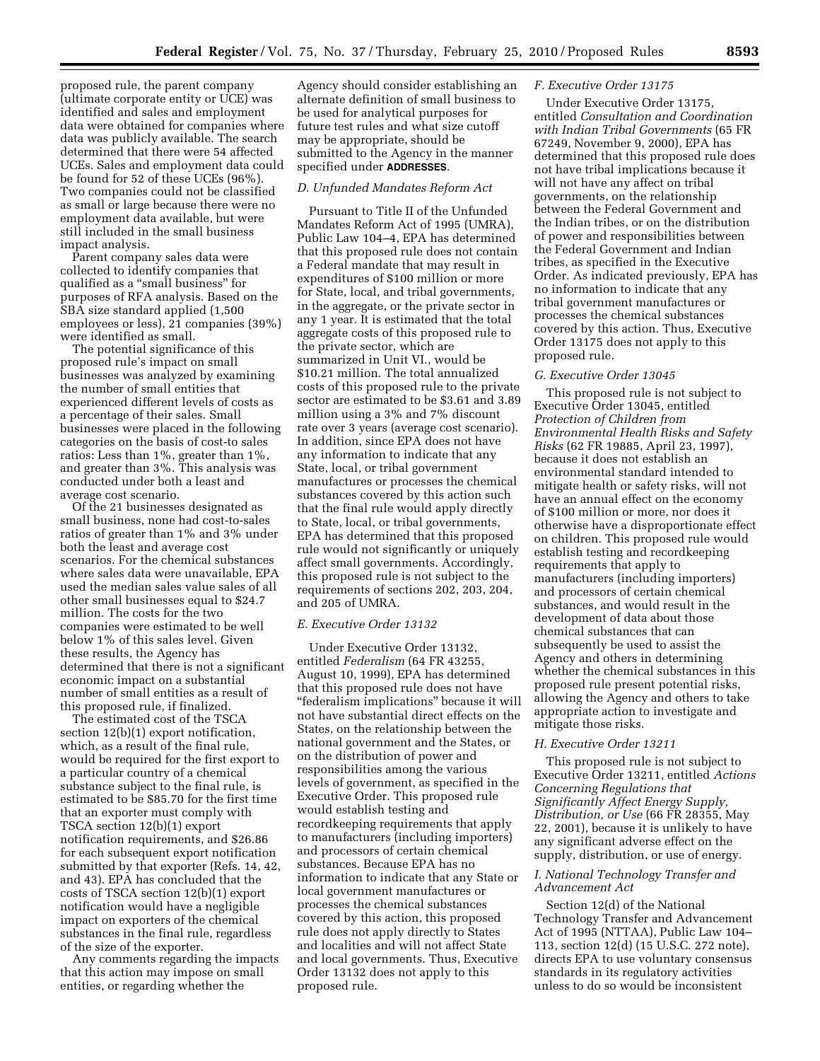proposed rule, the parent company (ultimate corporate entity or UCE) was identified and sales and employment data were obtained for companies where data was publicly available. The search determined that there were 54 affected UCEs. Sales and employment data could be found for 52 of these UCEs (96%). Two companies could not be classified as small or large because there were no employment data available, but were still included in the small business impact analysis.

Parent company sales data were collected to identify companies that qualified as a "small business" for purposes of RFA analysis. Based on the SBA size standard applied (1,500 employees or less), 21 companies (39%) were identified as small.

The potential significance of this proposed rule's impact on small businesses was analyzed by examining the number of small entities that experienced different levels of costs as a percentage of their sales. Small businesses were placed in the following categories on the basis of cost-to sales ratios: Less than 1%, greater than 1%, and greater than 3%. This analysis was conducted under both a least and average cost scenario.

Of the 21 businesses designated as small business, none had cost-to-sales ratios of greater than 1% and 3% under both the least and average cost scenarios. For the chemical substances where sales data were unavailable, EPA used the median sales value sales of all other small businesses equal to $24.7 million. The costs for the two companies were estimated to be well below 1% of this sales level. Given these results, the Agency has determined that there is not a significant economic impact on a substantial number of small entities as a result of this proposed rule, if finalized.

The estimated cost of the TSCA section 12(b)(1) export notification, which, as a result of the final rule, would be required for the first export to a particular country of a chemical substance subject to the final rule, is estimated to be $85.70 for the first time that an exporter must comply with TSCA section 12(b)(1) export notification requirements, and $26.86 for each subsequent export notification submitted by that exporter (Refs. 14, 42, and 43). EPA has concluded that the costs of TSCA section 12(b)(1) export notification would have a negligible impact on exporters of the chemical substances in the final rule, regardless of the size of the exporter.

Any comments regarding the impacts that this action may impose on small entities, or regarding whether the Agency should consider establishing an alternate definition of small business to be used for analytical purposes for future test rules and what size cutoff may be appropriate, should be submitted to the Agency in the manner specified under **ADDRESSES**.

### D. Unfunded Mandates Reform Act

Pursuant to Title II of the Unfunded Mandates Reform Act of 1995 (UMRA), Public Law 104–4, EPA has determined that this proposed rule does not contain a Federal mandate that may result in expenditures of $100 million or more for State, local, and tribal governments, in the aggregate, or the private sector in any 1 year. It is estimated that the total aggregate costs of this proposed rule to the private sector, which are summarized in Unit VI., would be $10.21 million. The total annualized costs of this proposed rule to the private sector are estimated to be $3.61 and 3.89 million using a 3% and 7% discount rate over 3 years (average cost scenario). In addition, since EPA does not have any information to indicate that any State, local, or tribal government manufactures or processes the chemical substances covered by this action such that the final rule would apply directly to State, local, or tribal governments, EPA has determined that this proposed rule would not significantly or uniquely affect small governments. Accordingly, this proposed rule is not subject to the requirements of sections 202, 203, 204, and 205 of UMRA.

### E. Executive Order 13132

Under Executive Order 13132, entitled *Federalism* (64 FR 43255, August 10, 1999), EPA has determined that this proposed rule does not have "federalism implications" because it will not have substantial direct effects on the States, on the relationship between the national government and the States, or on the distribution of power and responsibilities among the various levels of government, as specified in the Executive Order. This proposed rule would establish testing and recordkeeping requirements that apply to manufacturers (including importers) and processors of certain chemical substances. Because EPA has no information to indicate that any State or local government manufactures or processes the chemical substances covered by this action, this proposed rule does not apply directly to States and localities and will not affect State and local governments. Thus, Executive Order 13132 does not apply to this proposed rule.

### F. Executive Order 13175

Under Executive Order 13175, entitled *Consultation and Coordination with Indian Tribal Governments* (65 FR 67249, November 9, 2000), EPA has determined that this proposed rule does not have tribal implications because it will not have any affect on tribal governments, on the relationship between the Federal Government and the Indian tribes, or on the distribution of power and responsibilities between the Federal Government and Indian tribes, as specified in the Executive Order. As indicated previously, EPA has no information to indicate that any tribal government manufactures or processes the chemical substances covered by this action. Thus, Executive Order 13175 does not apply to this proposed rule.

### G. Executive Order 13045

This proposed rule is not subject to Executive Order 13045, entitled *Protection of Children from Environmental Health Risks and Safety Risks* (62 FR 19885, April 23, 1997), because it does not establish an environmental standard intended to mitigate health or safety risks, will not have an annual effect on the economy of $100 million or more, nor does it otherwise have a disproportionate effect on children. This proposed rule would establish testing and recordkeeping requirements that apply to manufacturers (including importers) and processors of certain chemical substances, and would result in the development of data about those chemical substances that can subsequently be used to assist the Agency and others in determining whether the chemical substances in this proposed rule present potential risks, allowing the Agency and others to take appropriate action to investigate and mitigate those risks.

### H. Executive Order 13211

This proposed rule is not subject to Executive Order 13211, entitled *Actions Concerning Regulations that Significantly Affect Energy Supply, Distribution, or Use* (66 FR 28355, May 22, 2001), because it is unlikely to have any significant adverse effect on the supply, distribution, or use of energy.

### I. National Technology Transfer and Advancement Act

Section 12(d) of the National Technology Transfer and Advancement Act of 1995 (NTTAA), Public Law 104–113, section 12(d) (15 U.S.C. 272 note), directs EPA to use voluntary consensus standards in its regulatory activities unless to do so would be inconsistent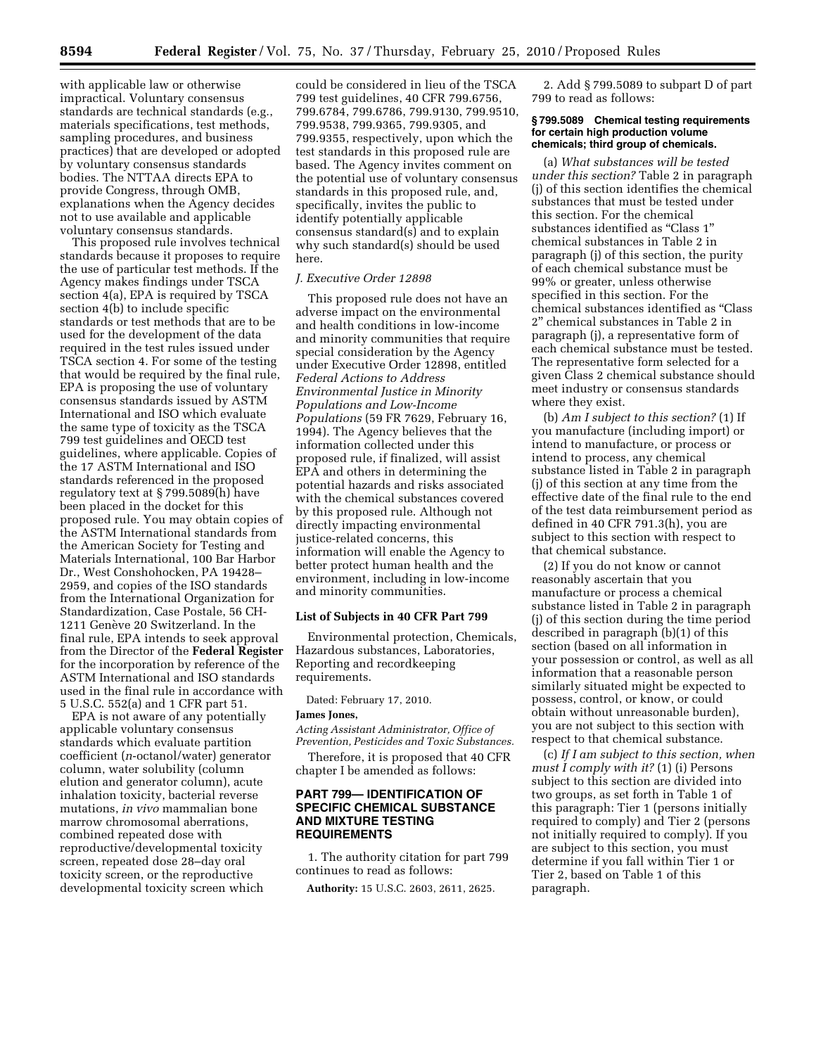with applicable law or otherwise impractical. Voluntary consensus standards are technical standards (e.g., materials specifications, test methods, sampling procedures, and business practices) that are developed or adopted by voluntary consensus standards bodies. The NTTAA directs EPA to provide Congress, through OMB, explanations when the Agency decides not to use available and applicable voluntary consensus standards.

This proposed rule involves technical standards because it proposes to require the use of particular test methods. If the Agency makes findings under TSCA section 4(a), EPA is required by TSCA section 4(b) to include specific standards or test methods that are to be used for the development of the data required in the test rules issued under TSCA section 4. For some of the testing that would be required by the final rule, EPA is proposing the use of voluntary consensus standards issued by ASTM International and ISO which evaluate the same type of toxicity as the TSCA 799 test guidelines and OECD test guidelines, where applicable. Copies of the 17 ASTM International and ISO standards referenced in the proposed regulatory text at § 799.5089(h) have been placed in the docket for this proposed rule. You may obtain copies of the ASTM International standards from the American Society for Testing and Materials International, 100 Bar Harbor Dr., West Conshohocken, PA 19428–2959, and copies of the ISO standards from the International Organization for Standardization, Case Postale, 56 CH-1211 Genève 20 Switzerland. In the final rule, EPA intends to seek approval from the Director of the **Federal Register** for the incorporation by reference of the ASTM International and ISO standards used in the final rule in accordance with 5 U.S.C. 552(a) and 1 CFR part 51.

EPA is not aware of any potentially applicable voluntary consensus standards which evaluate partition coefficient (*n*-octanol/water) generator column, water solubility (column elution and generator column), acute inhalation toxicity, bacterial reverse mutations, *in vivo* mammalian bone marrow chromosomal aberrations, combined repeated dose with reproductive/developmental toxicity screen, repeated dose 28–day oral toxicity screen, or the reproductive developmental toxicity screen which could be considered in lieu of the TSCA 799 test guidelines, 40 CFR 799.6756, 799.6784, 799.6786, 799.9130, 799.9510, 799.9538, 799.9365, 799.9305, and 799.9355, respectively, upon which the test standards in this proposed rule are based. The Agency invites comment on the potential use of voluntary consensus standards in this proposed rule, and, specifically, invites the public to identify potentially applicable consensus standard(s) and to explain why such standard(s) should be used here.

### *J. Executive Order 12898*

This proposed rule does not have an adverse impact on the environmental and health conditions in low-income and minority communities that require special consideration by the Agency under Executive Order 12898, entitled *Federal Actions to Address Environmental Justice in Minority Populations and Low-Income Populations* (59 FR 7629, February 16, 1994). The Agency believes that the information collected under this proposed rule, if finalized, will assist EPA and others in determining the potential hazards and risks associated with the chemical substances covered by this proposed rule. Although not directly impacting environmental justice-related concerns, this information will enable the Agency to better protect human health and the environment, including in low-income and minority communities.

### List of Subjects in 40 CFR Part 799

Environmental protection, Chemicals, Hazardous substances, Laboratories, Reporting and recordkeeping requirements.

Dated: February 17, 2010.

**James Jones,**

*Acting Assistant Administrator, Office of Prevention, Pesticides and Toxic Substances.*

Therefore, it is proposed that 40 CFR chapter I be amended as follows:

## PART 799— IDENTIFICATION OF SPECIFIC CHEMICAL SUBSTANCE AND MIXTURE TESTING REQUIREMENTS

1. The authority citation for part 799 continues to read as follows:

**Authority:** 15 U.S.C. 2603, 2611, 2625.

2. Add § 799.5089 to subpart D of part 799 to read as follows:

#### § 799.5089 Chemical testing requirements for certain high production volume chemicals; third group of chemicals.

(a) *What substances will be tested under this section?* Table 2 in paragraph (j) of this section identifies the chemical substances that must be tested under this section. For the chemical substances identified as "Class 1" chemical substances in Table 2 in paragraph (j) of this section, the purity of each chemical substance must be 99% or greater, unless otherwise specified in this section. For the chemical substances identified as "Class 2" chemical substances in Table 2 in paragraph (j), a representative form of each chemical substance must be tested. The representative form selected for a given Class 2 chemical substance should meet industry or consensus standards where they exist.

(b) *Am I subject to this section?* (1) If you manufacture (including import) or intend to manufacture, or process or intend to process, any chemical substance listed in Table 2 in paragraph (j) of this section at any time from the effective date of the final rule to the end of the test data reimbursement period as defined in 40 CFR 791.3(h), you are subject to this section with respect to that chemical substance.

(2) If you do not know or cannot reasonably ascertain that you manufacture or process a chemical substance listed in Table 2 in paragraph (j) of this section during the time period described in paragraph (b)(1) of this section (based on all information in your possession or control, as well as all information that a reasonable person similarly situated might be expected to possess, control, or know, or could obtain without unreasonable burden), you are not subject to this section with respect to that chemical substance.

(c) *If I am subject to this section, when must I comply with it?* (1) (i) Persons subject to this section are divided into two groups, as set forth in Table 1 of this paragraph: Tier 1 (persons initially required to comply) and Tier 2 (persons not initially required to comply). If you are subject to this section, you must determine if you fall within Tier 1 or Tier 2, based on Table 1 of this paragraph.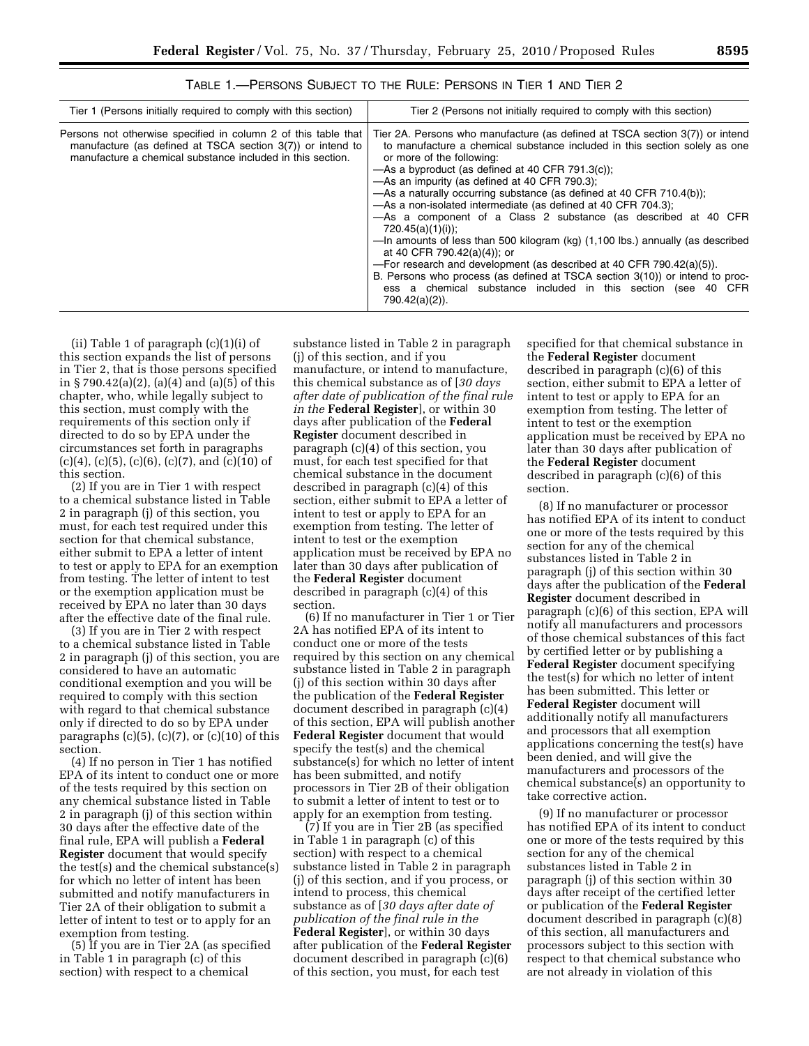TABLE 1.—PERSONS SUBJECT TO THE RULE: PERSONS IN TIER 1 AND TIER 2

| Tier 1 (Persons initially required to comply with this section) | Tier 2 (Persons not initially required to comply with this section) |
|---|---|
| Persons not otherwise specified in column 2 of this table that manufacture (as defined at TSCA section 3(7)) or intend to manufacture a chemical substance included in this section. | Tier 2A. Persons who manufacture (as defined at TSCA section 3(7)) or intend to manufacture a chemical substance included in this section solely as one or more of the following:<br>—As a byproduct (as defined at 40 CFR 791.3(c));<br>—As an impurity (as defined at 40 CFR 790.3);<br>—As a naturally occurring substance (as defined at 40 CFR 710.4(b));<br>—As a non-isolated intermediate (as defined at 40 CFR 704.3);<br>—As a component of a Class 2 substance (as described at 40 CFR 720.45(a)(1)(i));<br>—In amounts of less than 500 kilogram (kg) (1,100 lbs.) annually (as described at 40 CFR 790.42(a)(4)); or<br>—For research and development (as described at 40 CFR 790.42(a)(5)).<br>B. Persons who process (as defined at TSCA section 3(10)) or intend to process a chemical substance included in this section (see 40 CFR 790.42(a)(2)). |

(ii) Table 1 of paragraph (c)(1)(i) of this section expands the list of persons in Tier 2, that is those persons specified in § 790.42(a)(2), (a)(4) and (a)(5) of this chapter, who, while legally subject to this section, must comply with the requirements of this section only if directed to do so by EPA under the circumstances set forth in paragraphs (c)(4), (c)(5), (c)(6), (c)(7), and (c)(10) of this section.

(2) If you are in Tier 1 with respect to a chemical substance listed in Table 2 in paragraph (j) of this section, you must, for each test required under this section for that chemical substance, either submit to EPA a letter of intent to test or apply to EPA for an exemption from testing. The letter of intent to test or the exemption application must be received by EPA no later than 30 days after the effective date of the final rule.

(3) If you are in Tier 2 with respect to a chemical substance listed in Table 2 in paragraph (j) of this section, you are considered to have an automatic conditional exemption and you will be required to comply with this section with regard to that chemical substance only if directed to do so by EPA under paragraphs (c)(5), (c)(7), or (c)(10) of this section.

(4) If no person in Tier 1 has notified EPA of its intent to conduct one or more of the tests required by this section on any chemical substance listed in Table 2 in paragraph (j) of this section within 30 days after the effective date of the final rule, EPA will publish a **Federal Register** document that would specify the test(s) and the chemical substance(s) for which no letter of intent has been submitted and notify manufacturers in Tier 2A of their obligation to submit a letter of intent to test or to apply for an exemption from testing.

(5) If you are in Tier 2A (as specified in Table 1 in paragraph (c) of this section) with respect to a chemical substance listed in Table 2 in paragraph (j) of this section, and if you manufacture, or intend to manufacture, this chemical substance as of [*30 days after date of publication of the final rule in the* **Federal Register**], or within 30 days after publication of the **Federal Register** document described in paragraph (c)(4) of this section, you must, for each test specified for that chemical substance in the document described in paragraph (c)(4) of this section, either submit to EPA a letter of intent to test or apply to EPA for an exemption from testing. The letter of intent to test or the exemption application must be received by EPA no later than 30 days after publication of the **Federal Register** document described in paragraph (c)(4) of this section.

(6) If no manufacturer in Tier 1 or Tier 2A has notified EPA of its intent to conduct one or more of the tests required by this section on any chemical substance listed in Table 2 in paragraph (j) of this section within 30 days after the publication of the **Federal Register** document described in paragraph (c)(4) of this section, EPA will publish another **Federal Register** document that would specify the test(s) and the chemical substance(s) for which no letter of intent has been submitted, and notify processors in Tier 2B of their obligation to submit a letter of intent to test or to apply for an exemption from testing.

(7) If you are in Tier 2B (as specified in Table 1 in paragraph (c) of this section) with respect to a chemical substance listed in Table 2 in paragraph (j) of this section, and if you process, or intend to process, this chemical substance as of [*30 days after date of publication of the final rule in the* **Federal Register**], or within 30 days after publication of the **Federal Register** document described in paragraph (c)(6) of this section, you must, for each test specified for that chemical substance in the **Federal Register** document described in paragraph (c)(6) of this section, either submit to EPA a letter of intent to test or apply to EPA for an exemption from testing. The letter of intent to test or the exemption application must be received by EPA no later than 30 days after publication of the **Federal Register** document described in paragraph (c)(6) of this section.

(8) If no manufacturer or processor has notified EPA of its intent to conduct one or more of the tests required by this section for any of the chemical substances listed in Table 2 in paragraph (j) of this section within 30 days after the publication of the **Federal Register** document described in paragraph (c)(6) of this section, EPA will notify all manufacturers and processors of those chemical substances of this fact by certified letter or by publishing a **Federal Register** document specifying the test(s) for which no letter of intent has been submitted. This letter or **Federal Register** document will additionally notify all manufacturers and processors that all exemption applications concerning the test(s) have been denied, and will give the manufacturers and processors of the chemical substance(s) an opportunity to take corrective action.

(9) If no manufacturer or processor has notified EPA of its intent to conduct one or more of the tests required by this section for any of the chemical substances listed in Table 2 in paragraph (j) of this section within 30 days after receipt of the certified letter or publication of the **Federal Register** document described in paragraph (c)(8) of this section, all manufacturers and processors subject to this section with respect to that chemical substance who are not already in violation of this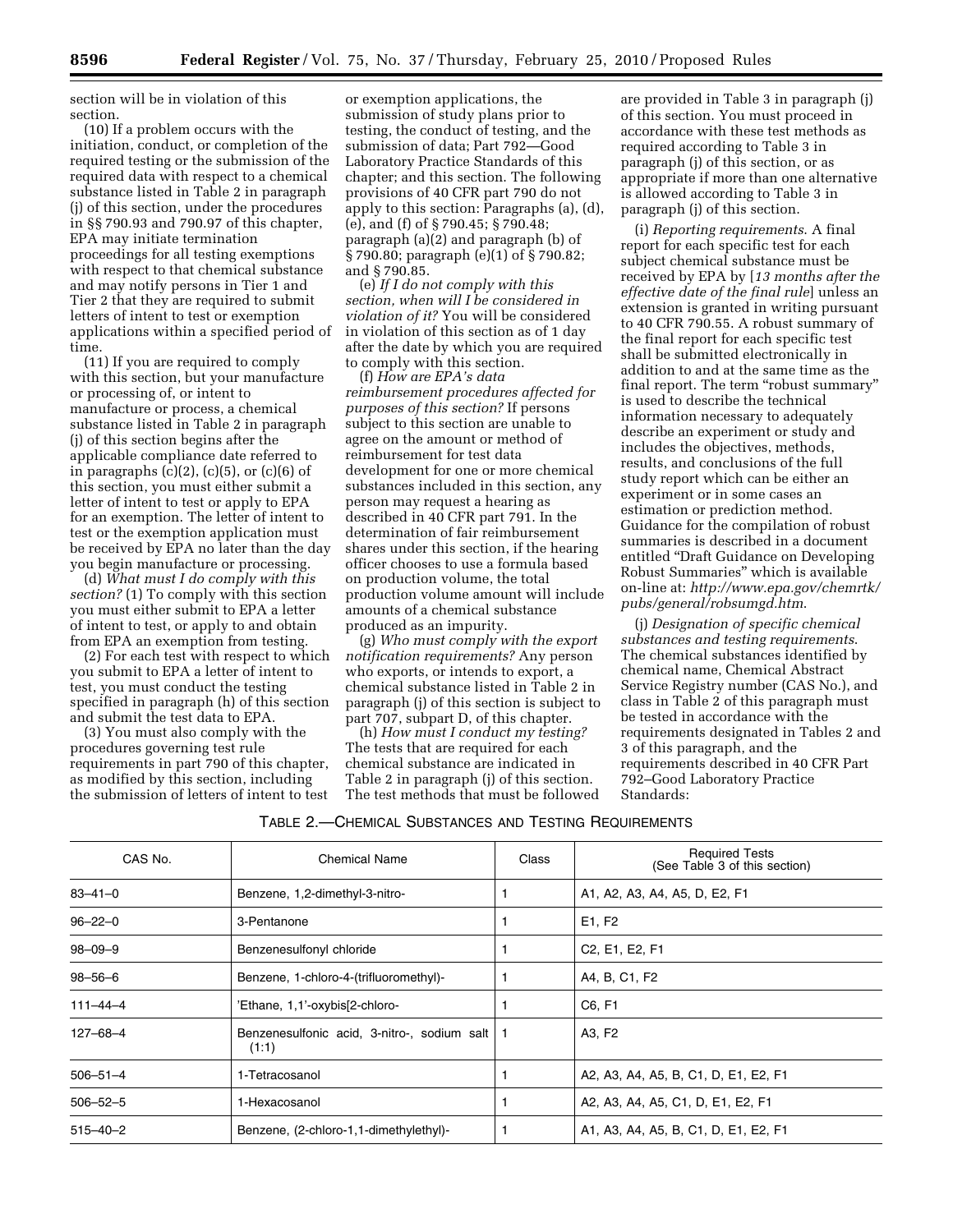section will be in violation of this section.

(10) If a problem occurs with the initiation, conduct, or completion of the required testing or the submission of the required data with respect to a chemical substance listed in Table 2 in paragraph (j) of this section, under the procedures in §§ 790.93 and 790.97 of this chapter, EPA may initiate termination proceedings for all testing exemptions with respect to that chemical substance and may notify persons in Tier 1 and Tier 2 that they are required to submit letters of intent to test or exemption applications within a specified period of time.

(11) If you are required to comply with this section, but your manufacture or processing of, or intent to manufacture or process, a chemical substance listed in Table 2 in paragraph (j) of this section begins after the applicable compliance date referred to in paragraphs (c)(2), (c)(5), or (c)(6) of this section, you must either submit a letter of intent to test or apply to EPA for an exemption. The letter of intent to test or the exemption application must be received by EPA no later than the day you begin manufacture or processing.

(d) *What must I do comply with this section?* (1) To comply with this section you must either submit to EPA a letter of intent to test, or apply to and obtain from EPA an exemption from testing.

(2) For each test with respect to which you submit to EPA a letter of intent to test, you must conduct the testing specified in paragraph (h) of this section and submit the test data to EPA.

(3) You must also comply with the procedures governing test rule requirements in part 790 of this chapter, as modified by this section, including the submission of letters of intent to test or exemption applications, the submission of study plans prior to testing, the conduct of testing, and the submission of data; Part 792—Good Laboratory Practice Standards of this chapter; and this section. The following provisions of 40 CFR part 790 do not apply to this section: Paragraphs (a), (d), (e), and (f) of § 790.45; § 790.48; paragraph (a)(2) and paragraph (b) of § 790.80; paragraph (e)(1) of § 790.82; and § 790.85.

(e) *If I do not comply with this section, when will I be considered in violation of it?* You will be considered in violation of this section as of 1 day after the date by which you are required to comply with this section.

(f) *How are EPA's data reimbursement procedures affected for purposes of this section?* If persons subject to this section are unable to agree on the amount or method of reimbursement for test data development for one or more chemical substances included in this section, any person may request a hearing as described in 40 CFR part 791. In the determination of fair reimbursement shares under this section, if the hearing officer chooses to use a formula based on production volume, the total production volume amount will include amounts of a chemical substance produced as an impurity.

(g) *Who must comply with the export notification requirements?* Any person who exports, or intends to export, a chemical substance listed in Table 2 in paragraph (j) of this section is subject to part 707, subpart D, of this chapter.

(h) *How must I conduct my testing?* The tests that are required for each chemical substance are indicated in Table 2 in paragraph (j) of this section. The test methods that must be followed are provided in Table 3 in paragraph (j) of this section. You must proceed in accordance with these test methods as required according to Table 3 in paragraph (j) of this section, or as appropriate if more than one alternative is allowed according to Table 3 in paragraph (j) of this section.

(i) *Reporting requirements.* A final report for each specific test for each subject chemical substance must be received by EPA by [*13 months after the effective date of the final rule*] unless an extension is granted in writing pursuant to 40 CFR 790.55. A robust summary of the final report for each specific test shall be submitted electronically in addition to and at the same time as the final report. The term "robust summary" is used to describe the technical information necessary to adequately describe an experiment or study and includes the objectives, methods, results, and conclusions of the full study report which can be either an experiment or in some cases an estimation or prediction method. Guidance for the compilation of robust summaries is described in a document entitled "Draft Guidance on Developing Robust Summaries" which is available on-line at: *http://www.epa.gov/chemrtk/pubs/general/robsumgd.htm*.

(j) *Designation of specific chemical substances and testing requirements.* The chemical substances identified by chemical name, Chemical Abstract Service Registry number (CAS No.), and class in Table 2 of this paragraph must be tested in accordance with the requirements designated in Tables 2 and 3 of this paragraph, and the requirements described in 40 CFR Part 792–Good Laboratory Practice Standards:

TABLE 2.—CHEMICAL SUBSTANCES AND TESTING REQUIREMENTS

| CAS No. | Chemical Name | Class | Required Tests (See Table 3 of this section) |
|---|---|---|---|
| 83–41–0 | Benzene, 1,2-dimethyl-3-nitro- | 1 | A1, A2, A3, A4, A5, D, E2, F1 |
| 96–22–0 | 3-Pentanone | 1 | E1, F2 |
| 98–09–9 | Benzenesulfonyl chloride | 1 | C2, E1, E2, F1 |
| 98–56–6 | Benzene, 1-chloro-4-(trifluoromethyl)- | 1 | A4, B, C1, F2 |
| 111–44–4 | 'Ethane, 1,1'-oxybis[2-chloro- | 1 | C6, F1 |
| 127–68–4 | Benzenesulfonic acid, 3-nitro-, sodium salt (1:1) | 1 | A3, F2 |
| 506–51–4 | 1-Tetracosanol | 1 | A2, A3, A4, A5, B, C1, D, E1, E2, F1 |
| 506–52–5 | 1-Hexacosanol | 1 | A2, A3, A4, A5, C1, D, E1, E2, F1 |
| 515–40–2 | Benzene, (2-chloro-1,1-dimethylethyl)- | 1 | A1, A3, A4, A5, B, C1, D, E1, E2, F1 |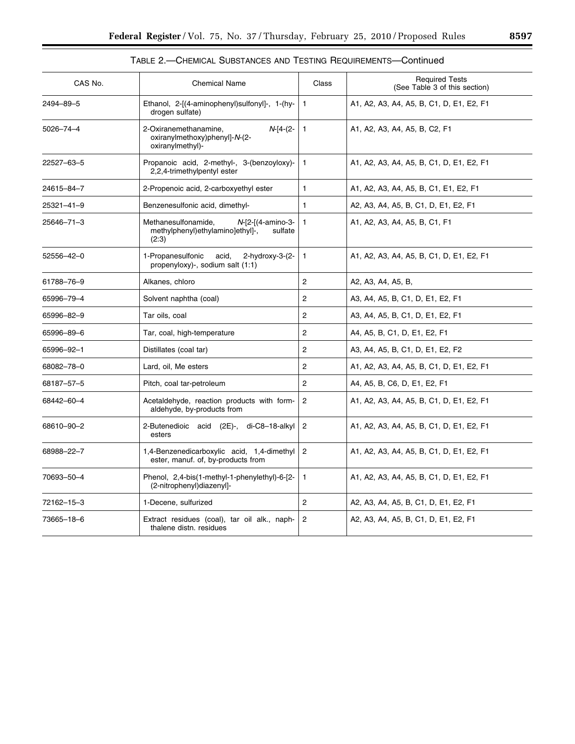TABLE 2.—CHEMICAL SUBSTANCES AND TESTING REQUIREMENTS—Continued

| CAS No. | Chemical Name | Class | Required Tests (See Table 3 of this section) |
|---|---|---|---|
| 2494–89–5 | Ethanol, 2-[(4-aminophenyl)sulfonyl]-, 1-(hydrogen sulfate) | 1 | A1, A2, A3, A4, A5, B, C1, D, E1, E2, F1 |
| 5026–74–4 | 2-Oxiranemethanamine, *N*-[4-(2-oxiranylmethoxy)phenyl]-*N*-(2-oxiranylmethyl)- | 1 | A1, A2, A3, A4, A5, B, C2, F1 |
| 22527–63–5 | Propanoic acid, 2-methyl-, 3-(benzoyloxy)-2,2,4-trimethylpentyl ester | 1 | A1, A2, A3, A4, A5, B, C1, D, E1, E2, F1 |
| 24615–84–7 | 2-Propenoic acid, 2-carboxyethyl ester | 1 | A1, A2, A3, A4, A5, B, C1, E1, E2, F1 |
| 25321–41–9 | Benzenesulfonic acid, dimethyl- | 1 | A2, A3, A4, A5, B, C1, D, E1, E2, F1 |
| 25646–71–3 | Methanesulfonamide, *N*-[2-[(4-amino-3-methylphenyl)ethylamino]ethyl]-, sulfate (2:3) | 1 | A1, A2, A3, A4, A5, B, C1, F1 |
| 52556–42–0 | 1-Propanesulfonic acid, 2-hydroxy-3-(2-propenyloxy)-, sodium salt (1:1) | 1 | A1, A2, A3, A4, A5, B, C1, D, E1, E2, F1 |
| 61788–76–9 | Alkanes, chloro | 2 | A2, A3, A4, A5, B, |
| 65996–79–4 | Solvent naphtha (coal) | 2 | A3, A4, A5, B, C1, D, E1, E2, F1 |
| 65996–82–9 | Tar oils, coal | 2 | A3, A4, A5, B, C1, D, E1, E2, F1 |
| 65996–89–6 | Tar, coal, high-temperature | 2 | A4, A5, B, C1, D, E1, E2, F1 |
| 65996–92–1 | Distillates (coal tar) | 2 | A3, A4, A5, B, C1, D, E1, E2, F2 |
| 68082–78–0 | Lard, oil, Me esters | 2 | A1, A2, A3, A4, A5, B, C1, D, E1, E2, F1 |
| 68187–57–5 | Pitch, coal tar-petroleum | 2 | A4, A5, B, C6, D, E1, E2, F1 |
| 68442–60–4 | Acetaldehyde, reaction products with formaldehyde, by-products from | 2 | A1, A2, A3, A4, A5, B, C1, D, E1, E2, F1 |
| 68610–90–2 | 2-Butenedioic acid (2E)-, di-C8–18-alkyl esters | 2 | A1, A2, A3, A4, A5, B, C1, D, E1, E2, F1 |
| 68988–22–7 | 1,4-Benzenedicarboxylic acid, 1,4-dimethyl ester, manuf. of, by-products from | 2 | A1, A2, A3, A4, A5, B, C1, D, E1, E2, F1 |
| 70693–50–4 | Phenol, 2,4-bis(1-methyl-1-phenylethyl)-6-[2-(2-nitrophenyl)diazenyl]- | 1 | A1, A2, A3, A4, A5, B, C1, D, E1, E2, F1 |
| 72162–15–3 | 1-Decene, sulfurized | 2 | A2, A3, A4, A5, B, C1, D, E1, E2, F1 |
| 73665–18–6 | Extract residues (coal), tar oil alk., naphthalene distn. residues | 2 | A2, A3, A4, A5, B, C1, D, E1, E2, F1 |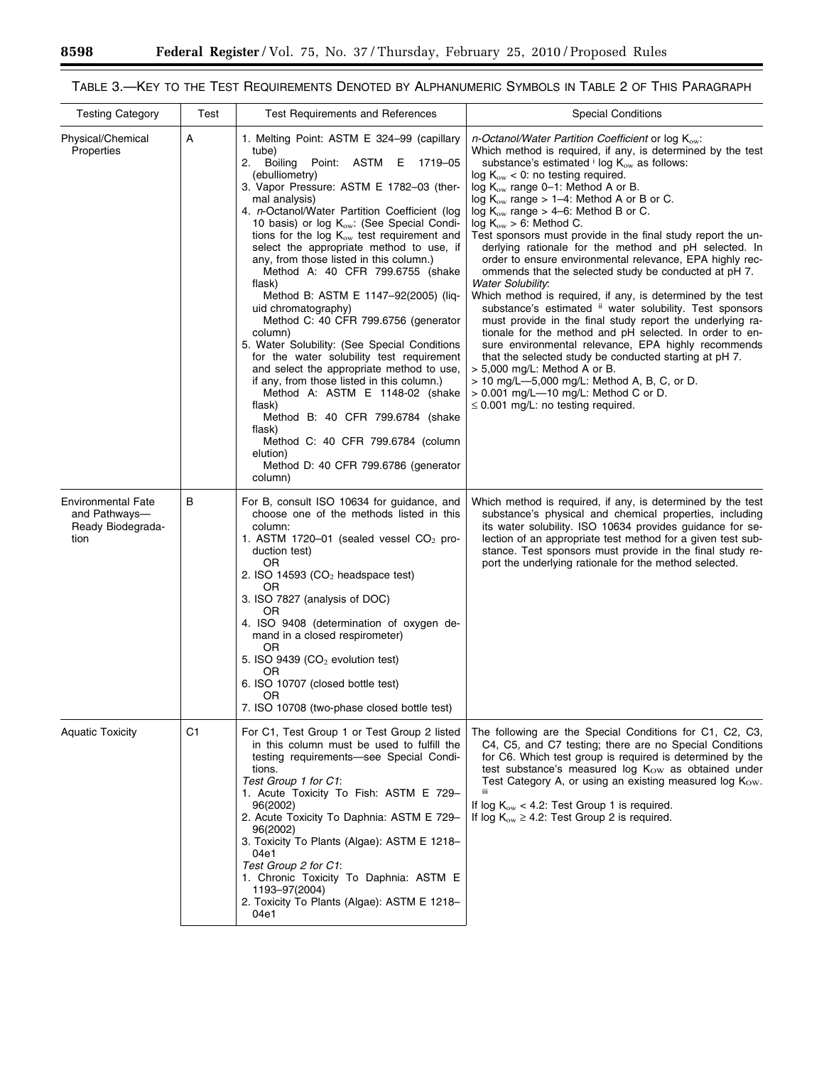TABLE 3.—KEY TO THE TEST REQUIREMENTS DENOTED BY ALPHANUMERIC SYMBOLS IN TABLE 2 OF THIS PARAGRAPH

| Testing Category | Test | Test Requirements and References | Special Conditions |
| --- | --- | --- | --- |
| Physical/Chemical Properties | A | 1. Melting Point: ASTM E 324–99 (capillary tube)<br>2. Boiling Point: ASTM E 1719–05 (ebulliometry)<br>3. Vapor Pressure: ASTM E 1782–03 (thermal analysis)<br>4. *n*-Octanol/Water Partition Coefficient (log 10 basis) or log $K_{ow}$: (See Special Conditions for the log $K_{ow}$ test requirement and select the appropriate method to use, if any, from those listed in this column.)<br>Method A: 40 CFR 799.6755 (shake flask)<br>Method B: ASTM E 1147–92(2005) (liquid chromatography)<br>Method C: 40 CFR 799.6756 (generator column)<br>5. Water Solubility: (See Special Conditions for the water solubility test requirement and select the appropriate method to use, if any, from those listed in this column.)<br>Method A: ASTM E 1148-02 (shake flask)<br>Method B: 40 CFR 799.6784 (shake flask)<br>Method C: 40 CFR 799.6784 (column elution)<br>Method D: 40 CFR 799.6786 (generator column) | *n-Octanol/Water Partition Coefficient* or log $K_{ow}$:<br>Which method is required, if any, is determined by the test substance's estimated [i] log $K_{ow}$ as follows:<br>log $K_{ow}$ < 0: no testing required.<br>log $K_{ow}$ range 0–1: Method A or B.<br>log $K_{ow}$ range > 1–4: Method A or B or C.<br>log $K_{ow}$ range > 4–6: Method B or C.<br>log $K_{ow}$ > 6: Method C.<br>Test sponsors must provide in the final study report the underlying rationale for the method and pH selected. In order to ensure environmental relevance, EPA highly recommends that the selected study be conducted at pH 7.<br>*Water Solubility*:<br>Which method is required, if any, is determined by the test substance's estimated [ii] water solubility. Test sponsors must provide in the final study report the underlying rationale for the method and pH selected. In order to ensure environmental relevance, EPA highly recommends that the selected study be conducted starting at pH 7.<br>> 5,000 mg/L: Method A or B.<br>> 10 mg/L—5,000 mg/L: Method A, B, C, or D.<br>> 0.001 mg/L—10 mg/L: Method C or D.<br>≤ 0.001 mg/L: no testing required. |
| Environmental Fate and Pathways—Ready Biodegradation | B | For B, consult ISO 10634 for guidance, and choose one of the methods listed in this column:<br>1. ASTM 1720–01 (sealed vessel $CO_2$ production test)<br>OR<br>2. ISO 14593 ($CO_2$ headspace test)<br>OR<br>3. ISO 7827 (analysis of DOC)<br>OR<br>4. ISO 9408 (determination of oxygen demand in a closed respirometer)<br>OR<br>5. ISO 9439 ($CO_2$ evolution test)<br>OR<br>6. ISO 10707 (closed bottle test)<br>OR<br>7. ISO 10708 (two-phase closed bottle test) | Which method is required, if any, is determined by the test substance's physical and chemical properties, including its water solubility. ISO 10634 provides guidance for selection of an appropriate test method for a given test substance. Test sponsors must provide in the final study report the underlying rationale for the method selected. |
| Aquatic Toxicity | C1 | For C1, Test Group 1 or Test Group 2 listed in this column must be used to fulfill the testing requirements—see Special Conditions.<br>*Test Group 1 for C1*:<br>1. Acute Toxicity To Fish: ASTM E 729–96(2002)<br>2. Acute Toxicity To Daphnia: ASTM E 729–96(2002)<br>3. Toxicity To Plants (Algae): ASTM E 1218–04e1<br>*Test Group 2 for C1*:<br>1. Chronic Toxicity To Daphnia: ASTM E 1193–97(2004)<br>2. Toxicity To Plants (Algae): ASTM E 1218–04e1 | The following are the Special Conditions for C1, C2, C3, C4, C5, and C7 testing; there are no Special Conditions for C6. Which test group is required is determined by the test substance's measured log $K_{OW}$ as obtained under Test Category A, or using an existing measured log $K_{OW}$. [iii]<br>If log $K_{ow}$ < 4.2: Test Group 1 is required.<br>If log $K_{ow}$ ≥ 4.2: Test Group 2 is required. |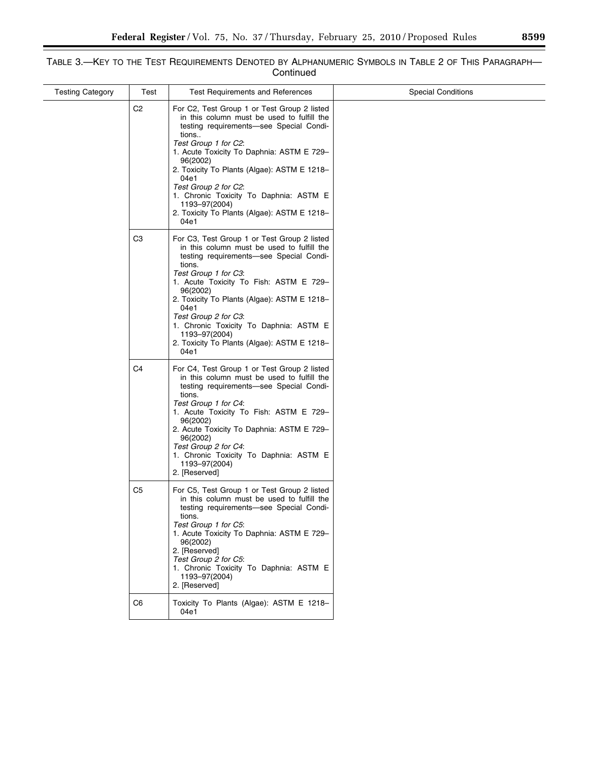TABLE 3.—KEY TO THE TEST REQUIREMENTS DENOTED BY ALPHANUMERIC SYMBOLS IN TABLE 2 OF THIS PARAGRAPH—Continued

| Testing Category | Test | Test Requirements and References | Special Conditions |
|---|---|---|---|
| | C2 | For C2, Test Group 1 or Test Group 2 listed in this column must be used to fulfill the testing requirements—see Special Conditions..<br>*Test Group 1 for C2*:<br>1. Acute Toxicity To Daphnia: ASTM E 729–96(2002)<br>2. Toxicity To Plants (Algae): ASTM E 1218–04e1<br>*Test Group 2 for C2*:<br>1. Chronic Toxicity To Daphnia: ASTM E 1193–97(2004)<br>2. Toxicity To Plants (Algae): ASTM E 1218–04e1 | |
| | C3 | For C3, Test Group 1 or Test Group 2 listed in this column must be used to fulfill the testing requirements—see Special Conditions.<br>*Test Group 1 for C3*:<br>1. Acute Toxicity To Fish: ASTM E 729–96(2002)<br>2. Toxicity To Plants (Algae): ASTM E 1218–04e1<br>*Test Group 2 for C3*:<br>1. Chronic Toxicity To Daphnia: ASTM E 1193–97(2004)<br>2. Toxicity To Plants (Algae): ASTM E 1218–04e1 | |
| | C4 | For C4, Test Group 1 or Test Group 2 listed in this column must be used to fulfill the testing requirements—see Special Conditions.<br>*Test Group 1 for C4*:<br>1. Acute Toxicity To Fish: ASTM E 729–96(2002)<br>2. Acute Toxicity To Daphnia: ASTM E 729–96(2002)<br>*Test Group 2 for C4*:<br>1. Chronic Toxicity To Daphnia: ASTM E 1193–97(2004)<br>2. [Reserved] | |
| | C5 | For C5, Test Group 1 or Test Group 2 listed in this column must be used to fulfill the testing requirements—see Special Conditions.<br>*Test Group 1 for C5*:<br>1. Acute Toxicity To Daphnia: ASTM E 729–96(2002)<br>2. [Reserved]<br>*Test Group 2 for C5*:<br>1. Chronic Toxicity To Daphnia: ASTM E 1193–97(2004)<br>2. [Reserved] | |
| | C6 | Toxicity To Plants (Algae): ASTM E 1218–04e1 | |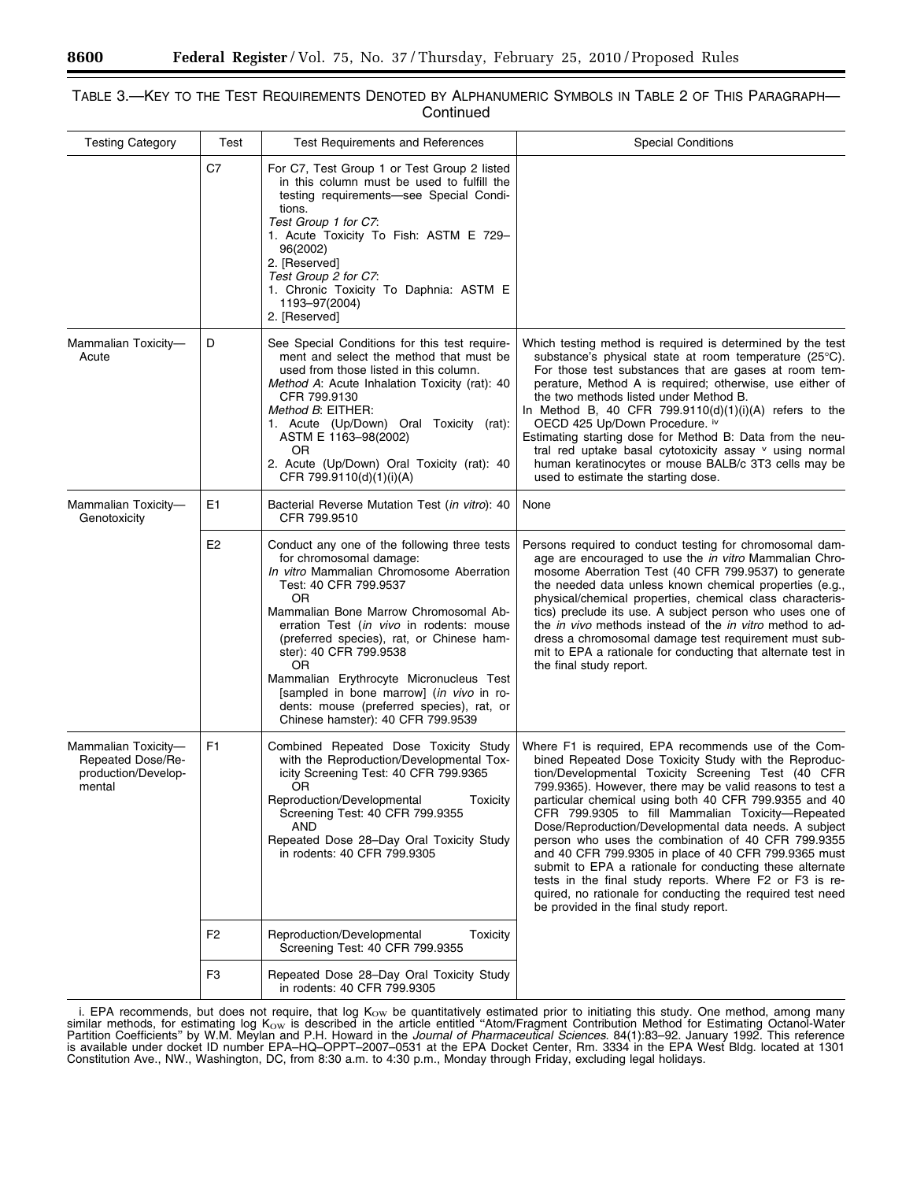TABLE 3.—KEY TO THE TEST REQUIREMENTS DENOTED BY ALPHANUMERIC SYMBOLS IN TABLE 2 OF THIS PARAGRAPH—Continued

| Testing Category | Test | Test Requirements and References | Special Conditions |
|---|---|---|---|
| | C7 | For C7, Test Group 1 or Test Group 2 listed in this column must be used to fulfill the testing requirements—see Special Conditions.<br>*Test Group 1 for C7*:<br>1. Acute Toxicity To Fish: ASTM E 729–96(2002)<br>2. [Reserved]<br>*Test Group 2 for C7*:<br>1. Chronic Toxicity To Daphnia: ASTM E 1193–97(2004)<br>2. [Reserved] | |
| Mammalian Toxicity—Acute | D | See Special Conditions for this test requirement and select the method that must be used from those listed in this column.<br>*Method A*: Acute Inhalation Toxicity (rat): 40 CFR 799.9130<br>*Method B*: EITHER:<br>1. Acute (Up/Down) Oral Toxicity (rat): ASTM E 1163–98(2002)<br>OR<br>2. Acute (Up/Down) Oral Toxicity (rat): 40 CFR 799.9110(d)(1)(i)(A) | Which testing method is required is determined by the test substance's physical state at room temperature (25°C). For those test substances that are gases at room temperature, Method A is required; otherwise, use either of the two methods listed under Method B.<br>In Method B, 40 CFR 799.9110(d)(1)(i)(A) refers to the OECD 425 Up/Down Procedure. [iv]<br>Estimating starting dose for Method B: Data from the neutral red uptake basal cytotoxicity assay [v] using normal human keratinocytes or mouse BALB/c 3T3 cells may be used to estimate the starting dose. |
| Mammalian Toxicity—Genotoxicity | E1 | Bacterial Reverse Mutation Test (*in vitro*): 40 CFR 799.9510 | None |
| | E2 | Conduct any one of the following three tests for chromosomal damage:<br>*In vitro* Mammalian Chromosome Aberration Test: 40 CFR 799.9537<br>OR<br>Mammalian Bone Marrow Chromosomal Aberration Test (*in vivo* in rodents: mouse (preferred species), rat, or Chinese hamster): 40 CFR 799.9538<br>OR<br>Mammalian Erythrocyte Micronucleus Test [sampled in bone marrow] (*in vivo* in rodents: mouse (preferred species), rat, or Chinese hamster): 40 CFR 799.9539 | Persons required to conduct testing for chromosomal damage are encouraged to use the *in vitro* Mammalian Chromosome Aberration Test (40 CFR 799.9537) to generate the needed data unless known chemical properties (e.g., physical/chemical properties, chemical class characteristics) preclude its use. A subject person who uses one of the *in vivo* methods instead of the *in vitro* method to address a chromosomal damage test requirement must submit to EPA a rationale for conducting that alternate test in the final study report. |
| Mammalian Toxicity—Repeated Dose/Reproduction/Developmental | F1 | Combined Repeated Dose Toxicity Study with the Reproduction/Developmental Toxicity Screening Test: 40 CFR 799.9365<br>OR<br>Reproduction/Developmental Toxicity Screening Test: 40 CFR 799.9355<br>AND<br>Repeated Dose 28–Day Oral Toxicity Study in rodents: 40 CFR 799.9305 | Where F1 is required, EPA recommends use of the Combined Repeated Dose Toxicity Study with the Reproduction/Developmental Toxicity Screening Test (40 CFR 799.9365). However, there may be valid reasons to test a particular chemical using both 40 CFR 799.9355 and 40 CFR 799.9305 to fill Mammalian Toxicity—Repeated Dose/Reproduction/Developmental data needs. A subject person who uses the combination of 40 CFR 799.9355 and 40 CFR 799.9305 in place of 40 CFR 799.9365 must submit to EPA a rationale for conducting these alternate tests in the final study reports. Where F2 or F3 is required, no rationale for conducting the required test need be provided in the final study report. |
| | F2 | Reproduction/Developmental Toxicity Screening Test: 40 CFR 799.9355 | |
| | F3 | Repeated Dose 28–Day Oral Toxicity Study in rodents: 40 CFR 799.9305 | |

i. EPA recommends, but does not require, that log $K_{OW}$ be quantitatively estimated prior to initiating this study. One method, among many similar methods, for estimating log $K_{OW}$ is described in the article entitled "Atom/Fragment Contribution Method for Estimating Octanol-Water Partition Coefficients" by W.M. Meylan and P.H. Howard in the *Journal of Pharmaceutical Sciences*. 84(1):83–92. January 1992. This reference is available under docket ID number EPA–HQ–OPPT–2007–0531 at the EPA Docket Center, Rm. 3334 in the EPA West Bldg. located at 1301 Constitution Ave., NW., Washington, DC, from 8:30 a.m. to 4:30 p.m., Monday through Friday, excluding legal holidays.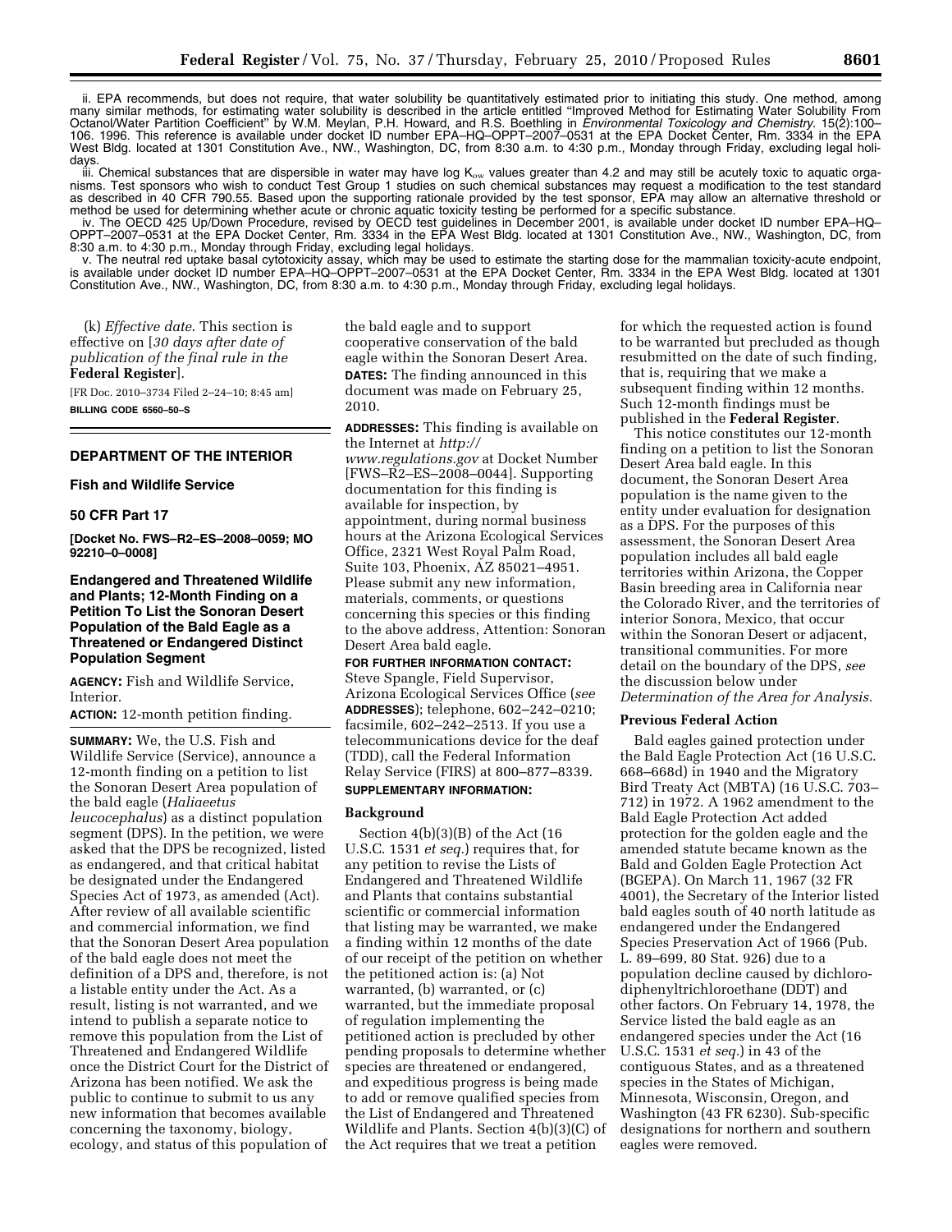ii. EPA recommends, but does not require, that water solubility be quantitatively estimated prior to initiating this study. One method, among many similar methods, for estimating water solubility is described in the article entitled "Improved Method for Estimating Water Solubility From Octanol/Water Partition Coefficient" by W.M. Meylan, P.H. Howard, and R.S. Boethling in *Environmental Toxicology and Chemistry.* 15(2):100–106. 1996. This reference is available under docket ID number EPA–HQ–OPPT–2007–0531 at the EPA Docket Center, Rm. 3334 in the EPA West Bldg. located at 1301 Constitution Ave., NW., Washington, DC, from 8:30 a.m. to 4:30 p.m., Monday through Friday, excluding legal holidays.

iii. Chemical substances that are dispersible in water may have log $K_{ow}$ values greater than 4.2 and may still be acutely toxic to aquatic organisms. Test sponsors who wish to conduct Test Group 1 studies on such chemical substances may request a modification to the test standard as described in 40 CFR 790.55. Based upon the supporting rationale provided by the test sponsor, EPA may allow an alternative threshold or method be used for determining whether acute or chronic aquatic toxicity testing be performed for a specific substance.

iv. The OECD 425 Up/Down Procedure, revised by OECD test guidelines in December 2001, is available under docket ID number EPA–HQ–OPPT–2007–0531 at the EPA Docket Center, Rm. 3334 in the EPA West Bldg. located at 1301 Constitution Ave., NW., Washington, DC, from 8:30 a.m. to 4:30 p.m., Monday through Friday, excluding legal holidays.

v. The neutral red uptake basal cytotoxicity assay, which may be used to estimate the starting dose for the mammalian toxicity-acute endpoint, is available under docket ID number EPA–HQ–OPPT–2007–0531 at the EPA Docket Center, Rm. 3334 in the EPA West Bldg. located at 1301 Constitution Ave., NW., Washington, DC, from 8:30 a.m. to 4:30 p.m., Monday through Friday, excluding legal holidays.

(k) *Effective date.* This section is effective on [*30 days after date of publication of the final rule in the* **Federal Register**].

[FR Doc. 2010–3734 Filed 2–24–10; 8:45 am]

**BILLING CODE 6560–50–S**

## DEPARTMENT OF THE INTERIOR

### Fish and Wildlife Service

### 50 CFR Part 17

**[Docket No. FWS–R2–ES–2008–0059; MO 92210–0–0008]**

### Endangered and Threatened Wildlife and Plants; 12-Month Finding on a Petition To List the Sonoran Desert Population of the Bald Eagle as a Threatened or Endangered Distinct Population Segment

**AGENCY:** Fish and Wildlife Service, Interior.

**ACTION:** 12-month petition finding.

**SUMMARY:** We, the U.S. Fish and Wildlife Service (Service), announce a 12-month finding on a petition to list the Sonoran Desert Area population of the bald eagle (*Haliaeetus leucocephalus*) as a distinct population segment (DPS). In the petition, we were asked that the DPS be recognized, listed as endangered, and that critical habitat be designated under the Endangered Species Act of 1973, as amended (Act). After review of all available scientific and commercial information, we find that the Sonoran Desert Area population of the bald eagle does not meet the definition of a DPS and, therefore, is not a listable entity under the Act. As a result, listing is not warranted, and we intend to publish a separate notice to remove this population from the List of Threatened and Endangered Wildlife once the District Court for the District of Arizona has been notified. We ask the public to continue to submit to us any new information that becomes available concerning the taxonomy, biology, ecology, and status of this population of the bald eagle and to support cooperative conservation of the bald eagle within the Sonoran Desert Area.

**DATES:** The finding announced in this document was made on February 25, 2010.

**ADDRESSES:** This finding is available on the Internet at *http://www.regulations.gov* at Docket Number [FWS–R2–ES–2008–0044]. Supporting documentation for this finding is available for inspection, by appointment, during normal business hours at the Arizona Ecological Services Office, 2321 West Royal Palm Road, Suite 103, Phoenix, AZ 85021–4951. Please submit any new information, materials, comments, or questions concerning this species or this finding to the above address, Attention: Sonoran Desert Area bald eagle.

**FOR FURTHER INFORMATION CONTACT:** Steve Spangle, Field Supervisor, Arizona Ecological Services Office (*see* **ADDRESSES**); telephone, 602–242–0210; facsimile, 602–242–2513. If you use a telecommunications device for the deaf (TDD), call the Federal Information Relay Service (FIRS) at 800–877–8339.

**SUPPLEMENTARY INFORMATION:**

### Background

Section 4(b)(3)(B) of the Act (16 U.S.C. 1531 *et seq.*) requires that, for any petition to revise the Lists of Endangered and Threatened Wildlife and Plants that contains substantial scientific or commercial information that listing may be warranted, we make a finding within 12 months of the date of our receipt of the petition on whether the petitioned action is: (a) Not warranted, (b) warranted, or (c) warranted, but the immediate proposal of regulation implementing the petitioned action is precluded by other pending proposals to determine whether species are threatened or endangered, and expeditious progress is being made to add or remove qualified species from the List of Endangered and Threatened Wildlife and Plants. Section 4(b)(3)(C) of the Act requires that we treat a petition for which the requested action is found to be warranted but precluded as though resubmitted on the date of such finding, that is, requiring that we make a subsequent finding within 12 months. Such 12-month findings must be published in the **Federal Register**.

This notice constitutes our 12-month finding on a petition to list the Sonoran Desert Area bald eagle. In this document, the Sonoran Desert Area population is the name given to the entity under evaluation for designation as a DPS. For the purposes of this assessment, the Sonoran Desert Area population includes all bald eagle territories within Arizona, the Copper Basin breeding area in California near the Colorado River, and the territories of interior Sonora, Mexico, that occur within the Sonoran Desert or adjacent, transitional communities. For more detail on the boundary of the DPS, *see* the discussion below under *Determination of the Area for Analysis.*

### Previous Federal Action

Bald eagles gained protection under the Bald Eagle Protection Act (16 U.S.C. 668–668d) in 1940 and the Migratory Bird Treaty Act (MBTA) (16 U.S.C. 703–712) in 1972. A 1962 amendment to the Bald Eagle Protection Act added protection for the golden eagle and the amended statute became known as the Bald and Golden Eagle Protection Act (BGEPA). On March 11, 1967 (32 FR 4001), the Secretary of the Interior listed bald eagles south of 40 north latitude as endangered under the Endangered Species Preservation Act of 1966 (Pub. L. 89–699, 80 Stat. 926) due to a population decline caused by dichlorodiphenyltrichloroethane (DDT) and other factors. On February 14, 1978, the Service listed the bald eagle as an endangered species under the Act (16 U.S.C. 1531 *et seq.*) in 43 of the contiguous States, and as a threatened species in the States of Michigan, Minnesota, Wisconsin, Oregon, and Washington (43 FR 6230). Sub-specific designations for northern and southern eagles were removed.